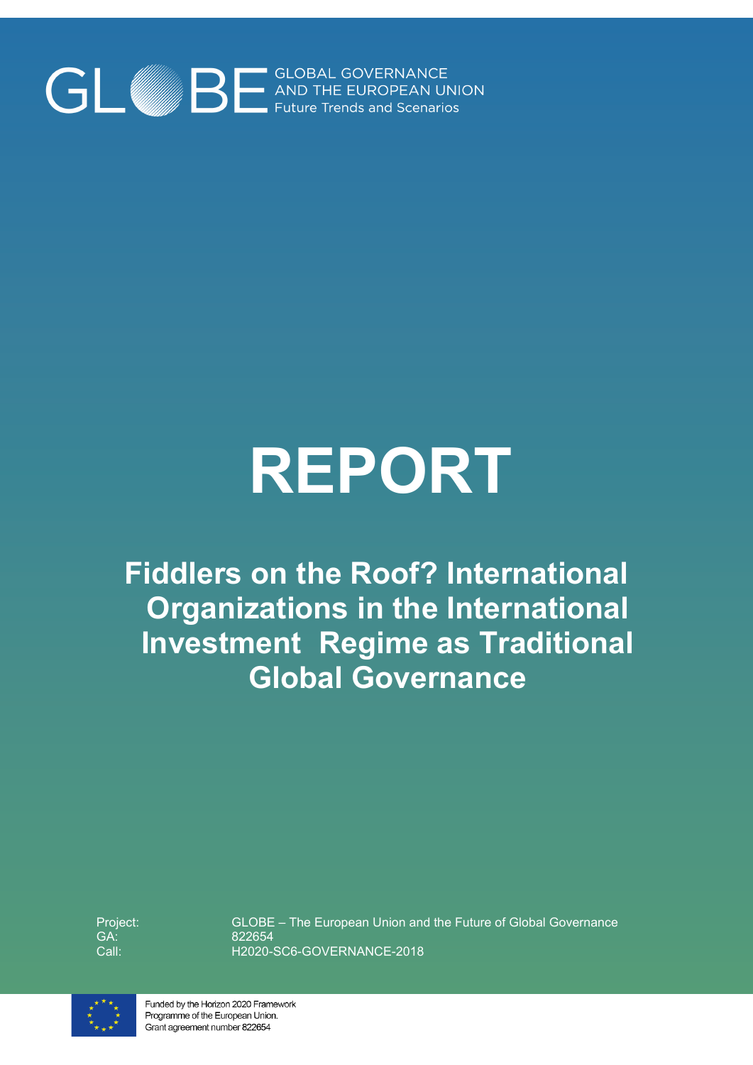GLOBE GLOBAL GOVERNANCE AND THE EUROPEAN UNION Future Trends and Scenarios

# REPORT

## Fiddlers on the Roof? International Organizations in the International Investment Regime as Traditional Global Governance

| | |
|---|---|
| Project: | GLOBE – The European Union and the Future of Global Governance |
| GA: | 822654 |
| Call: | H2020-SC6-GOVERNANCE-2018 |

Funded by the Horizon 2020 Framework Programme of the European Union. Grant agreement number 822654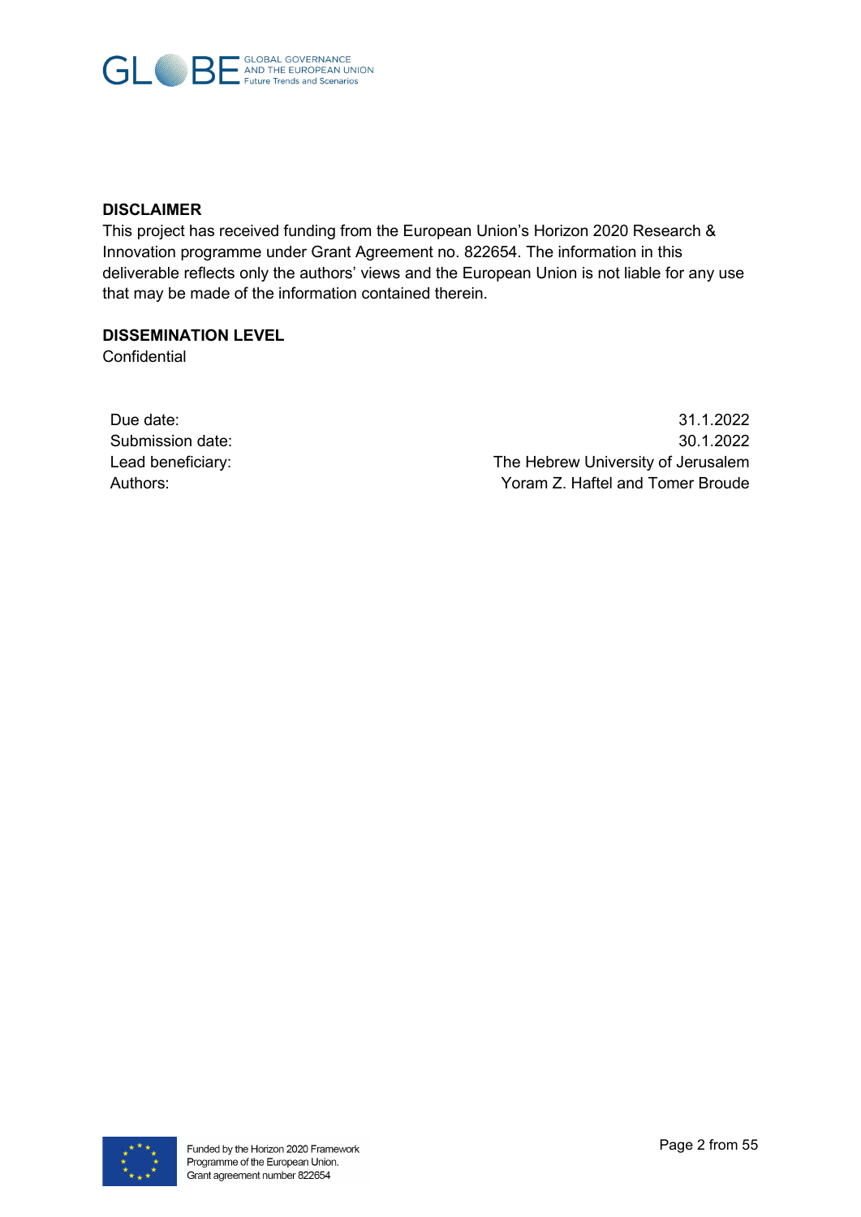**DISCLAIMER**

This project has received funding from the European Union's Horizon 2020 Research & Innovation programme under Grant Agreement no. 822654. The information in this deliverable reflects only the authors' views and the European Union is not liable for any use that may be made of the information contained therein.

**DISSEMINATION LEVEL**

Confidential

| | |
|---|---|
| Due date: | 31.1.2022 |
| Submission date: | 30.1.2022 |
| Lead beneficiary: | The Hebrew University of Jerusalem |
| Authors: | Yoram Z. Haftel and Tomer Broude |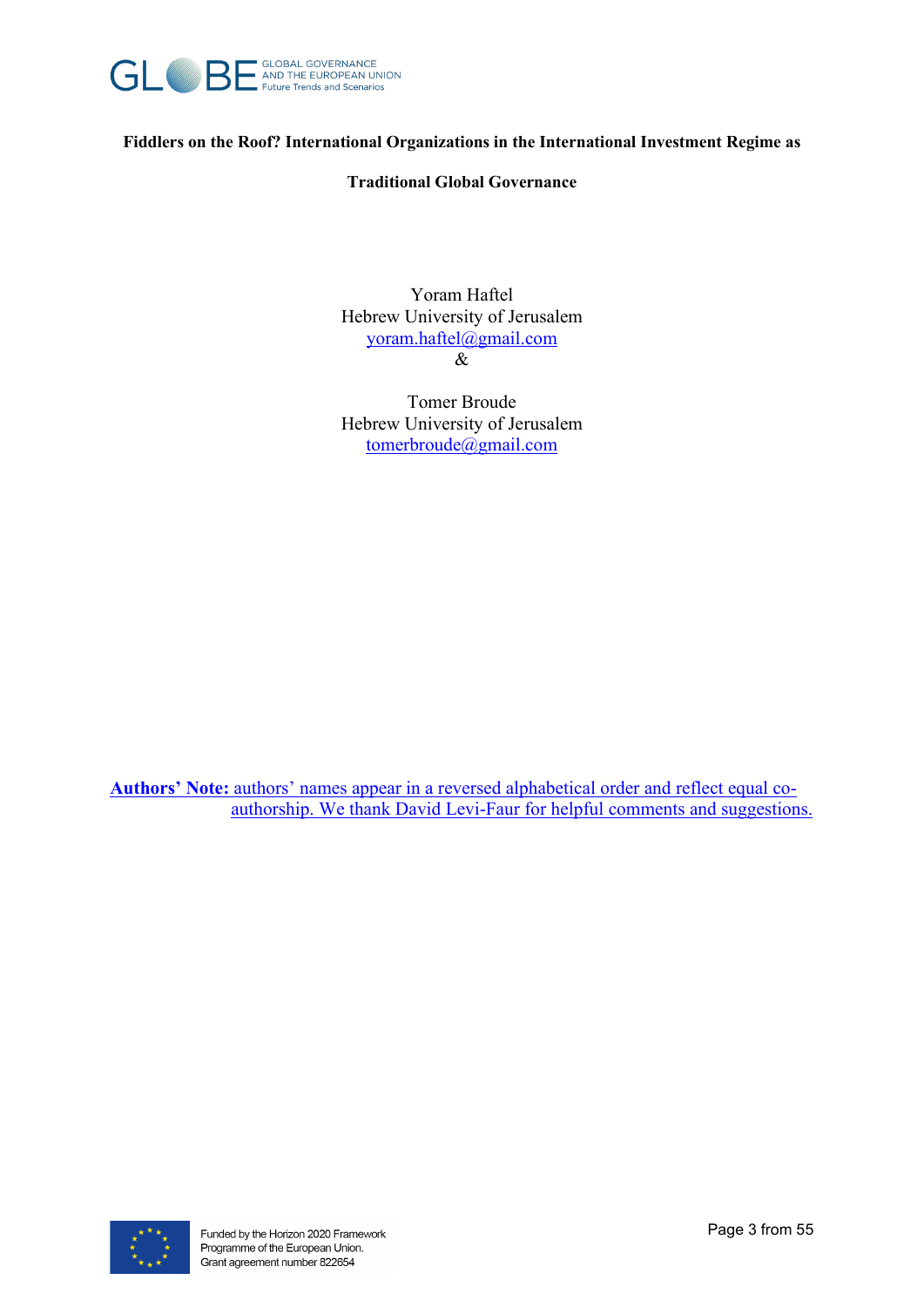**Fiddlers on the Roof? International Organizations in the International Investment Regime as Traditional Global Governance**

Yoram Haftel
Hebrew University of Jerusalem
yoram.haftel@gmail.com
&

Tomer Broude
Hebrew University of Jerusalem
tomerbroude@gmail.com

**Authors' Note:** authors' names appear in a reversed alphabetical order and reflect equal co-authorship. We thank David Levi-Faur for helpful comments and suggestions.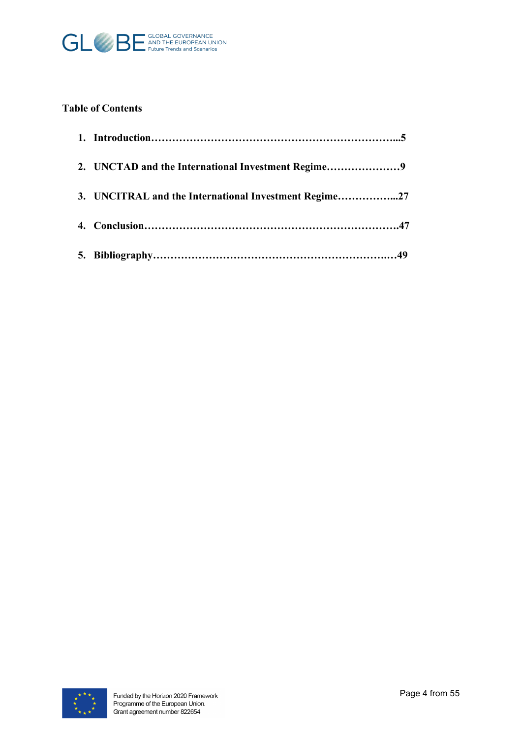**Table of Contents**

1. **Introduction……………………………………………………………...5**
2. **UNCTAD and the International Investment Regime…………………9**
3. **UNCITRAL and the International Investment Regime……………...27**
4. **Conclusion…………………………………………………………….47**
5. **Bibliography…………………………………………………………..49**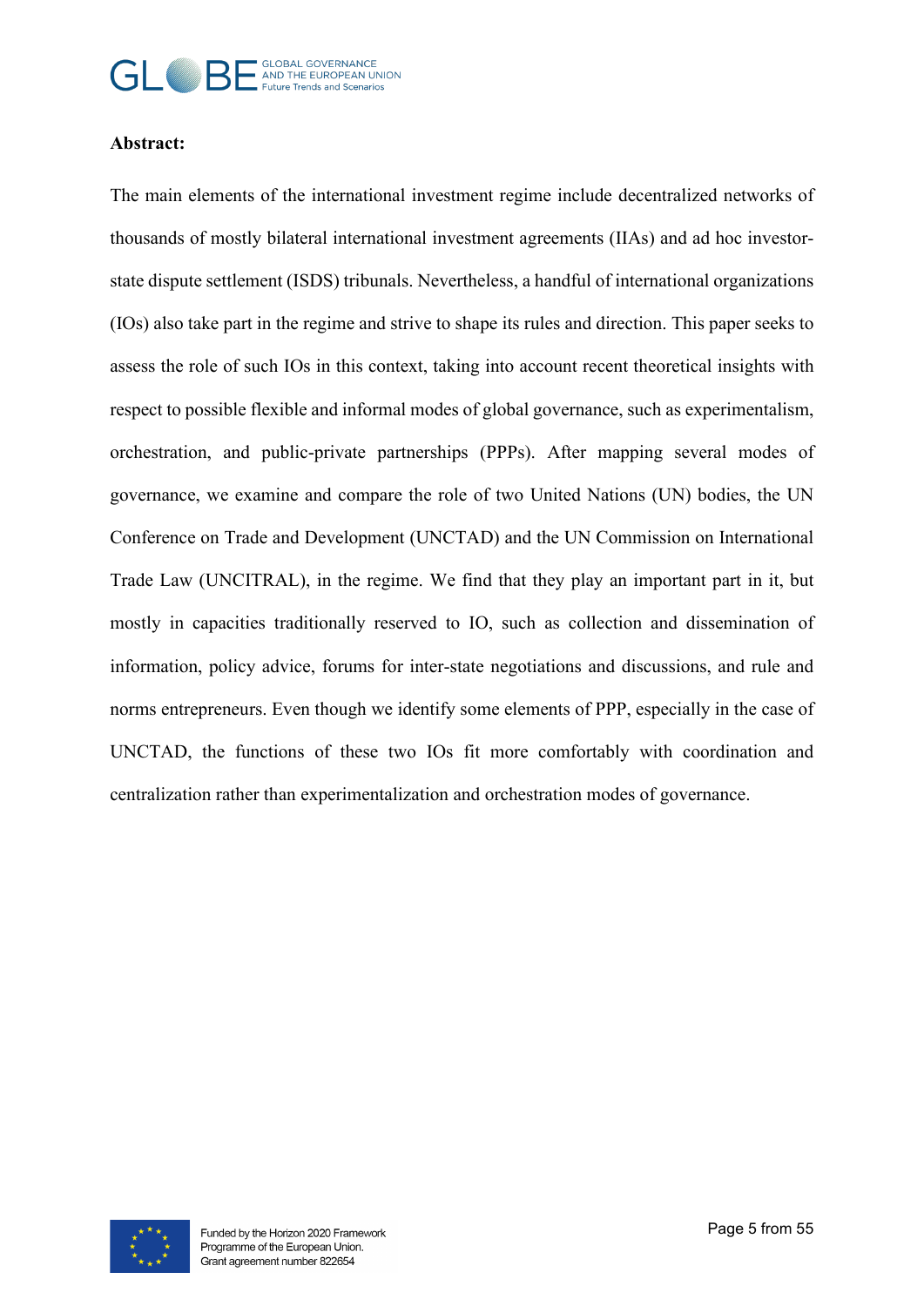**Abstract:**

The main elements of the international investment regime include decentralized networks of thousands of mostly bilateral international investment agreements (IIAs) and ad hoc investor-state dispute settlement (ISDS) tribunals. Nevertheless, a handful of international organizations (IOs) also take part in the regime and strive to shape its rules and direction. This paper seeks to assess the role of such IOs in this context, taking into account recent theoretical insights with respect to possible flexible and informal modes of global governance, such as experimentalism, orchestration, and public-private partnerships (PPPs). After mapping several modes of governance, we examine and compare the role of two United Nations (UN) bodies, the UN Conference on Trade and Development (UNCTAD) and the UN Commission on International Trade Law (UNCITRAL), in the regime. We find that they play an important part in it, but mostly in capacities traditionally reserved to IO, such as collection and dissemination of information, policy advice, forums for inter-state negotiations and discussions, and rule and norms entrepreneurs. Even though we identify some elements of PPP, especially in the case of UNCTAD, the functions of these two IOs fit more comfortably with coordination and centralization rather than experimentalization and orchestration modes of governance.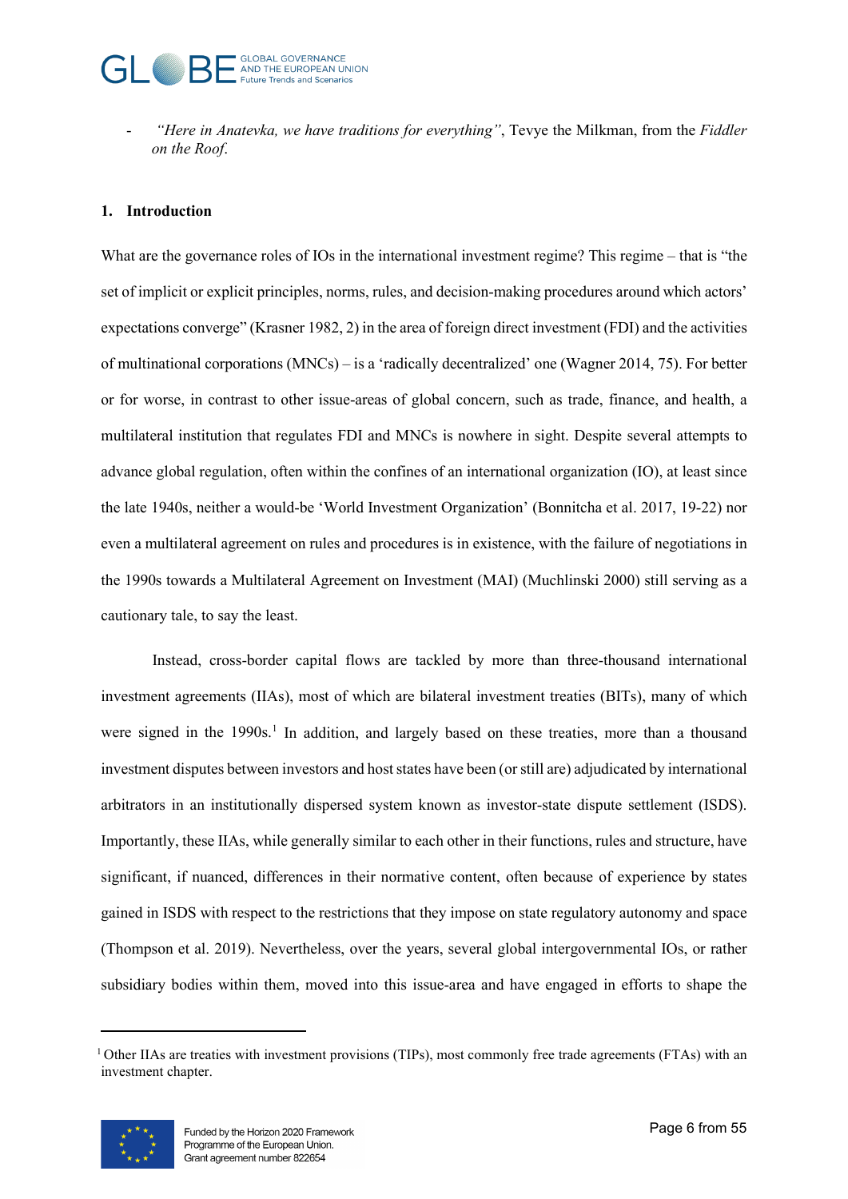- *"Here in Anatevka, we have traditions for everything"*, Tevye the Milkman, from the *Fiddler on the Roof*.

## 1. Introduction

What are the governance roles of IOs in the international investment regime? This regime – that is "the set of implicit or explicit principles, norms, rules, and decision-making procedures around which actors' expectations converge" (Krasner 1982, 2) in the area of foreign direct investment (FDI) and the activities of multinational corporations (MNCs) – is a 'radically decentralized' one (Wagner 2014, 75). For better or for worse, in contrast to other issue-areas of global concern, such as trade, finance, and health, a multilateral institution that regulates FDI and MNCs is nowhere in sight. Despite several attempts to advance global regulation, often within the confines of an international organization (IO), at least since the late 1940s, neither a would-be 'World Investment Organization' (Bonnitcha et al. 2017, 19-22) nor even a multilateral agreement on rules and procedures is in existence, with the failure of negotiations in the 1990s towards a Multilateral Agreement on Investment (MAI) (Muchlinski 2000) still serving as a cautionary tale, to say the least.

Instead, cross-border capital flows are tackled by more than three-thousand international investment agreements (IIAs), most of which are bilateral investment treaties (BITs), many of which were signed in the 1990s.[1] In addition, and largely based on these treaties, more than a thousand investment disputes between investors and host states have been (or still are) adjudicated by international arbitrators in an institutionally dispersed system known as investor-state dispute settlement (ISDS). Importantly, these IIAs, while generally similar to each other in their functions, rules and structure, have significant, if nuanced, differences in their normative content, often because of experience by states gained in ISDS with respect to the restrictions that they impose on state regulatory autonomy and space (Thompson et al. 2019). Nevertheless, over the years, several global intergovernmental IOs, or rather subsidiary bodies within them, moved into this issue-area and have engaged in efforts to shape the

[1] Other IIAs are treaties with investment provisions (TIPs), most commonly free trade agreements (FTAs) with an investment chapter.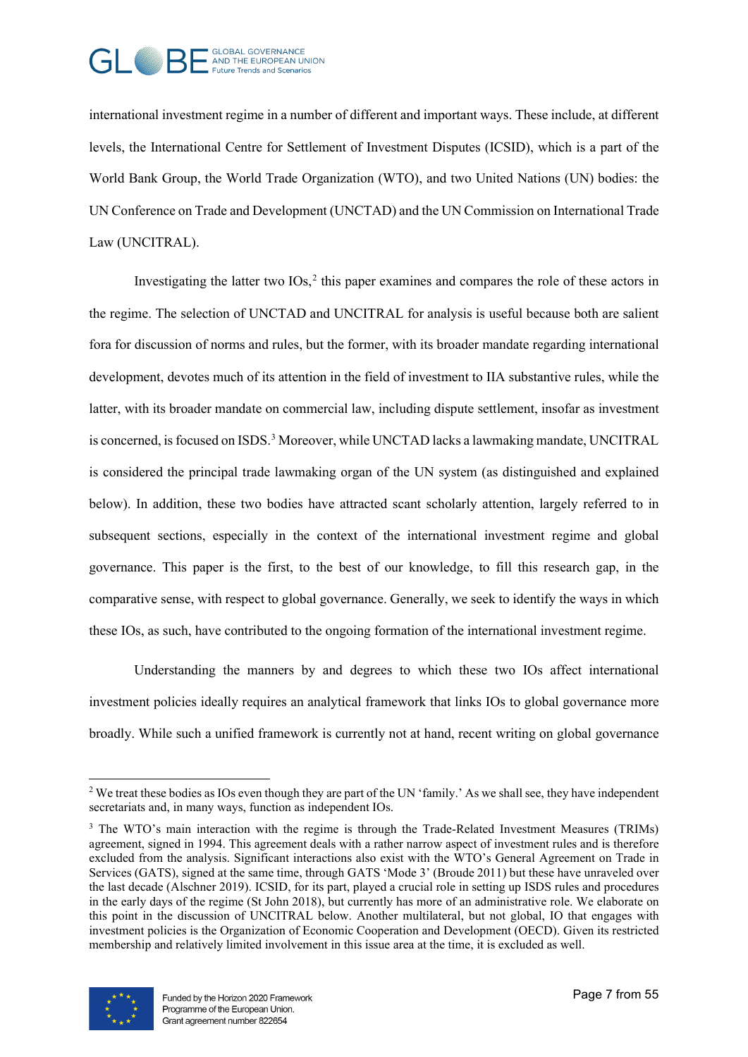international investment regime in a number of different and important ways. These include, at different levels, the International Centre for Settlement of Investment Disputes (ICSID), which is a part of the World Bank Group, the World Trade Organization (WTO), and two United Nations (UN) bodies: the UN Conference on Trade and Development (UNCTAD) and the UN Commission on International Trade Law (UNCITRAL).

Investigating the latter two IOs,[2] this paper examines and compares the role of these actors in the regime. The selection of UNCTAD and UNCITRAL for analysis is useful because both are salient fora for discussion of norms and rules, but the former, with its broader mandate regarding international development, devotes much of its attention in the field of investment to IIA substantive rules, while the latter, with its broader mandate on commercial law, including dispute settlement, insofar as investment is concerned, is focused on ISDS.[3] Moreover, while UNCTAD lacks a lawmaking mandate, UNCITRAL is considered the principal trade lawmaking organ of the UN system (as distinguished and explained below). In addition, these two bodies have attracted scant scholarly attention, largely referred to in subsequent sections, especially in the context of the international investment regime and global governance. This paper is the first, to the best of our knowledge, to fill this research gap, in the comparative sense, with respect to global governance. Generally, we seek to identify the ways in which these IOs, as such, have contributed to the ongoing formation of the international investment regime.

Understanding the manners by and degrees to which these two IOs affect international investment policies ideally requires an analytical framework that links IOs to global governance more broadly. While such a unified framework is currently not at hand, recent writing on global governance

---

[2] We treat these bodies as IOs even though they are part of the UN 'family.' As we shall see, they have independent secretariats and, in many ways, function as independent IOs.

[3] The WTO's main interaction with the regime is through the Trade-Related Investment Measures (TRIMs) agreement, signed in 1994. This agreement deals with a rather narrow aspect of investment rules and is therefore excluded from the analysis. Significant interactions also exist with the WTO's General Agreement on Trade in Services (GATS), signed at the same time, through GATS 'Mode 3' (Broude 2011) but these have unraveled over the last decade (Alschner 2019). ICSID, for its part, played a crucial role in setting up ISDS rules and procedures in the early days of the regime (St John 2018), but currently has more of an administrative role. We elaborate on this point in the discussion of UNCITRAL below. Another multilateral, but not global, IO that engages with investment policies is the Organization of Economic Cooperation and Development (OECD). Given its restricted membership and relatively limited involvement in this issue area at the time, it is excluded as well.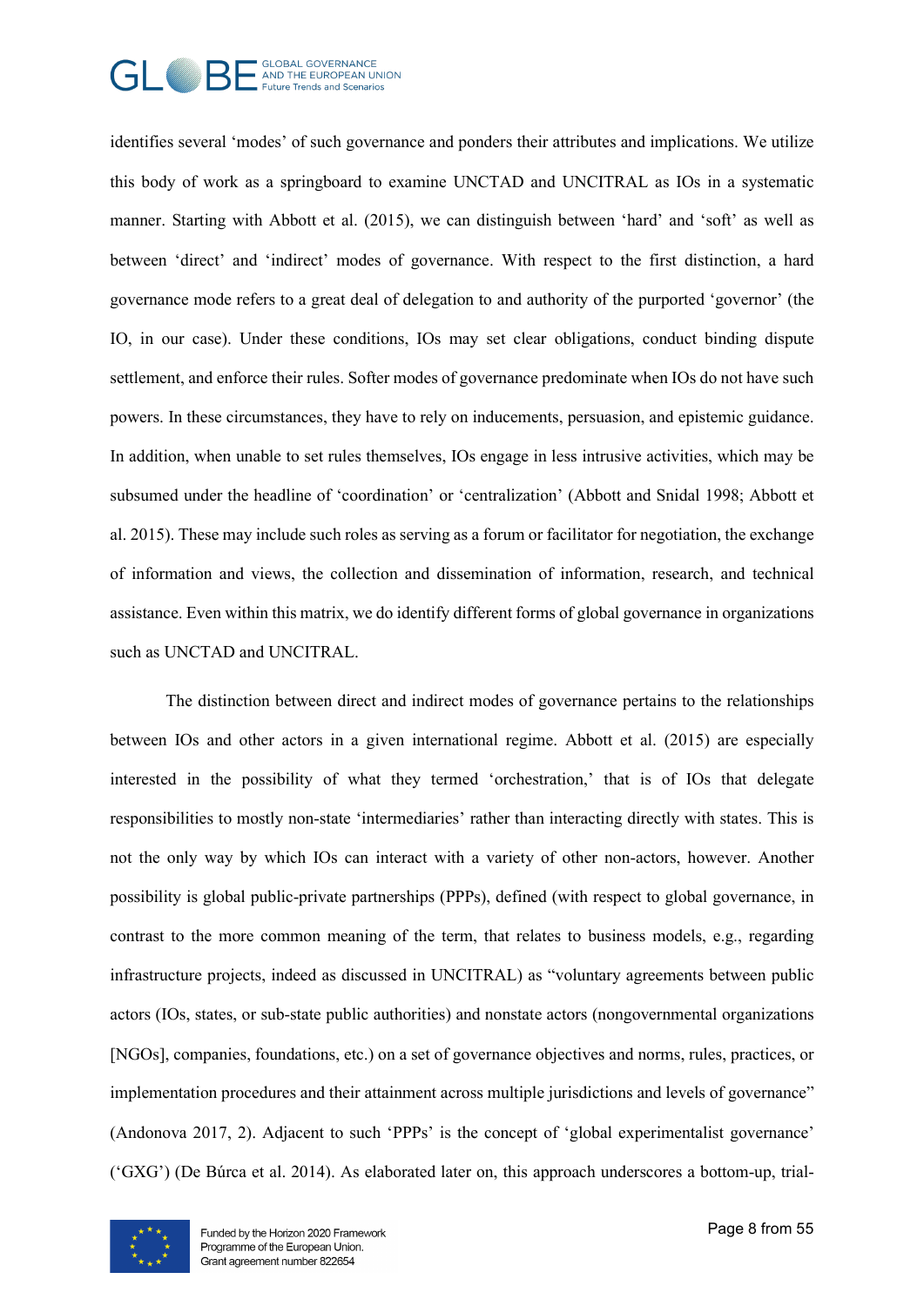identifies several 'modes' of such governance and ponders their attributes and implications. We utilize this body of work as a springboard to examine UNCTAD and UNCITRAL as IOs in a systematic manner. Starting with Abbott et al. (2015), we can distinguish between 'hard' and 'soft' as well as between 'direct' and 'indirect' modes of governance. With respect to the first distinction, a hard governance mode refers to a great deal of delegation to and authority of the purported 'governor' (the IO, in our case). Under these conditions, IOs may set clear obligations, conduct binding dispute settlement, and enforce their rules. Softer modes of governance predominate when IOs do not have such powers. In these circumstances, they have to rely on inducements, persuasion, and epistemic guidance. In addition, when unable to set rules themselves, IOs engage in less intrusive activities, which may be subsumed under the headline of 'coordination' or 'centralization' (Abbott and Snidal 1998; Abbott et al. 2015). These may include such roles as serving as a forum or facilitator for negotiation, the exchange of information and views, the collection and dissemination of information, research, and technical assistance. Even within this matrix, we do identify different forms of global governance in organizations such as UNCTAD and UNCITRAL.

The distinction between direct and indirect modes of governance pertains to the relationships between IOs and other actors in a given international regime. Abbott et al. (2015) are especially interested in the possibility of what they termed 'orchestration,' that is of IOs that delegate responsibilities to mostly non-state 'intermediaries' rather than interacting directly with states. This is not the only way by which IOs can interact with a variety of other non-actors, however. Another possibility is global public-private partnerships (PPPs), defined (with respect to global governance, in contrast to the more common meaning of the term, that relates to business models, e.g., regarding infrastructure projects, indeed as discussed in UNCITRAL) as "voluntary agreements between public actors (IOs, states, or sub-state public authorities) and nonstate actors (nongovernmental organizations [NGOs], companies, foundations, etc.) on a set of governance objectives and norms, rules, practices, or implementation procedures and their attainment across multiple jurisdictions and levels of governance" (Andonova 2017, 2). Adjacent to such 'PPPs' is the concept of 'global experimentalist governance' ('GXG') (De Búrca et al. 2014). As elaborated later on, this approach underscores a bottom-up, trial-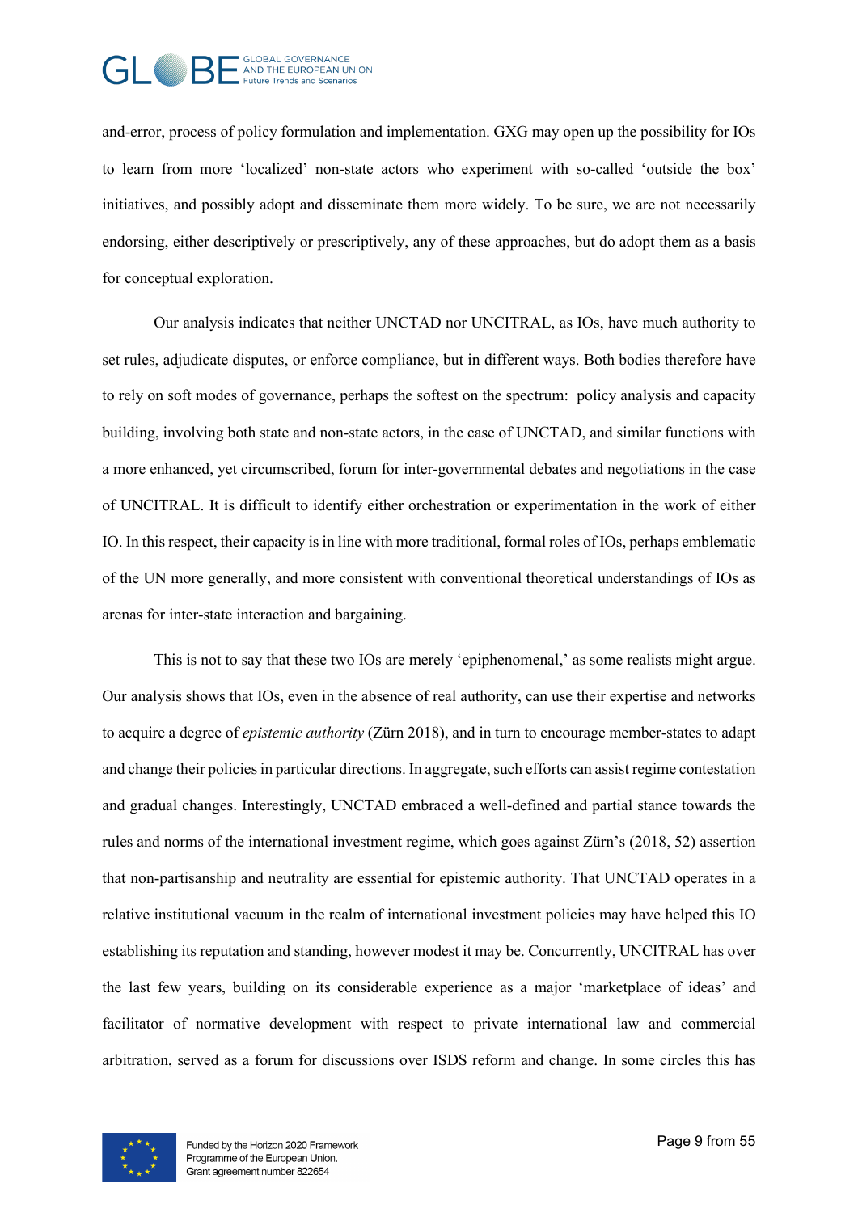and-error, process of policy formulation and implementation. GXG may open up the possibility for IOs to learn from more 'localized' non-state actors who experiment with so-called 'outside the box' initiatives, and possibly adopt and disseminate them more widely. To be sure, we are not necessarily endorsing, either descriptively or prescriptively, any of these approaches, but do adopt them as a basis for conceptual exploration.

Our analysis indicates that neither UNCTAD nor UNCITRAL, as IOs, have much authority to set rules, adjudicate disputes, or enforce compliance, but in different ways. Both bodies therefore have to rely on soft modes of governance, perhaps the softest on the spectrum: policy analysis and capacity building, involving both state and non-state actors, in the case of UNCTAD, and similar functions with a more enhanced, yet circumscribed, forum for inter-governmental debates and negotiations in the case of UNCITRAL. It is difficult to identify either orchestration or experimentation in the work of either IO. In this respect, their capacity is in line with more traditional, formal roles of IOs, perhaps emblematic of the UN more generally, and more consistent with conventional theoretical understandings of IOs as arenas for inter-state interaction and bargaining.

This is not to say that these two IOs are merely 'epiphenomenal,' as some realists might argue. Our analysis shows that IOs, even in the absence of real authority, can use their expertise and networks to acquire a degree of *epistemic authority* (Zürn 2018), and in turn to encourage member-states to adapt and change their policies in particular directions. In aggregate, such efforts can assist regime contestation and gradual changes. Interestingly, UNCTAD embraced a well-defined and partial stance towards the rules and norms of the international investment regime, which goes against Zürn's (2018, 52) assertion that non-partisanship and neutrality are essential for epistemic authority. That UNCTAD operates in a relative institutional vacuum in the realm of international investment policies may have helped this IO establishing its reputation and standing, however modest it may be. Concurrently, UNCITRAL has over the last few years, building on its considerable experience as a major 'marketplace of ideas' and facilitator of normative development with respect to private international law and commercial arbitration, served as a forum for discussions over ISDS reform and change. In some circles this has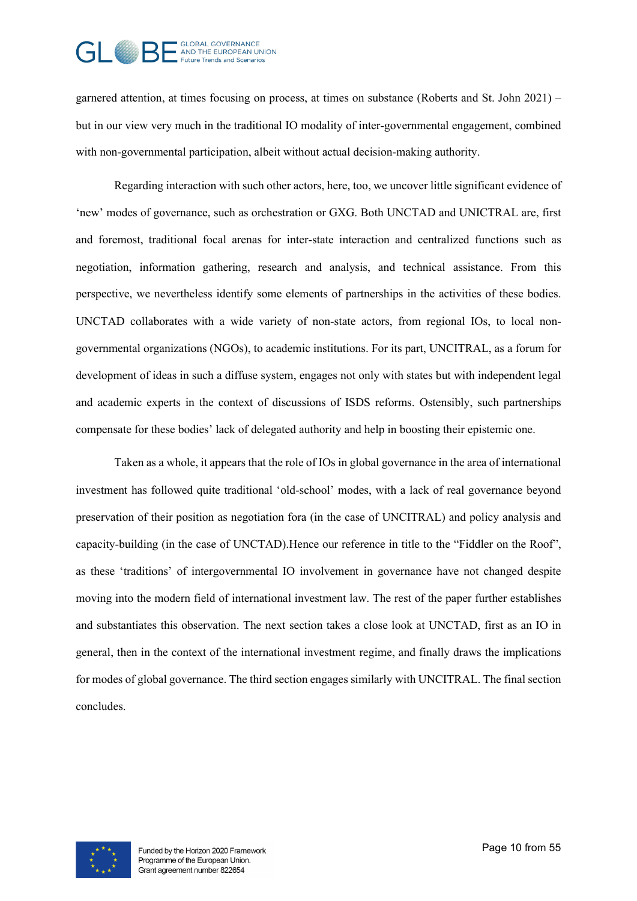garnered attention, at times focusing on process, at times on substance (Roberts and St. John 2021) – but in our view very much in the traditional IO modality of inter-governmental engagement, combined with non-governmental participation, albeit without actual decision-making authority.

Regarding interaction with such other actors, here, too, we uncover little significant evidence of 'new' modes of governance, such as orchestration or GXG. Both UNCTAD and UNICTRAL are, first and foremost, traditional focal arenas for inter-state interaction and centralized functions such as negotiation, information gathering, research and analysis, and technical assistance. From this perspective, we nevertheless identify some elements of partnerships in the activities of these bodies. UNCTAD collaborates with a wide variety of non-state actors, from regional IOs, to local non-governmental organizations (NGOs), to academic institutions. For its part, UNCITRAL, as a forum for development of ideas in such a diffuse system, engages not only with states but with independent legal and academic experts in the context of discussions of ISDS reforms. Ostensibly, such partnerships compensate for these bodies' lack of delegated authority and help in boosting their epistemic one.

Taken as a whole, it appears that the role of IOs in global governance in the area of international investment has followed quite traditional 'old-school' modes, with a lack of real governance beyond preservation of their position as negotiation fora (in the case of UNCITRAL) and policy analysis and capacity-building (in the case of UNCTAD).Hence our reference in title to the "Fiddler on the Roof", as these 'traditions' of intergovernmental IO involvement in governance have not changed despite moving into the modern field of international investment law. The rest of the paper further establishes and substantiates this observation. The next section takes a close look at UNCTAD, first as an IO in general, then in the context of the international investment regime, and finally draws the implications for modes of global governance. The third section engages similarly with UNCITRAL. The final section concludes.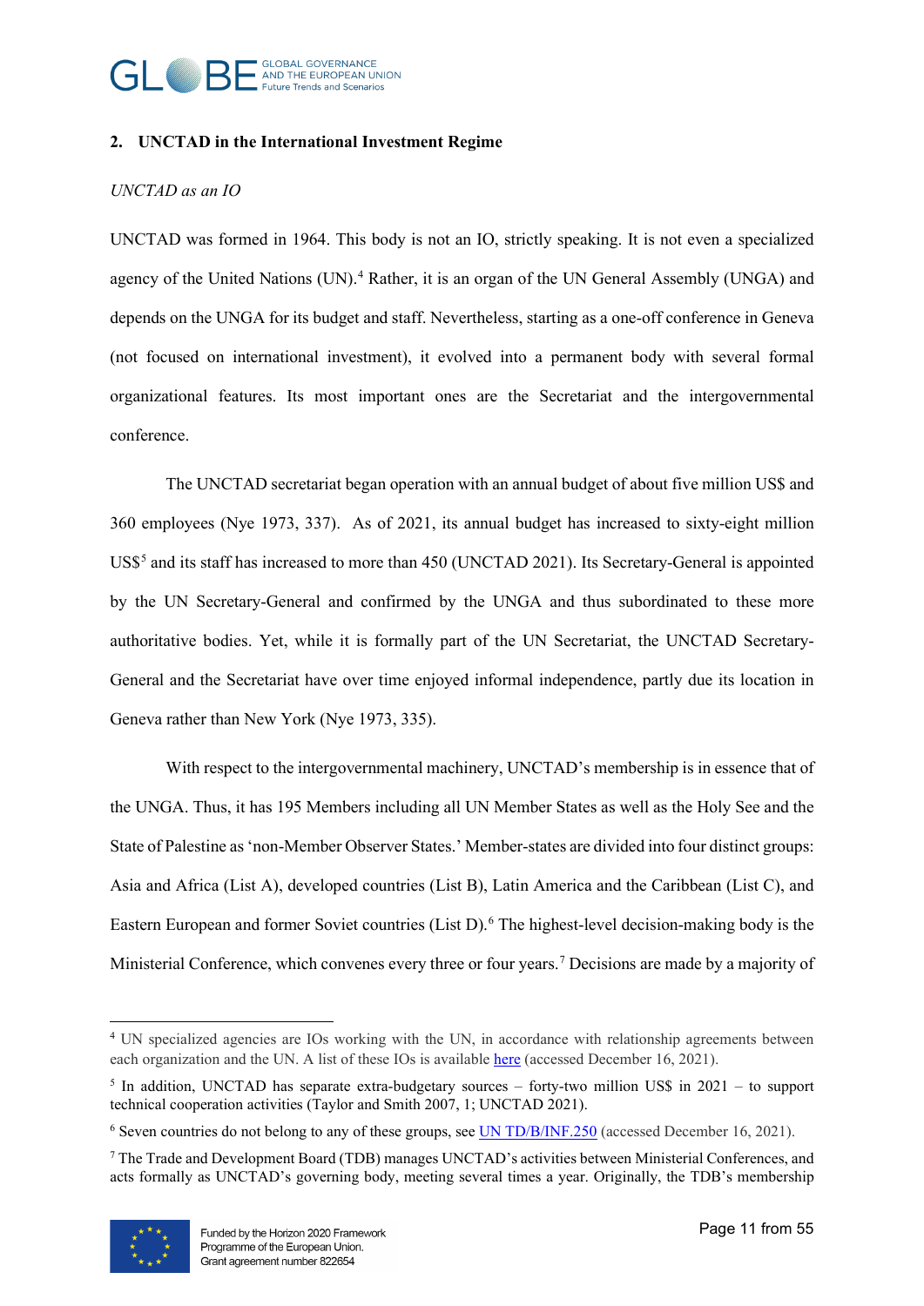## 2. UNCTAD in the International Investment Regime

*UNCTAD as an IO*

UNCTAD was formed in 1964. This body is not an IO, strictly speaking. It is not even a specialized agency of the United Nations (UN).[4] Rather, it is an organ of the UN General Assembly (UNGA) and depends on the UNGA for its budget and staff. Nevertheless, starting as a one-off conference in Geneva (not focused on international investment), it evolved into a permanent body with several formal organizational features. Its most important ones are the Secretariat and the intergovernmental conference.

The UNCTAD secretariat began operation with an annual budget of about five million US$ and 360 employees (Nye 1973, 337). As of 2021, its annual budget has increased to sixty-eight million US$[5] and its staff has increased to more than 450 (UNCTAD 2021). Its Secretary-General is appointed by the UN Secretary-General and confirmed by the UNGA and thus subordinated to these more authoritative bodies. Yet, while it is formally part of the UN Secretariat, the UNCTAD Secretary-General and the Secretariat have over time enjoyed informal independence, partly due its location in Geneva rather than New York (Nye 1973, 335).

With respect to the intergovernmental machinery, UNCTAD's membership is in essence that of the UNGA. Thus, it has 195 Members including all UN Member States as well as the Holy See and the State of Palestine as 'non-Member Observer States.' Member-states are divided into four distinct groups: Asia and Africa (List A), developed countries (List B), Latin America and the Caribbean (List C), and Eastern European and former Soviet countries (List D).[6] The highest-level decision-making body is the Ministerial Conference, which convenes every three or four years.[7] Decisions are made by a majority of

---

[4] UN specialized agencies are IOs working with the UN, in accordance with relationship agreements between each organization and the UN. A list of these IOs is available here (accessed December 16, 2021).

[5] In addition, UNCTAD has separate extra-budgetary sources – forty-two million US$ in 2021 – to support technical cooperation activities (Taylor and Smith 2007, 1; UNCTAD 2021).

[6] Seven countries do not belong to any of these groups, see UN TD/B/INF.250 (accessed December 16, 2021).

[7] The Trade and Development Board (TDB) manages UNCTAD's activities between Ministerial Conferences, and acts formally as UNCTAD's governing body, meeting several times a year. Originally, the TDB's membership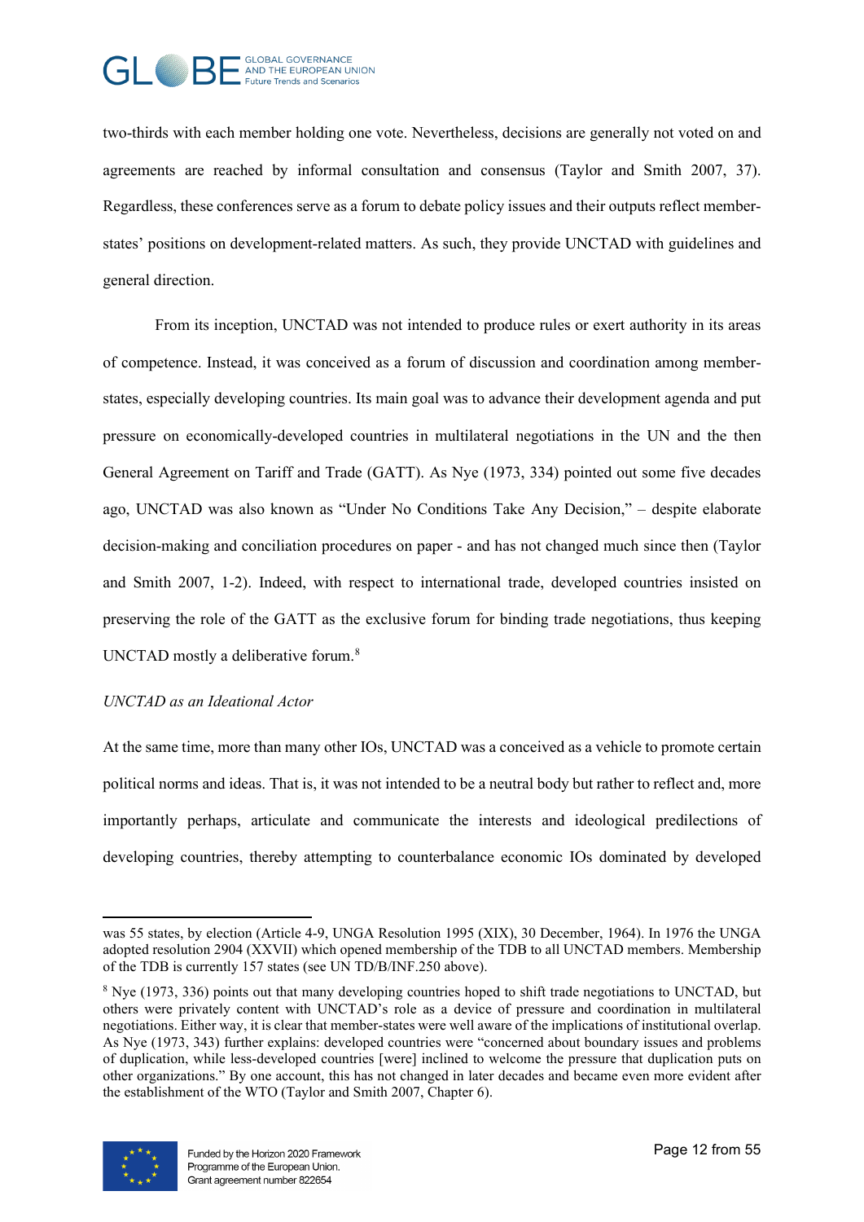two-thirds with each member holding one vote. Nevertheless, decisions are generally not voted on and agreements are reached by informal consultation and consensus (Taylor and Smith 2007, 37). Regardless, these conferences serve as a forum to debate policy issues and their outputs reflect member-states' positions on development-related matters. As such, they provide UNCTAD with guidelines and general direction.

From its inception, UNCTAD was not intended to produce rules or exert authority in its areas of competence. Instead, it was conceived as a forum of discussion and coordination among member-states, especially developing countries. Its main goal was to advance their development agenda and put pressure on economically-developed countries in multilateral negotiations in the UN and the then General Agreement on Tariff and Trade (GATT). As Nye (1973, 334) pointed out some five decades ago, UNCTAD was also known as "Under No Conditions Take Any Decision," – despite elaborate decision-making and conciliation procedures on paper - and has not changed much since then (Taylor and Smith 2007, 1-2). Indeed, with respect to international trade, developed countries insisted on preserving the role of the GATT as the exclusive forum for binding trade negotiations, thus keeping UNCTAD mostly a deliberative forum.[8]

*UNCTAD as an Ideational Actor*

At the same time, more than many other IOs, UNCTAD was a conceived as a vehicle to promote certain political norms and ideas. That is, it was not intended to be a neutral body but rather to reflect and, more importantly perhaps, articulate and communicate the interests and ideological predilections of developing countries, thereby attempting to counterbalance economic IOs dominated by developed

---

was 55 states, by election (Article 4-9, UNGA Resolution 1995 (XIX), 30 December, 1964). In 1976 the UNGA adopted resolution 2904 (XXVII) which opened membership of the TDB to all UNCTAD members. Membership of the TDB is currently 157 states (see UN TD/B/INF.250 above).

[8] Nye (1973, 336) points out that many developing countries hoped to shift trade negotiations to UNCTAD, but others were privately content with UNCTAD's role as a device of pressure and coordination in multilateral negotiations. Either way, it is clear that member-states were well aware of the implications of institutional overlap. As Nye (1973, 343) further explains: developed countries were "concerned about boundary issues and problems of duplication, while less-developed countries [were] inclined to welcome the pressure that duplication puts on other organizations." By one account, this has not changed in later decades and became even more evident after the establishment of the WTO (Taylor and Smith 2007, Chapter 6).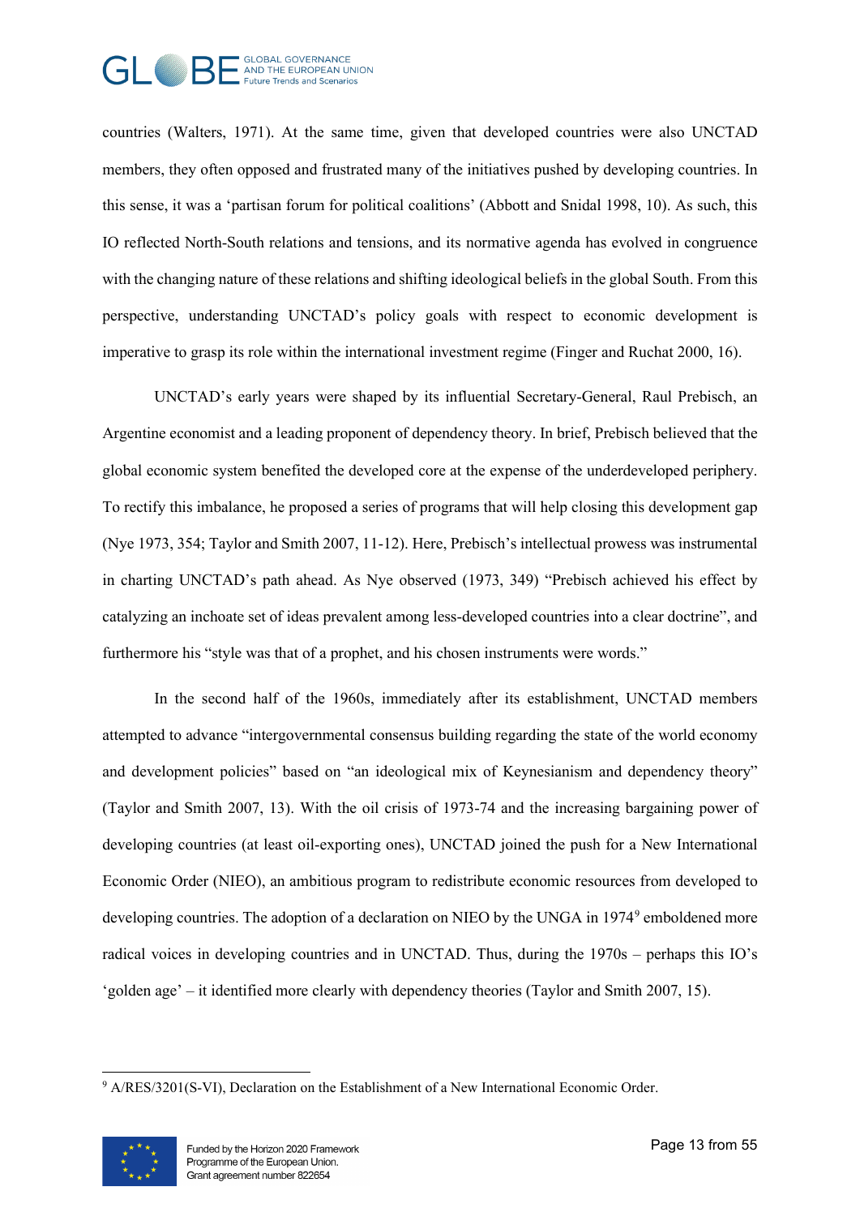countries (Walters, 1971). At the same time, given that developed countries were also UNCTAD members, they often opposed and frustrated many of the initiatives pushed by developing countries. In this sense, it was a 'partisan forum for political coalitions' (Abbott and Snidal 1998, 10). As such, this IO reflected North-South relations and tensions, and its normative agenda has evolved in congruence with the changing nature of these relations and shifting ideological beliefs in the global South. From this perspective, understanding UNCTAD's policy goals with respect to economic development is imperative to grasp its role within the international investment regime (Finger and Ruchat 2000, 16).

UNCTAD's early years were shaped by its influential Secretary-General, Raul Prebisch, an Argentine economist and a leading proponent of dependency theory. In brief, Prebisch believed that the global economic system benefited the developed core at the expense of the underdeveloped periphery. To rectify this imbalance, he proposed a series of programs that will help closing this development gap (Nye 1973, 354; Taylor and Smith 2007, 11-12). Here, Prebisch's intellectual prowess was instrumental in charting UNCTAD's path ahead. As Nye observed (1973, 349) "Prebisch achieved his effect by catalyzing an inchoate set of ideas prevalent among less-developed countries into a clear doctrine", and furthermore his "style was that of a prophet, and his chosen instruments were words."

In the second half of the 1960s, immediately after its establishment, UNCTAD members attempted to advance "intergovernmental consensus building regarding the state of the world economy and development policies" based on "an ideological mix of Keynesianism and dependency theory" (Taylor and Smith 2007, 13). With the oil crisis of 1973-74 and the increasing bargaining power of developing countries (at least oil-exporting ones), UNCTAD joined the push for a New International Economic Order (NIEO), an ambitious program to redistribute economic resources from developed to developing countries. The adoption of a declaration on NIEO by the UNGA in 1974[9] emboldened more radical voices in developing countries and in UNCTAD. Thus, during the 1970s – perhaps this IO's 'golden age' – it identified more clearly with dependency theories (Taylor and Smith 2007, 15).

[9] A/RES/3201(S-VI), Declaration on the Establishment of a New International Economic Order.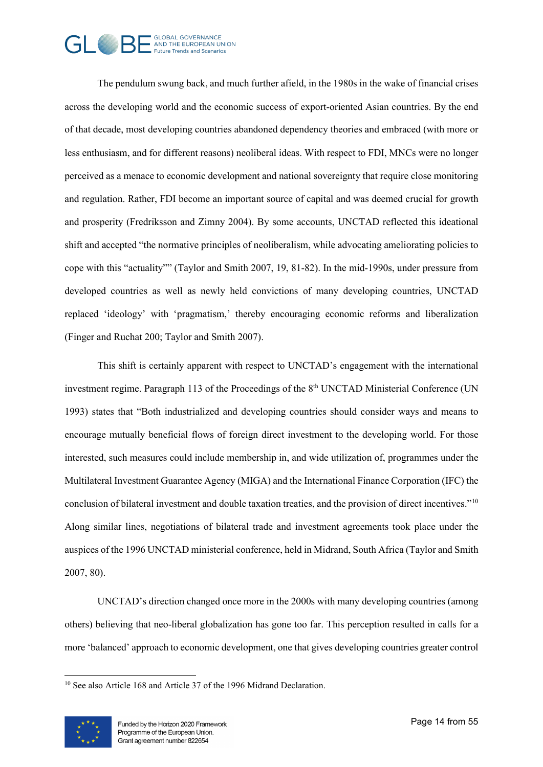The pendulum swung back, and much further afield, in the 1980s in the wake of financial crises across the developing world and the economic success of export-oriented Asian countries. By the end of that decade, most developing countries abandoned dependency theories and embraced (with more or less enthusiasm, and for different reasons) neoliberal ideas. With respect to FDI, MNCs were no longer perceived as a menace to economic development and national sovereignty that require close monitoring and regulation. Rather, FDI become an important source of capital and was deemed crucial for growth and prosperity (Fredriksson and Zimny 2004). By some accounts, UNCTAD reflected this ideational shift and accepted "the normative principles of neoliberalism, while advocating ameliorating policies to cope with this "actuality"" (Taylor and Smith 2007, 19, 81-82). In the mid-1990s, under pressure from developed countries as well as newly held convictions of many developing countries, UNCTAD replaced 'ideology' with 'pragmatism,' thereby encouraging economic reforms and liberalization (Finger and Ruchat 200; Taylor and Smith 2007).

This shift is certainly apparent with respect to UNCTAD's engagement with the international investment regime. Paragraph 113 of the Proceedings of the 8th UNCTAD Ministerial Conference (UN 1993) states that "Both industrialized and developing countries should consider ways and means to encourage mutually beneficial flows of foreign direct investment to the developing world. For those interested, such measures could include membership in, and wide utilization of, programmes under the Multilateral Investment Guarantee Agency (MIGA) and the International Finance Corporation (IFC) the conclusion of bilateral investment and double taxation treaties, and the provision of direct incentives."[10] Along similar lines, negotiations of bilateral trade and investment agreements took place under the auspices of the 1996 UNCTAD ministerial conference, held in Midrand, South Africa (Taylor and Smith 2007, 80).

UNCTAD's direction changed once more in the 2000s with many developing countries (among others) believing that neo-liberal globalization has gone too far. This perception resulted in calls for a more 'balanced' approach to economic development, one that gives developing countries greater control

[10] See also Article 168 and Article 37 of the 1996 Midrand Declaration.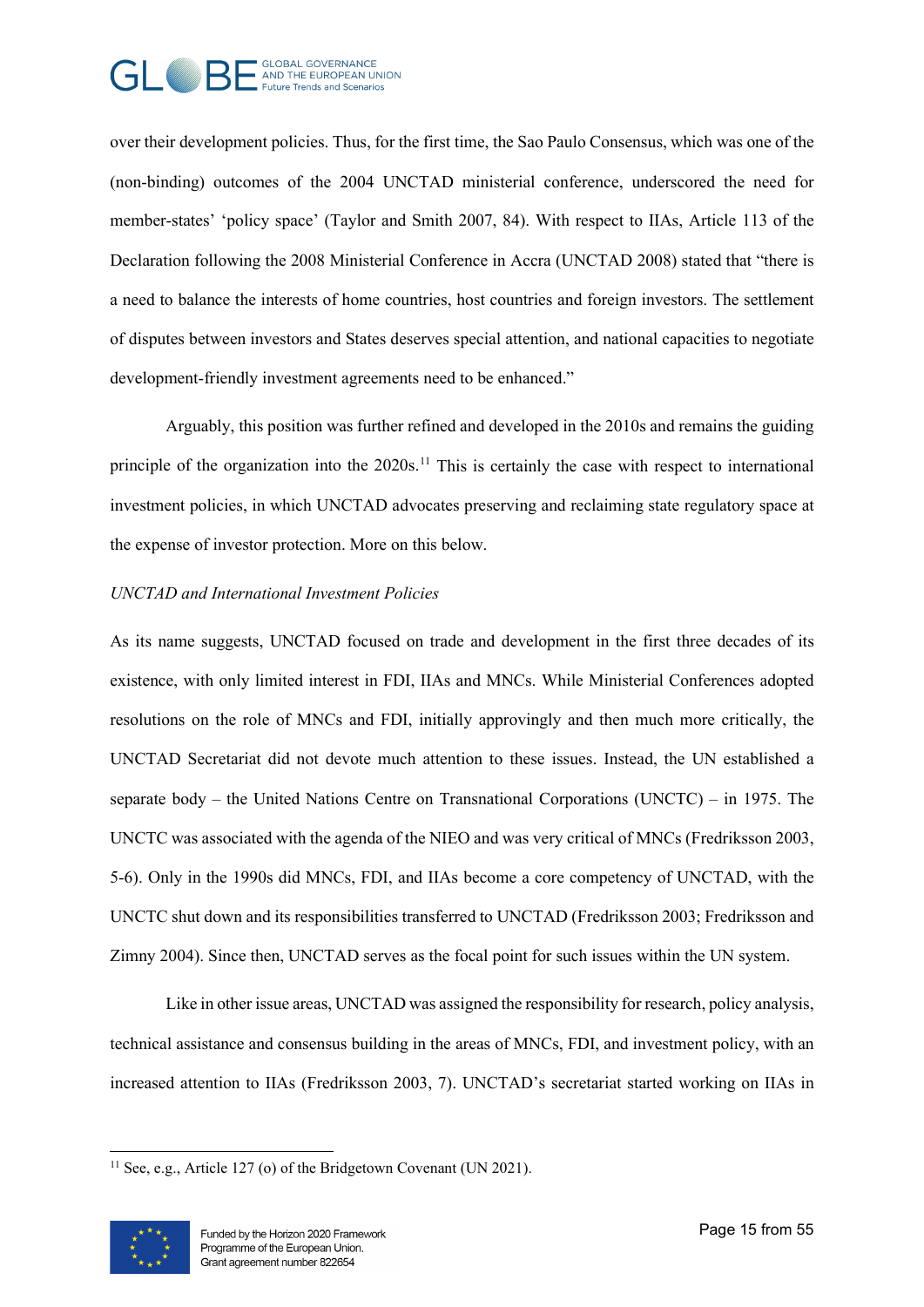over their development policies. Thus, for the first time, the Sao Paulo Consensus, which was one of the (non-binding) outcomes of the 2004 UNCTAD ministerial conference, underscored the need for member-states' 'policy space' (Taylor and Smith 2007, 84). With respect to IIAs, Article 113 of the Declaration following the 2008 Ministerial Conference in Accra (UNCTAD 2008) stated that "there is a need to balance the interests of home countries, host countries and foreign investors. The settlement of disputes between investors and States deserves special attention, and national capacities to negotiate development-friendly investment agreements need to be enhanced."

Arguably, this position was further refined and developed in the 2010s and remains the guiding principle of the organization into the 2020s.[11] This is certainly the case with respect to international investment policies, in which UNCTAD advocates preserving and reclaiming state regulatory space at the expense of investor protection. More on this below.

*UNCTAD and International Investment Policies*

As its name suggests, UNCTAD focused on trade and development in the first three decades of its existence, with only limited interest in FDI, IIAs and MNCs. While Ministerial Conferences adopted resolutions on the role of MNCs and FDI, initially approvingly and then much more critically, the UNCTAD Secretariat did not devote much attention to these issues. Instead, the UN established a separate body – the United Nations Centre on Transnational Corporations (UNCTC) – in 1975. The UNCTC was associated with the agenda of the NIEO and was very critical of MNCs (Fredriksson 2003, 5-6). Only in the 1990s did MNCs, FDI, and IIAs become a core competency of UNCTAD, with the UNCTC shut down and its responsibilities transferred to UNCTAD (Fredriksson 2003; Fredriksson and Zimny 2004). Since then, UNCTAD serves as the focal point for such issues within the UN system.

Like in other issue areas, UNCTAD was assigned the responsibility for research, policy analysis, technical assistance and consensus building in the areas of MNCs, FDI, and investment policy, with an increased attention to IIAs (Fredriksson 2003, 7). UNCTAD's secretariat started working on IIAs in

[11] See, e.g., Article 127 (o) of the Bridgetown Covenant (UN 2021).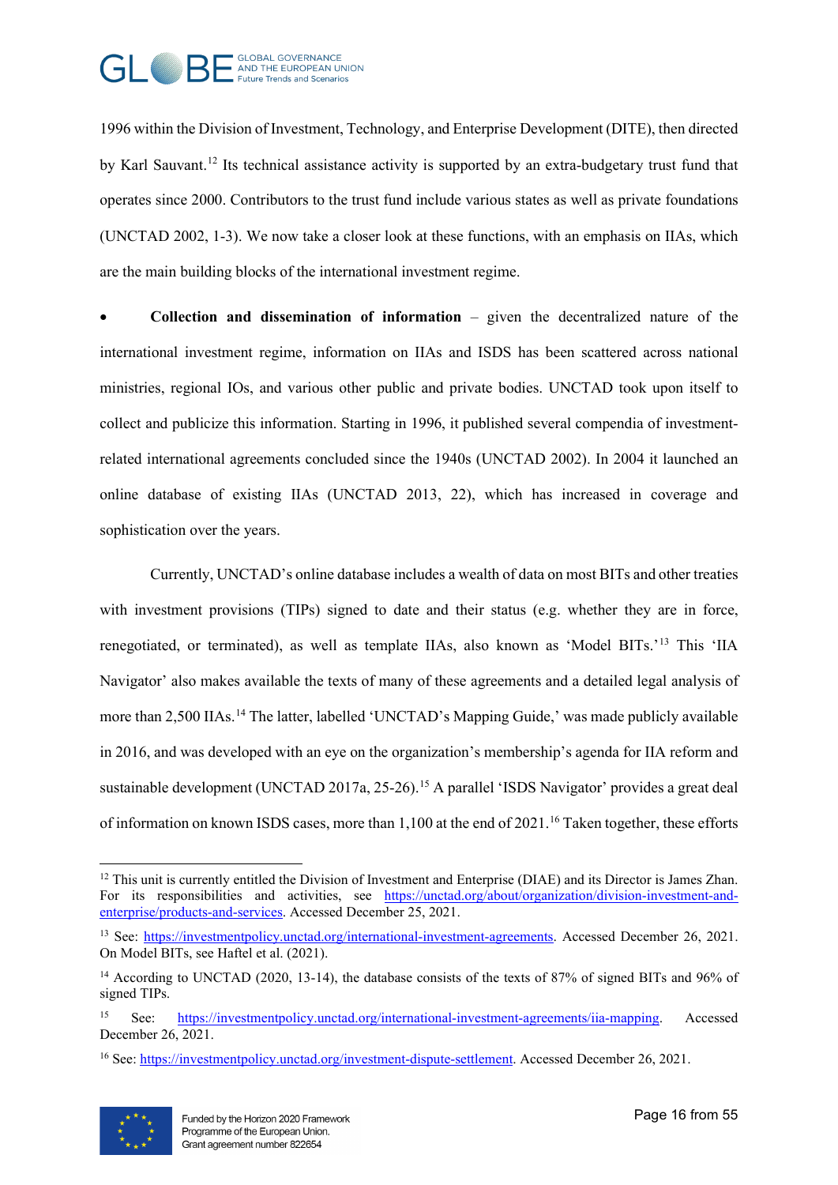1996 within the Division of Investment, Technology, and Enterprise Development (DITE), then directed by Karl Sauvant.[12] Its technical assistance activity is supported by an extra-budgetary trust fund that operates since 2000. Contributors to the trust fund include various states as well as private foundations (UNCTAD 2002, 1-3). We now take a closer look at these functions, with an emphasis on IIAs, which are the main building blocks of the international investment regime.

- **Collection and dissemination of information** – given the decentralized nature of the international investment regime, information on IIAs and ISDS has been scattered across national ministries, regional IOs, and various other public and private bodies. UNCTAD took upon itself to collect and publicize this information. Starting in 1996, it published several compendia of investment-related international agreements concluded since the 1940s (UNCTAD 2002). In 2004 it launched an online database of existing IIAs (UNCTAD 2013, 22), which has increased in coverage and sophistication over the years.

Currently, UNCTAD's online database includes a wealth of data on most BITs and other treaties with investment provisions (TIPs) signed to date and their status (e.g. whether they are in force, renegotiated, or terminated), as well as template IIAs, also known as 'Model BITs.'[13] This 'IIA Navigator' also makes available the texts of many of these agreements and a detailed legal analysis of more than 2,500 IIAs.[14] The latter, labelled 'UNCTAD's Mapping Guide,' was made publicly available in 2016, and was developed with an eye on the organization's membership's agenda for IIA reform and sustainable development (UNCTAD 2017a, 25-26).[15] A parallel 'ISDS Navigator' provides a great deal of information on known ISDS cases, more than 1,100 at the end of 2021.[16] Taken together, these efforts

---

[12] This unit is currently entitled the Division of Investment and Enterprise (DIAE) and its Director is James Zhan. For its responsibilities and activities, see https://unctad.org/about/organization/division-investment-and-enterprise/products-and-services. Accessed December 25, 2021.

[13] See: https://investmentpolicy.unctad.org/international-investment-agreements. Accessed December 26, 2021. On Model BITs, see Haftel et al. (2021).

[14] According to UNCTAD (2020, 13-14), the database consists of the texts of 87% of signed BITs and 96% of signed TIPs.

[15] See: https://investmentpolicy.unctad.org/international-investment-agreements/iia-mapping. Accessed December 26, 2021.

[16] See: https://investmentpolicy.unctad.org/investment-dispute-settlement. Accessed December 26, 2021.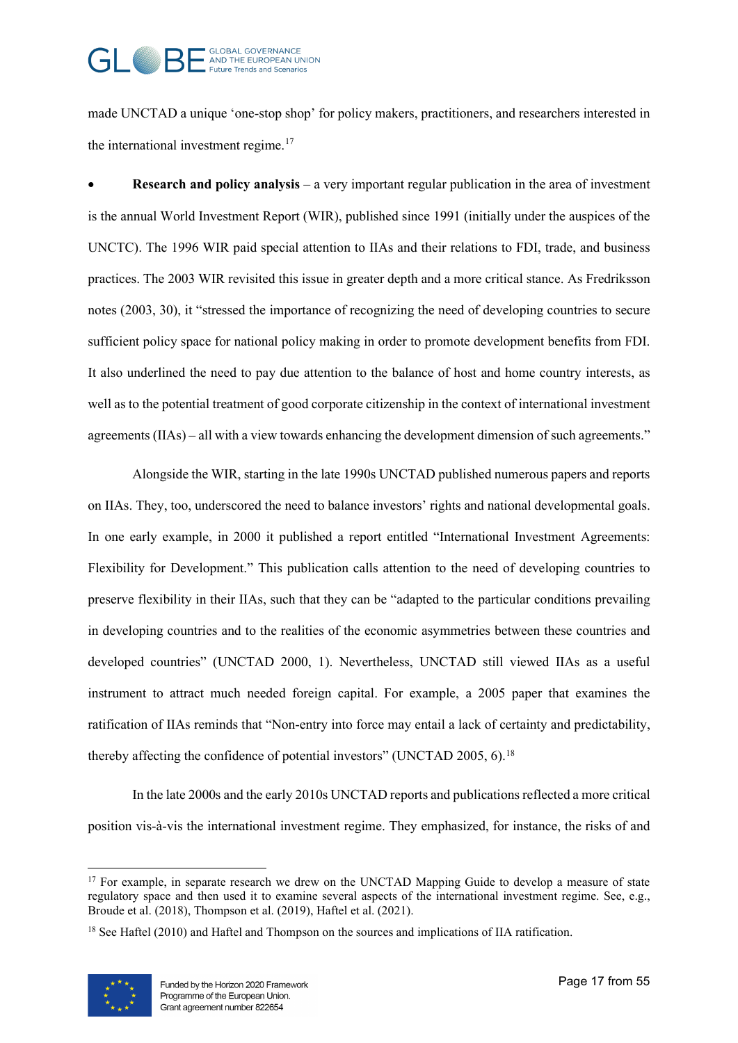made UNCTAD a unique 'one-stop shop' for policy makers, practitioners, and researchers interested in the international investment regime.[17]

- **Research and policy analysis** – a very important regular publication in the area of investment is the annual World Investment Report (WIR), published since 1991 (initially under the auspices of the UNCTC). The 1996 WIR paid special attention to IIAs and their relations to FDI, trade, and business practices. The 2003 WIR revisited this issue in greater depth and a more critical stance. As Fredriksson notes (2003, 30), it "stressed the importance of recognizing the need of developing countries to secure sufficient policy space for national policy making in order to promote development benefits from FDI. It also underlined the need to pay due attention to the balance of host and home country interests, as well as to the potential treatment of good corporate citizenship in the context of international investment agreements (IIAs) – all with a view towards enhancing the development dimension of such agreements."

Alongside the WIR, starting in the late 1990s UNCTAD published numerous papers and reports on IIAs. They, too, underscored the need to balance investors' rights and national developmental goals. In one early example, in 2000 it published a report entitled "International Investment Agreements: Flexibility for Development." This publication calls attention to the need of developing countries to preserve flexibility in their IIAs, such that they can be "adapted to the particular conditions prevailing in developing countries and to the realities of the economic asymmetries between these countries and developed countries" (UNCTAD 2000, 1). Nevertheless, UNCTAD still viewed IIAs as a useful instrument to attract much needed foreign capital. For example, a 2005 paper that examines the ratification of IIAs reminds that "Non-entry into force may entail a lack of certainty and predictability, thereby affecting the confidence of potential investors" (UNCTAD 2005, 6).[18]

In the late 2000s and the early 2010s UNCTAD reports and publications reflected a more critical position vis-à-vis the international investment regime. They emphasized, for instance, the risks of and

---

[17] For example, in separate research we drew on the UNCTAD Mapping Guide to develop a measure of state regulatory space and then used it to examine several aspects of the international investment regime. See, e.g., Broude et al. (2018), Thompson et al. (2019), Haftel et al. (2021).

[18] See Haftel (2010) and Haftel and Thompson on the sources and implications of IIA ratification.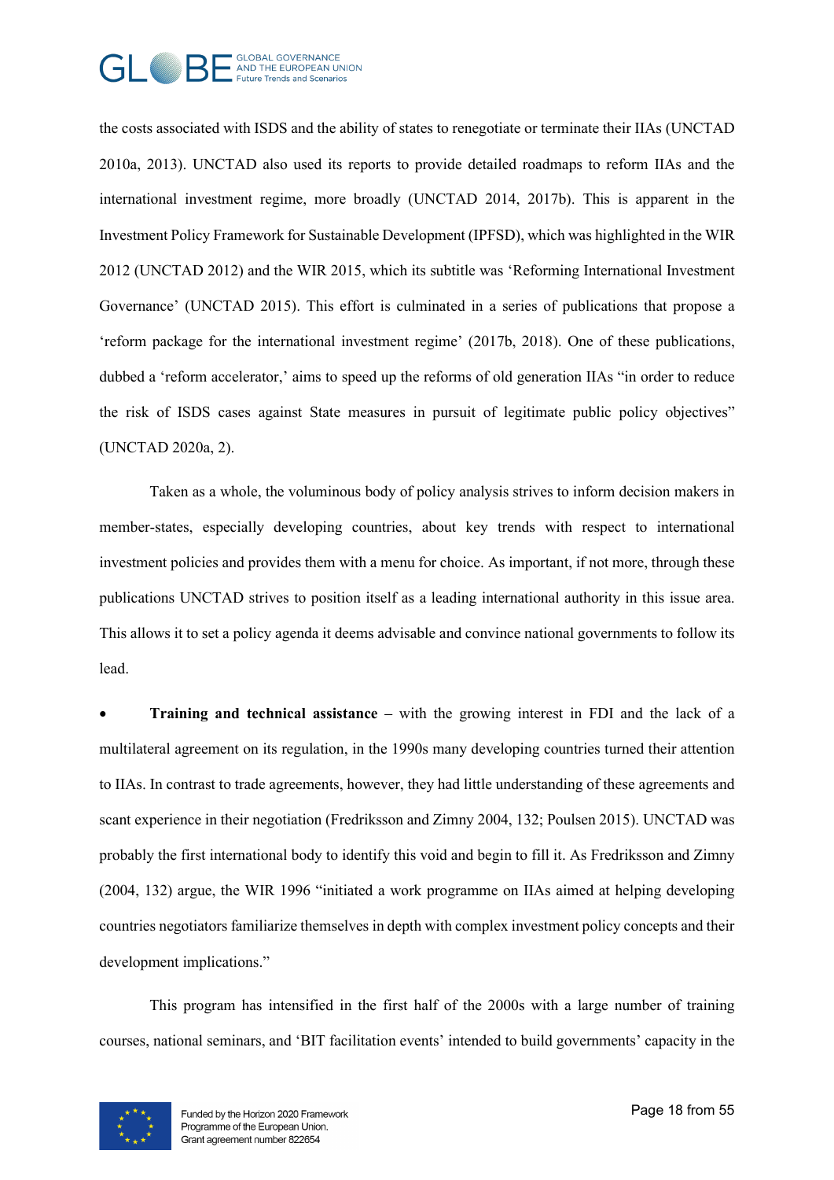the costs associated with ISDS and the ability of states to renegotiate or terminate their IIAs (UNCTAD 2010a, 2013). UNCTAD also used its reports to provide detailed roadmaps to reform IIAs and the international investment regime, more broadly (UNCTAD 2014, 2017b). This is apparent in the Investment Policy Framework for Sustainable Development (IPFSD), which was highlighted in the WIR 2012 (UNCTAD 2012) and the WIR 2015, which its subtitle was 'Reforming International Investment Governance' (UNCTAD 2015). This effort is culminated in a series of publications that propose a 'reform package for the international investment regime' (2017b, 2018). One of these publications, dubbed a 'reform accelerator,' aims to speed up the reforms of old generation IIAs "in order to reduce the risk of ISDS cases against State measures in pursuit of legitimate public policy objectives" (UNCTAD 2020a, 2).

Taken as a whole, the voluminous body of policy analysis strives to inform decision makers in member-states, especially developing countries, about key trends with respect to international investment policies and provides them with a menu for choice. As important, if not more, through these publications UNCTAD strives to position itself as a leading international authority in this issue area. This allows it to set a policy agenda it deems advisable and convince national governments to follow its lead.

- **Training and technical assistance** – with the growing interest in FDI and the lack of a multilateral agreement on its regulation, in the 1990s many developing countries turned their attention to IIAs. In contrast to trade agreements, however, they had little understanding of these agreements and scant experience in their negotiation (Fredriksson and Zimny 2004, 132; Poulsen 2015). UNCTAD was probably the first international body to identify this void and begin to fill it. As Fredriksson and Zimny (2004, 132) argue, the WIR 1996 "initiated a work programme on IIAs aimed at helping developing countries negotiators familiarize themselves in depth with complex investment policy concepts and their development implications."

This program has intensified in the first half of the 2000s with a large number of training courses, national seminars, and 'BIT facilitation events' intended to build governments' capacity in the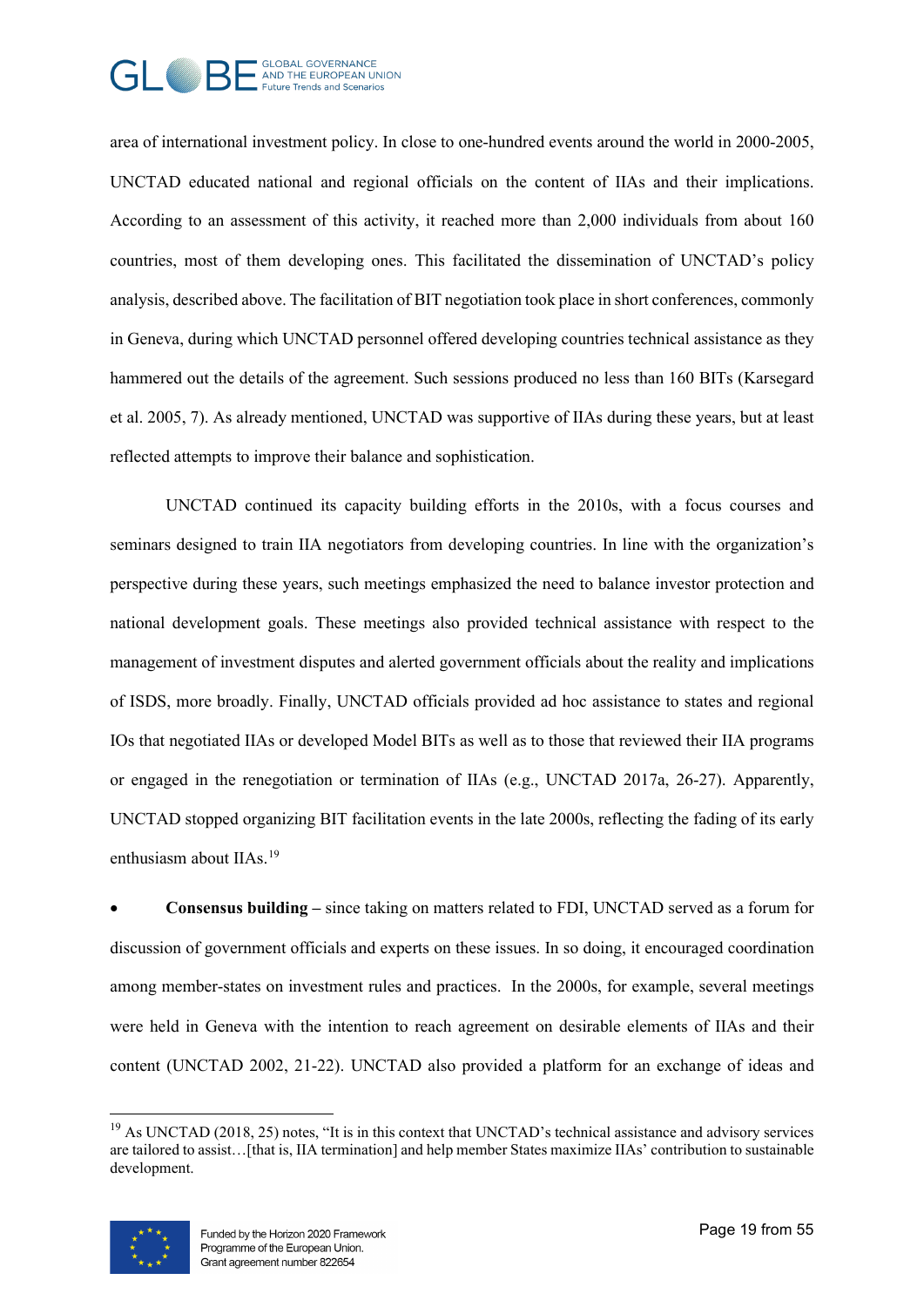area of international investment policy. In close to one-hundred events around the world in 2000-2005, UNCTAD educated national and regional officials on the content of IIAs and their implications. According to an assessment of this activity, it reached more than 2,000 individuals from about 160 countries, most of them developing ones. This facilitated the dissemination of UNCTAD's policy analysis, described above. The facilitation of BIT negotiation took place in short conferences, commonly in Geneva, during which UNCTAD personnel offered developing countries technical assistance as they hammered out the details of the agreement. Such sessions produced no less than 160 BITs (Karsegard et al. 2005, 7). As already mentioned, UNCTAD was supportive of IIAs during these years, but at least reflected attempts to improve their balance and sophistication.

UNCTAD continued its capacity building efforts in the 2010s, with a focus courses and seminars designed to train IIA negotiators from developing countries. In line with the organization's perspective during these years, such meetings emphasized the need to balance investor protection and national development goals. These meetings also provided technical assistance with respect to the management of investment disputes and alerted government officials about the reality and implications of ISDS, more broadly. Finally, UNCTAD officials provided ad hoc assistance to states and regional IOs that negotiated IIAs or developed Model BITs as well as to those that reviewed their IIA programs or engaged in the renegotiation or termination of IIAs (e.g., UNCTAD 2017a, 26-27). Apparently, UNCTAD stopped organizing BIT facilitation events in the late 2000s, reflecting the fading of its early enthusiasm about IIAs.[19]

- **Consensus building –** since taking on matters related to FDI, UNCTAD served as a forum for discussion of government officials and experts on these issues. In so doing, it encouraged coordination among member-states on investment rules and practices. In the 2000s, for example, several meetings were held in Geneva with the intention to reach agreement on desirable elements of IIAs and their content (UNCTAD 2002, 21-22). UNCTAD also provided a platform for an exchange of ideas and

[19] As UNCTAD (2018, 25) notes, "It is in this context that UNCTAD's technical assistance and advisory services are tailored to assist…[that is, IIA termination] and help member States maximize IIAs' contribution to sustainable development.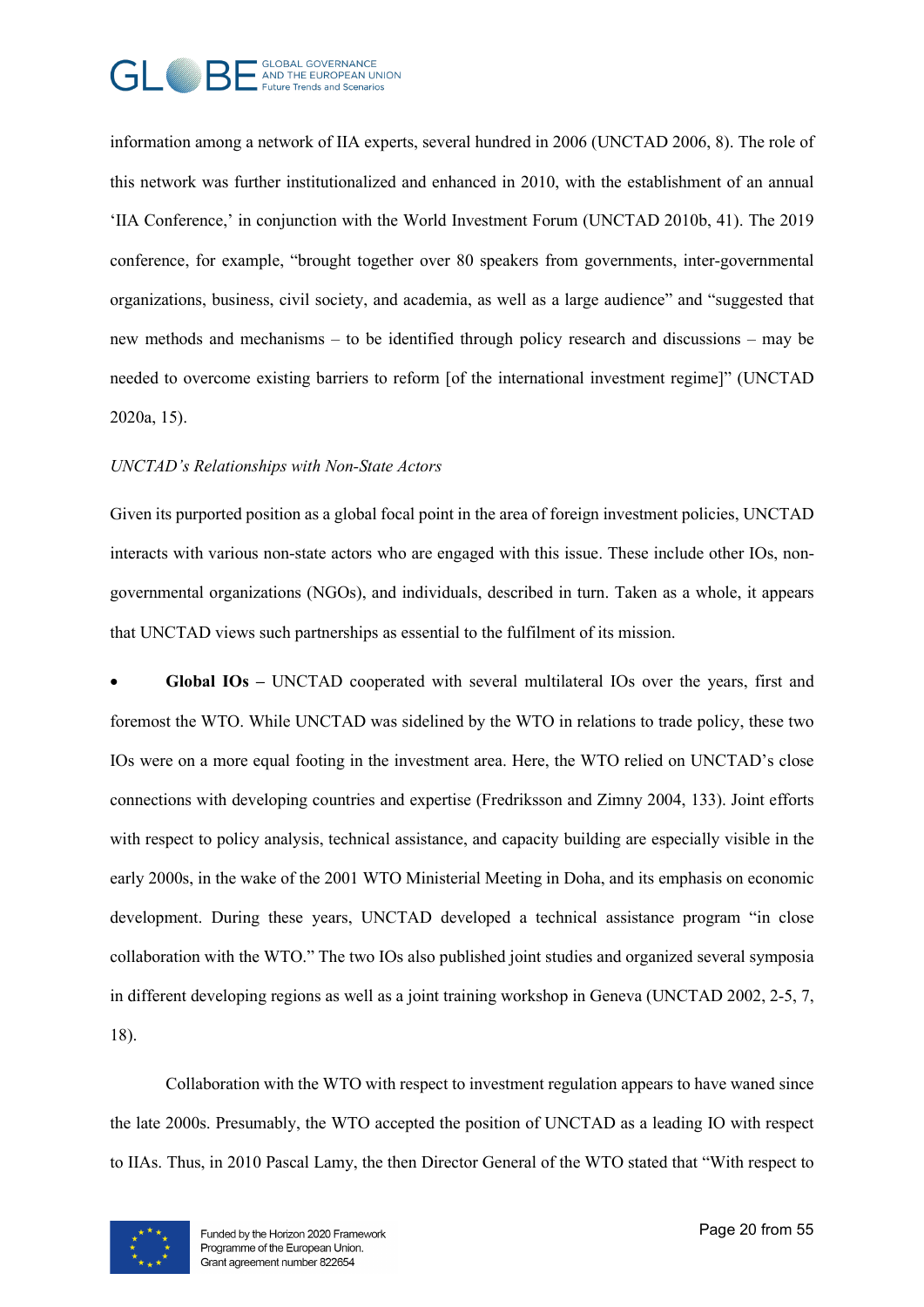information among a network of IIA experts, several hundred in 2006 (UNCTAD 2006, 8). The role of this network was further institutionalized and enhanced in 2010, with the establishment of an annual 'IIA Conference,' in conjunction with the World Investment Forum (UNCTAD 2010b, 41). The 2019 conference, for example, "brought together over 80 speakers from governments, inter-governmental organizations, business, civil society, and academia, as well as a large audience" and "suggested that new methods and mechanisms – to be identified through policy research and discussions – may be needed to overcome existing barriers to reform [of the international investment regime]" (UNCTAD 2020a, 15).

*UNCTAD's Relationships with Non-State Actors*

Given its purported position as a global focal point in the area of foreign investment policies, UNCTAD interacts with various non-state actors who are engaged with this issue. These include other IOs, non-governmental organizations (NGOs), and individuals, described in turn. Taken as a whole, it appears that UNCTAD views such partnerships as essential to the fulfilment of its mission.

- **Global IOs –** UNCTAD cooperated with several multilateral IOs over the years, first and foremost the WTO. While UNCTAD was sidelined by the WTO in relations to trade policy, these two IOs were on a more equal footing in the investment area. Here, the WTO relied on UNCTAD's close connections with developing countries and expertise (Fredriksson and Zimny 2004, 133). Joint efforts with respect to policy analysis, technical assistance, and capacity building are especially visible in the early 2000s, in the wake of the 2001 WTO Ministerial Meeting in Doha, and its emphasis on economic development. During these years, UNCTAD developed a technical assistance program "in close collaboration with the WTO." The two IOs also published joint studies and organized several symposia in different developing regions as well as a joint training workshop in Geneva (UNCTAD 2002, 2-5, 7, 18).

Collaboration with the WTO with respect to investment regulation appears to have waned since the late 2000s. Presumably, the WTO accepted the position of UNCTAD as a leading IO with respect to IIAs. Thus, in 2010 Pascal Lamy, the then Director General of the WTO stated that "With respect to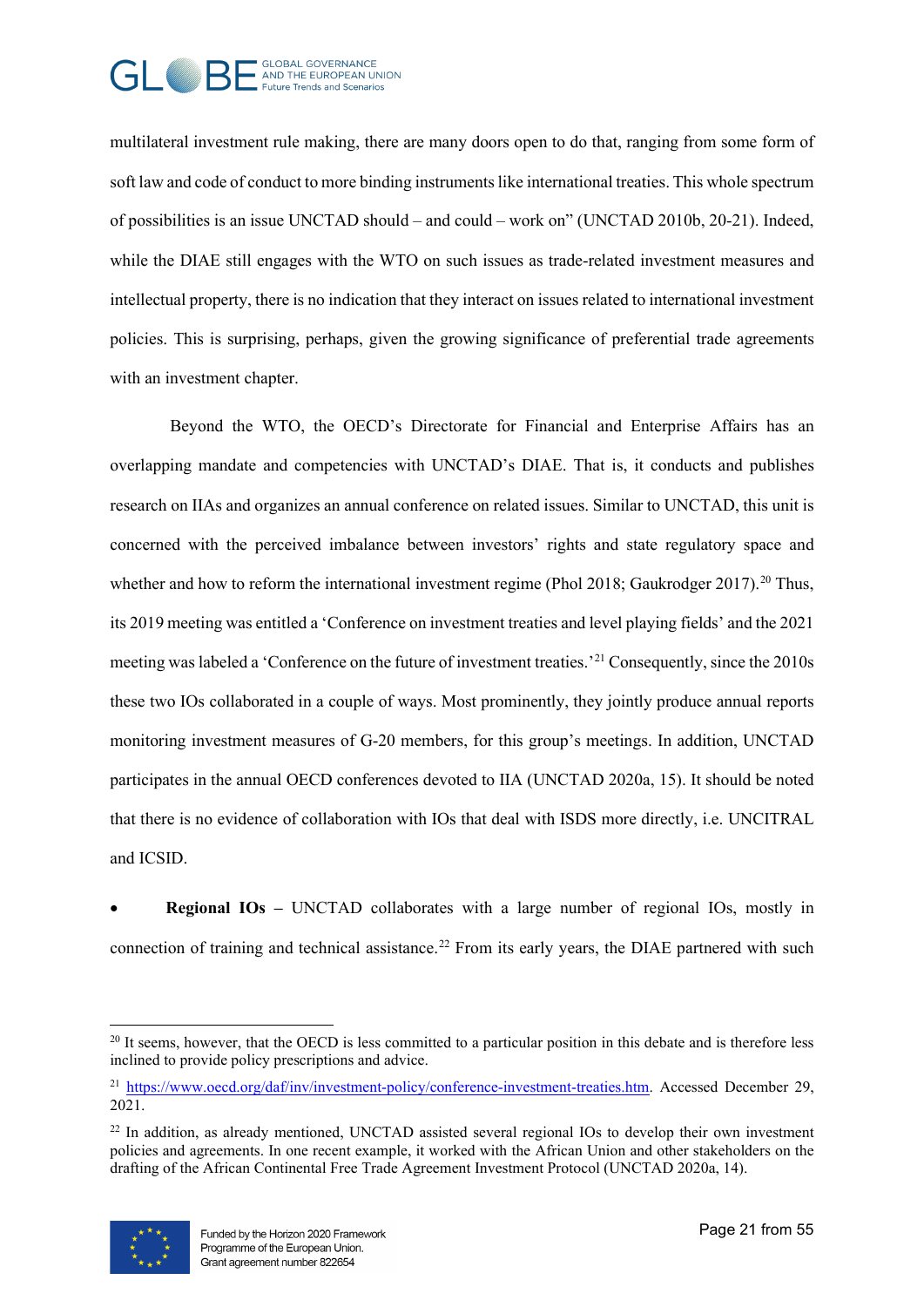multilateral investment rule making, there are many doors open to do that, ranging from some form of soft law and code of conduct to more binding instruments like international treaties. This whole spectrum of possibilities is an issue UNCTAD should – and could – work on" (UNCTAD 2010b, 20-21). Indeed, while the DIAE still engages with the WTO on such issues as trade-related investment measures and intellectual property, there is no indication that they interact on issues related to international investment policies. This is surprising, perhaps, given the growing significance of preferential trade agreements with an investment chapter.

Beyond the WTO, the OECD's Directorate for Financial and Enterprise Affairs has an overlapping mandate and competencies with UNCTAD's DIAE. That is, it conducts and publishes research on IIAs and organizes an annual conference on related issues. Similar to UNCTAD, this unit is concerned with the perceived imbalance between investors' rights and state regulatory space and whether and how to reform the international investment regime (Phol 2018; Gaukrodger 2017).[20] Thus, its 2019 meeting was entitled a 'Conference on investment treaties and level playing fields' and the 2021 meeting was labeled a 'Conference on the future of investment treaties.'[21] Consequently, since the 2010s these two IOs collaborated in a couple of ways. Most prominently, they jointly produce annual reports monitoring investment measures of G-20 members, for this group's meetings. In addition, UNCTAD participates in the annual OECD conferences devoted to IIA (UNCTAD 2020a, 15). It should be noted that there is no evidence of collaboration with IOs that deal with ISDS more directly, i.e. UNCITRAL and ICSID.

- **Regional IOs –** UNCTAD collaborates with a large number of regional IOs, mostly in connection of training and technical assistance.[22] From its early years, the DIAE partnered with such

---

[20] It seems, however, that the OECD is less committed to a particular position in this debate and is therefore less inclined to provide policy prescriptions and advice.

[21] https://www.oecd.org/daf/inv/investment-policy/conference-investment-treaties.htm. Accessed December 29, 2021.

[22] In addition, as already mentioned, UNCTAD assisted several regional IOs to develop their own investment policies and agreements. In one recent example, it worked with the African Union and other stakeholders on the drafting of the African Continental Free Trade Agreement Investment Protocol (UNCTAD 2020a, 14).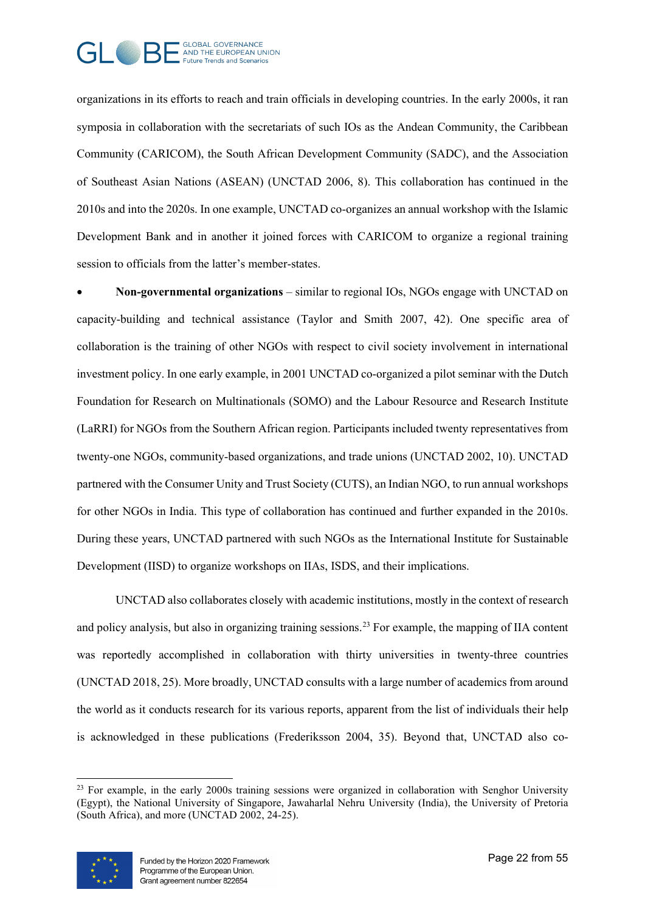organizations in its efforts to reach and train officials in developing countries. In the early 2000s, it ran symposia in collaboration with the secretariats of such IOs as the Andean Community, the Caribbean Community (CARICOM), the South African Development Community (SADC), and the Association of Southeast Asian Nations (ASEAN) (UNCTAD 2006, 8). This collaboration has continued in the 2010s and into the 2020s. In one example, UNCTAD co-organizes an annual workshop with the Islamic Development Bank and in another it joined forces with CARICOM to organize a regional training session to officials from the latter's member-states.

- **Non-governmental organizations** – similar to regional IOs, NGOs engage with UNCTAD on capacity-building and technical assistance (Taylor and Smith 2007, 42). One specific area of collaboration is the training of other NGOs with respect to civil society involvement in international investment policy. In one early example, in 2001 UNCTAD co-organized a pilot seminar with the Dutch Foundation for Research on Multinationals (SOMO) and the Labour Resource and Research Institute (LaRRI) for NGOs from the Southern African region. Participants included twenty representatives from twenty-one NGOs, community-based organizations, and trade unions (UNCTAD 2002, 10). UNCTAD partnered with the Consumer Unity and Trust Society (CUTS), an Indian NGO, to run annual workshops for other NGOs in India. This type of collaboration has continued and further expanded in the 2010s. During these years, UNCTAD partnered with such NGOs as the International Institute for Sustainable Development (IISD) to organize workshops on IIAs, ISDS, and their implications.

UNCTAD also collaborates closely with academic institutions, mostly in the context of research and policy analysis, but also in organizing training sessions.[23] For example, the mapping of IIA content was reportedly accomplished in collaboration with thirty universities in twenty-three countries (UNCTAD 2018, 25). More broadly, UNCTAD consults with a large number of academics from around the world as it conducts research for its various reports, apparent from the list of individuals their help is acknowledged in these publications (Frederiksson 2004, 35). Beyond that, UNCTAD also co-

[23] For example, in the early 2000s training sessions were organized in collaboration with Senghor University (Egypt), the National University of Singapore, Jawaharlal Nehru University (India), the University of Pretoria (South Africa), and more (UNCTAD 2002, 24-25).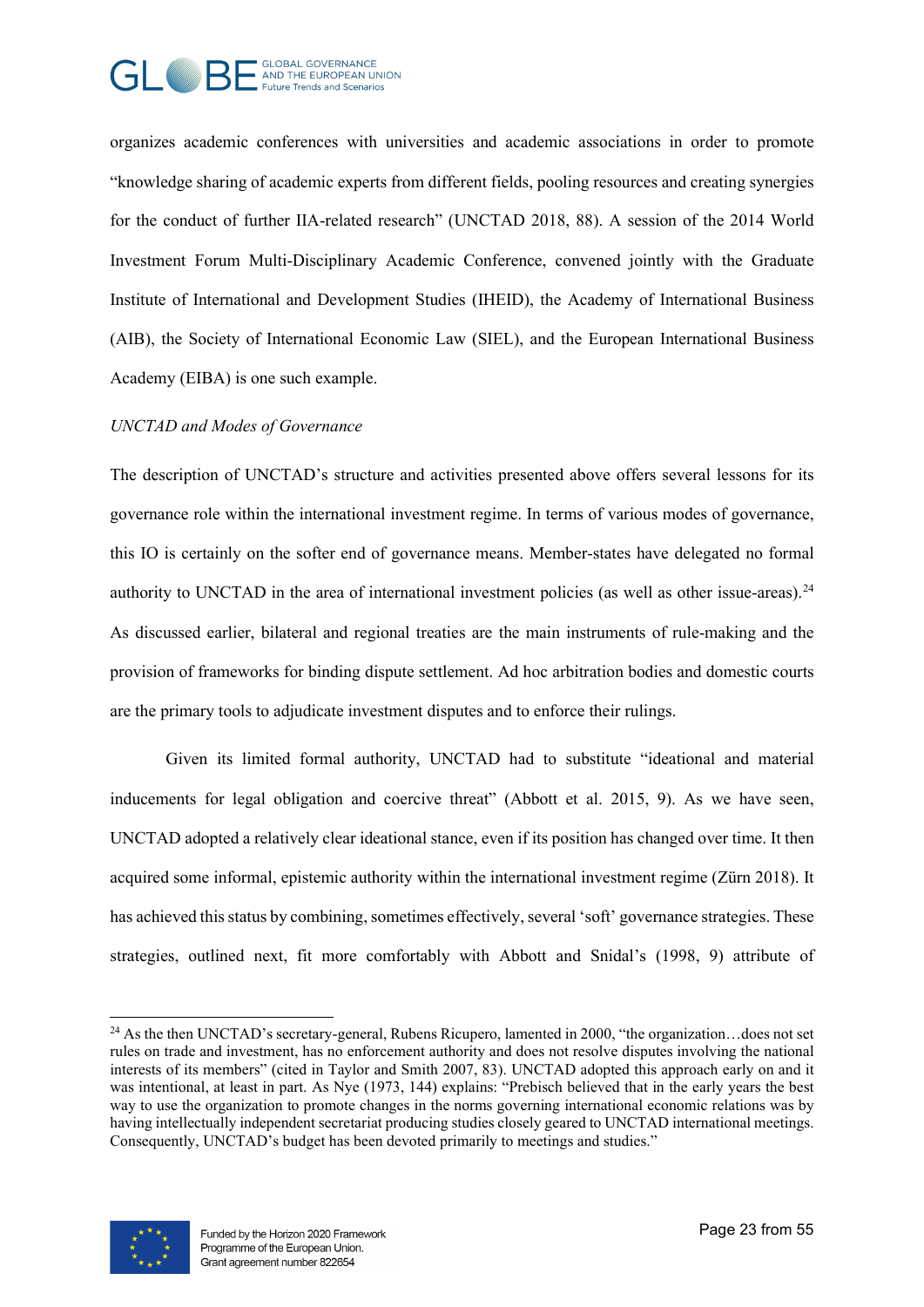organizes academic conferences with universities and academic associations in order to promote "knowledge sharing of academic experts from different fields, pooling resources and creating synergies for the conduct of further IIA-related research" (UNCTAD 2018, 88). A session of the 2014 World Investment Forum Multi-Disciplinary Academic Conference, convened jointly with the Graduate Institute of International and Development Studies (IHEID), the Academy of International Business (AIB), the Society of International Economic Law (SIEL), and the European International Business Academy (EIBA) is one such example.

*UNCTAD and Modes of Governance*

The description of UNCTAD's structure and activities presented above offers several lessons for its governance role within the international investment regime. In terms of various modes of governance, this IO is certainly on the softer end of governance means. Member-states have delegated no formal authority to UNCTAD in the area of international investment policies (as well as other issue-areas).[24] As discussed earlier, bilateral and regional treaties are the main instruments of rule-making and the provision of frameworks for binding dispute settlement. Ad hoc arbitration bodies and domestic courts are the primary tools to adjudicate investment disputes and to enforce their rulings.

Given its limited formal authority, UNCTAD had to substitute "ideational and material inducements for legal obligation and coercive threat" (Abbott et al. 2015, 9). As we have seen, UNCTAD adopted a relatively clear ideational stance, even if its position has changed over time. It then acquired some informal, epistemic authority within the international investment regime (Zürn 2018). It has achieved this status by combining, sometimes effectively, several 'soft' governance strategies. These strategies, outlined next, fit more comfortably with Abbott and Snidal's (1998, 9) attribute of

---

[24] As the then UNCTAD's secretary-general, Rubens Ricupero, lamented in 2000, "the organization…does not set rules on trade and investment, has no enforcement authority and does not resolve disputes involving the national interests of its members" (cited in Taylor and Smith 2007, 83). UNCTAD adopted this approach early on and it was intentional, at least in part. As Nye (1973, 144) explains: "Prebisch believed that in the early years the best way to use the organization to promote changes in the norms governing international economic relations was by having intellectually independent secretariat producing studies closely geared to UNCTAD international meetings. Consequently, UNCTAD's budget has been devoted primarily to meetings and studies."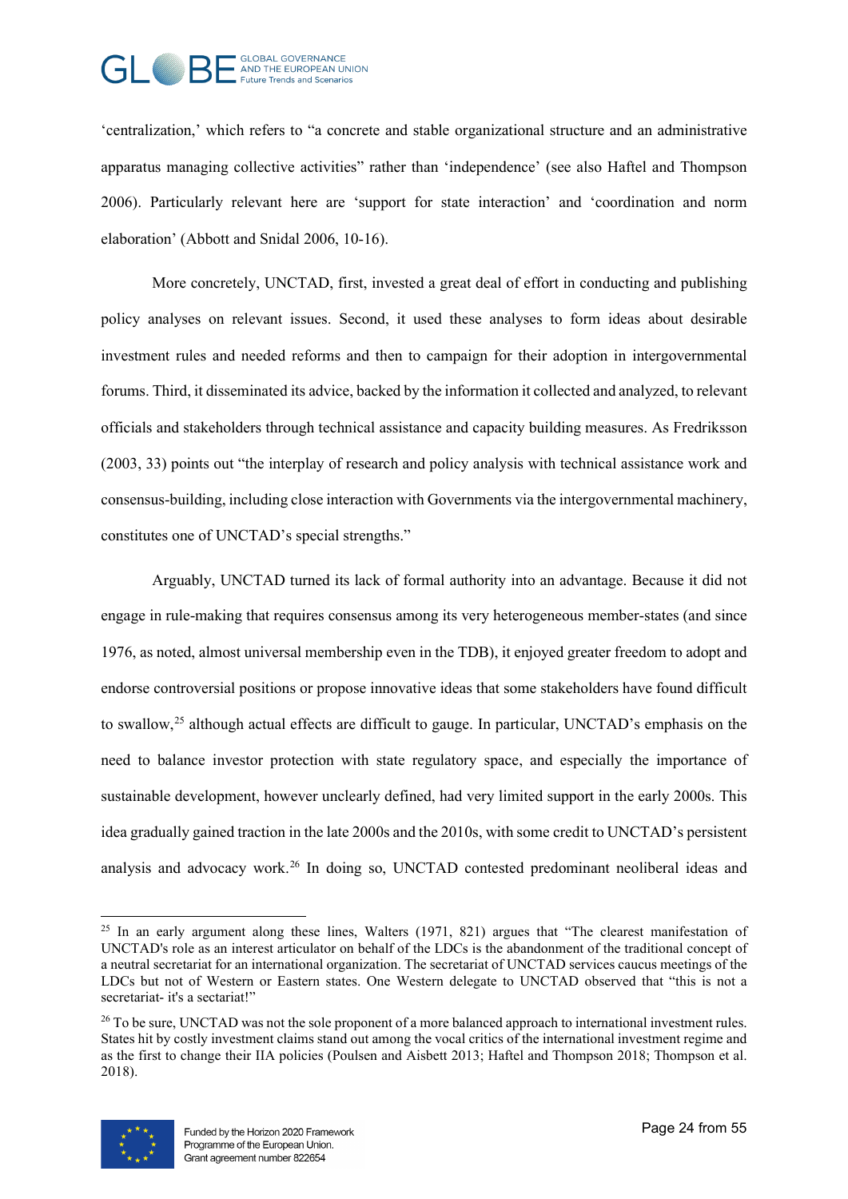'centralization,' which refers to "a concrete and stable organizational structure and an administrative apparatus managing collective activities" rather than 'independence' (see also Haftel and Thompson 2006). Particularly relevant here are 'support for state interaction' and 'coordination and norm elaboration' (Abbott and Snidal 2006, 10-16).

More concretely, UNCTAD, first, invested a great deal of effort in conducting and publishing policy analyses on relevant issues. Second, it used these analyses to form ideas about desirable investment rules and needed reforms and then to campaign for their adoption in intergovernmental forums. Third, it disseminated its advice, backed by the information it collected and analyzed, to relevant officials and stakeholders through technical assistance and capacity building measures. As Fredriksson (2003, 33) points out "the interplay of research and policy analysis with technical assistance work and consensus-building, including close interaction with Governments via the intergovernmental machinery, constitutes one of UNCTAD's special strengths."

Arguably, UNCTAD turned its lack of formal authority into an advantage. Because it did not engage in rule-making that requires consensus among its very heterogeneous member-states (and since 1976, as noted, almost universal membership even in the TDB), it enjoyed greater freedom to adopt and endorse controversial positions or propose innovative ideas that some stakeholders have found difficult to swallow,[25] although actual effects are difficult to gauge. In particular, UNCTAD's emphasis on the need to balance investor protection with state regulatory space, and especially the importance of sustainable development, however unclearly defined, had very limited support in the early 2000s. This idea gradually gained traction in the late 2000s and the 2010s, with some credit to UNCTAD's persistent analysis and advocacy work.[26] In doing so, UNCTAD contested predominant neoliberal ideas and

---

[25] In an early argument along these lines, Walters (1971, 821) argues that "The clearest manifestation of UNCTAD's role as an interest articulator on behalf of the LDCs is the abandonment of the traditional concept of a neutral secretariat for an international organization. The secretariat of UNCTAD services caucus meetings of the LDCs but not of Western or Eastern states. One Western delegate to UNCTAD observed that "this is not a secretariat- it's a sectariat!"

[26] To be sure, UNCTAD was not the sole proponent of a more balanced approach to international investment rules. States hit by costly investment claims stand out among the vocal critics of the international investment regime and as the first to change their IIA policies (Poulsen and Aisbett 2013; Haftel and Thompson 2018; Thompson et al. 2018).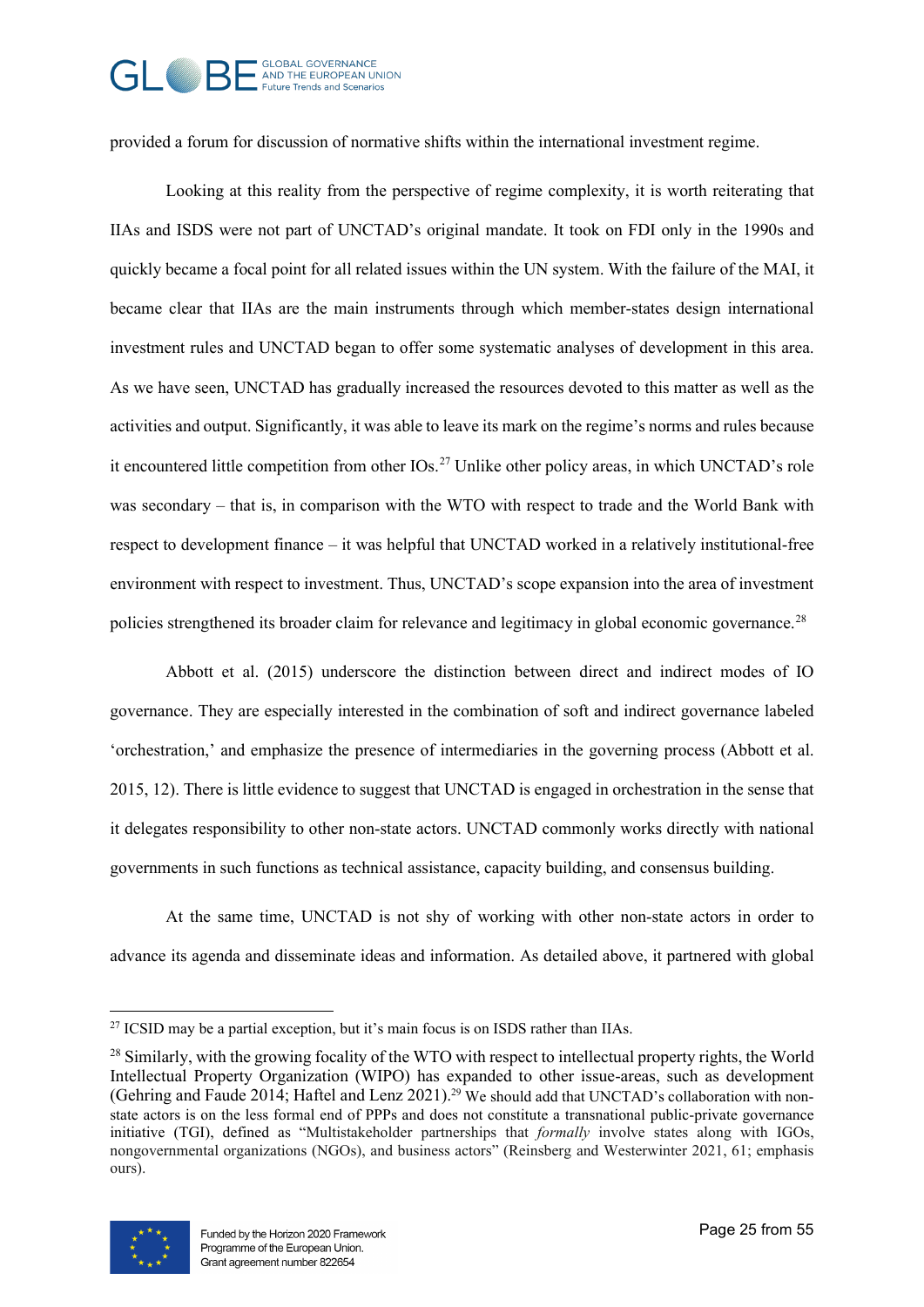provided a forum for discussion of normative shifts within the international investment regime.

Looking at this reality from the perspective of regime complexity, it is worth reiterating that IIAs and ISDS were not part of UNCTAD's original mandate. It took on FDI only in the 1990s and quickly became a focal point for all related issues within the UN system. With the failure of the MAI, it became clear that IIAs are the main instruments through which member-states design international investment rules and UNCTAD began to offer some systematic analyses of development in this area. As we have seen, UNCTAD has gradually increased the resources devoted to this matter as well as the activities and output. Significantly, it was able to leave its mark on the regime's norms and rules because it encountered little competition from other IOs.[27] Unlike other policy areas, in which UNCTAD's role was secondary – that is, in comparison with the WTO with respect to trade and the World Bank with respect to development finance – it was helpful that UNCTAD worked in a relatively institutional-free environment with respect to investment. Thus, UNCTAD's scope expansion into the area of investment policies strengthened its broader claim for relevance and legitimacy in global economic governance.[28]

Abbott et al. (2015) underscore the distinction between direct and indirect modes of IO governance. They are especially interested in the combination of soft and indirect governance labeled 'orchestration,' and emphasize the presence of intermediaries in the governing process (Abbott et al. 2015, 12). There is little evidence to suggest that UNCTAD is engaged in orchestration in the sense that it delegates responsibility to other non-state actors. UNCTAD commonly works directly with national governments in such functions as technical assistance, capacity building, and consensus building.

At the same time, UNCTAD is not shy of working with other non-state actors in order to advance its agenda and disseminate ideas and information. As detailed above, it partnered with global

---

[27] ICSID may be a partial exception, but it's main focus is on ISDS rather than IIAs.

[28] Similarly, with the growing focality of the WTO with respect to intellectual property rights, the World Intellectual Property Organization (WIPO) has expanded to other issue-areas, such as development (Gehring and Faude 2014; Haftel and Lenz 2021).[29] We should add that UNCTAD's collaboration with non-state actors is on the less formal end of PPPs and does not constitute a transnational public-private governance initiative (TGI), defined as "Multistakeholder partnerships that *formally* involve states along with IGOs, nongovernmental organizations (NGOs), and business actors" (Reinsberg and Westerwinter 2021, 61; emphasis ours).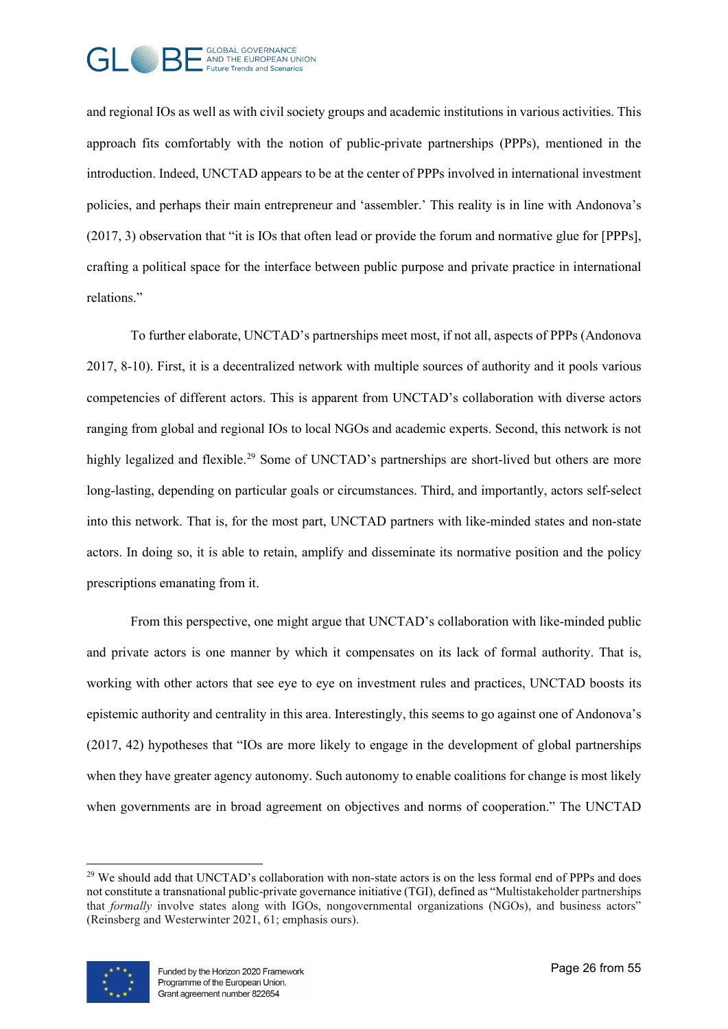and regional IOs as well as with civil society groups and academic institutions in various activities. This approach fits comfortably with the notion of public-private partnerships (PPPs), mentioned in the introduction. Indeed, UNCTAD appears to be at the center of PPPs involved in international investment policies, and perhaps their main entrepreneur and 'assembler.' This reality is in line with Andonova's (2017, 3) observation that "it is IOs that often lead or provide the forum and normative glue for [PPPs], crafting a political space for the interface between public purpose and private practice in international relations."

To further elaborate, UNCTAD's partnerships meet most, if not all, aspects of PPPs (Andonova 2017, 8-10). First, it is a decentralized network with multiple sources of authority and it pools various competencies of different actors. This is apparent from UNCTAD's collaboration with diverse actors ranging from global and regional IOs to local NGOs and academic experts. Second, this network is not highly legalized and flexible.[29] Some of UNCTAD's partnerships are short-lived but others are more long-lasting, depending on particular goals or circumstances. Third, and importantly, actors self-select into this network. That is, for the most part, UNCTAD partners with like-minded states and non-state actors. In doing so, it is able to retain, amplify and disseminate its normative position and the policy prescriptions emanating from it.

From this perspective, one might argue that UNCTAD's collaboration with like-minded public and private actors is one manner by which it compensates on its lack of formal authority. That is, working with other actors that see eye to eye on investment rules and practices, UNCTAD boosts its epistemic authority and centrality in this area. Interestingly, this seems to go against one of Andonova's (2017, 42) hypotheses that "IOs are more likely to engage in the development of global partnerships when they have greater agency autonomy. Such autonomy to enable coalitions for change is most likely when governments are in broad agreement on objectives and norms of cooperation." The UNCTAD

[29] We should add that UNCTAD's collaboration with non-state actors is on the less formal end of PPPs and does not constitute a transnational public-private governance initiative (TGI), defined as "Multistakeholder partnerships that *formally* involve states along with IGOs, nongovernmental organizations (NGOs), and business actors" (Reinsberg and Westerwinter 2021, 61; emphasis ours).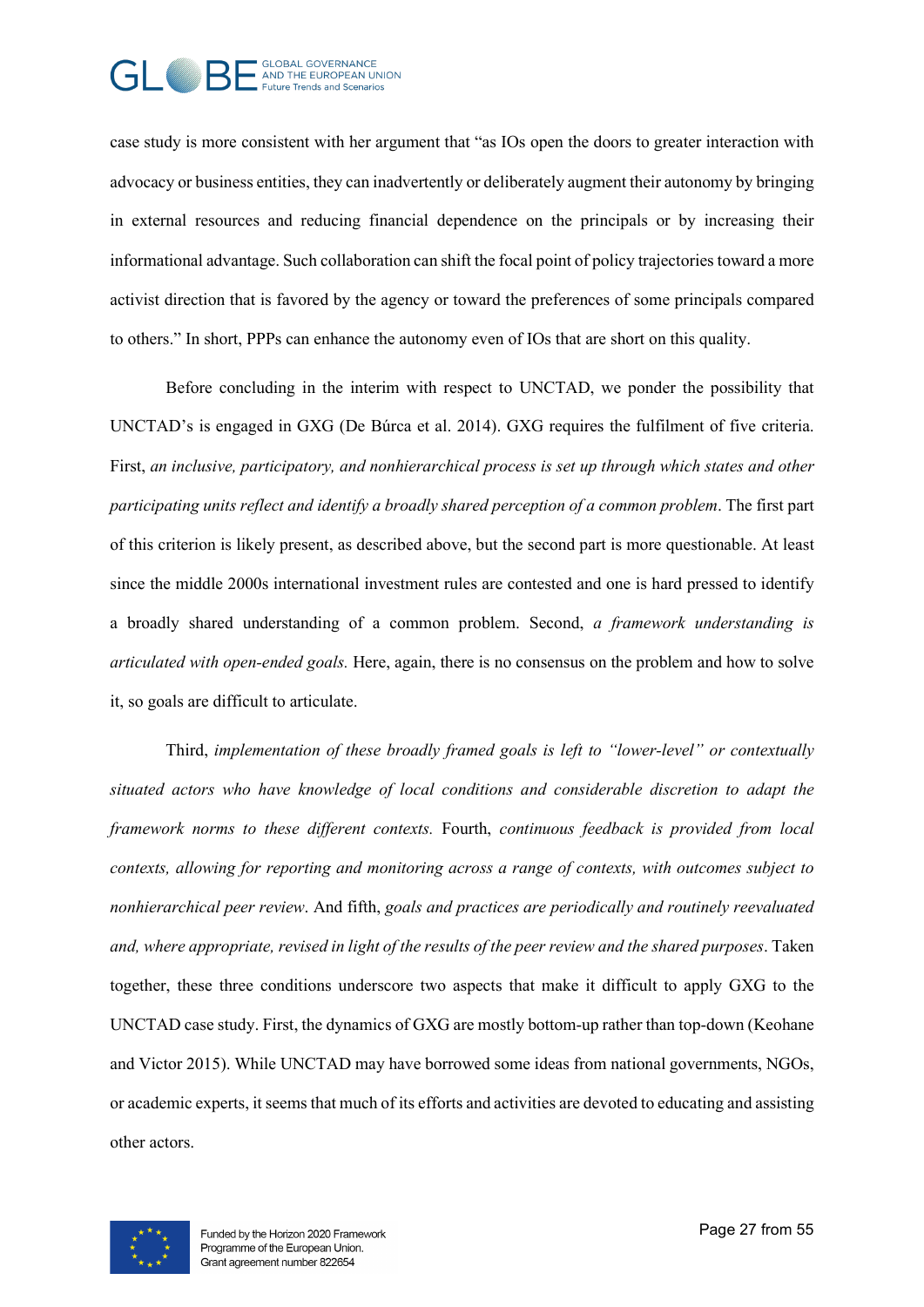case study is more consistent with her argument that "as IOs open the doors to greater interaction with advocacy or business entities, they can inadvertently or deliberately augment their autonomy by bringing in external resources and reducing financial dependence on the principals or by increasing their informational advantage. Such collaboration can shift the focal point of policy trajectories toward a more activist direction that is favored by the agency or toward the preferences of some principals compared to others." In short, PPPs can enhance the autonomy even of IOs that are short on this quality.

Before concluding in the interim with respect to UNCTAD, we ponder the possibility that UNCTAD's is engaged in GXG (De Búrca et al. 2014). GXG requires the fulfilment of five criteria. First, *an inclusive, participatory, and nonhierarchical process is set up through which states and other participating units reflect and identify a broadly shared perception of a common problem*. The first part of this criterion is likely present, as described above, but the second part is more questionable. At least since the middle 2000s international investment rules are contested and one is hard pressed to identify a broadly shared understanding of a common problem. Second, *a framework understanding is articulated with open-ended goals.* Here, again, there is no consensus on the problem and how to solve it, so goals are difficult to articulate.

Third, *implementation of these broadly framed goals is left to "lower-level" or contextually situated actors who have knowledge of local conditions and considerable discretion to adapt the framework norms to these different contexts.* Fourth, *continuous feedback is provided from local contexts, allowing for reporting and monitoring across a range of contexts, with outcomes subject to nonhierarchical peer review*. And fifth, *goals and practices are periodically and routinely reevaluated and, where appropriate, revised in light of the results of the peer review and the shared purposes*. Taken together, these three conditions underscore two aspects that make it difficult to apply GXG to the UNCTAD case study. First, the dynamics of GXG are mostly bottom-up rather than top-down (Keohane and Victor 2015). While UNCTAD may have borrowed some ideas from national governments, NGOs, or academic experts, it seems that much of its efforts and activities are devoted to educating and assisting other actors.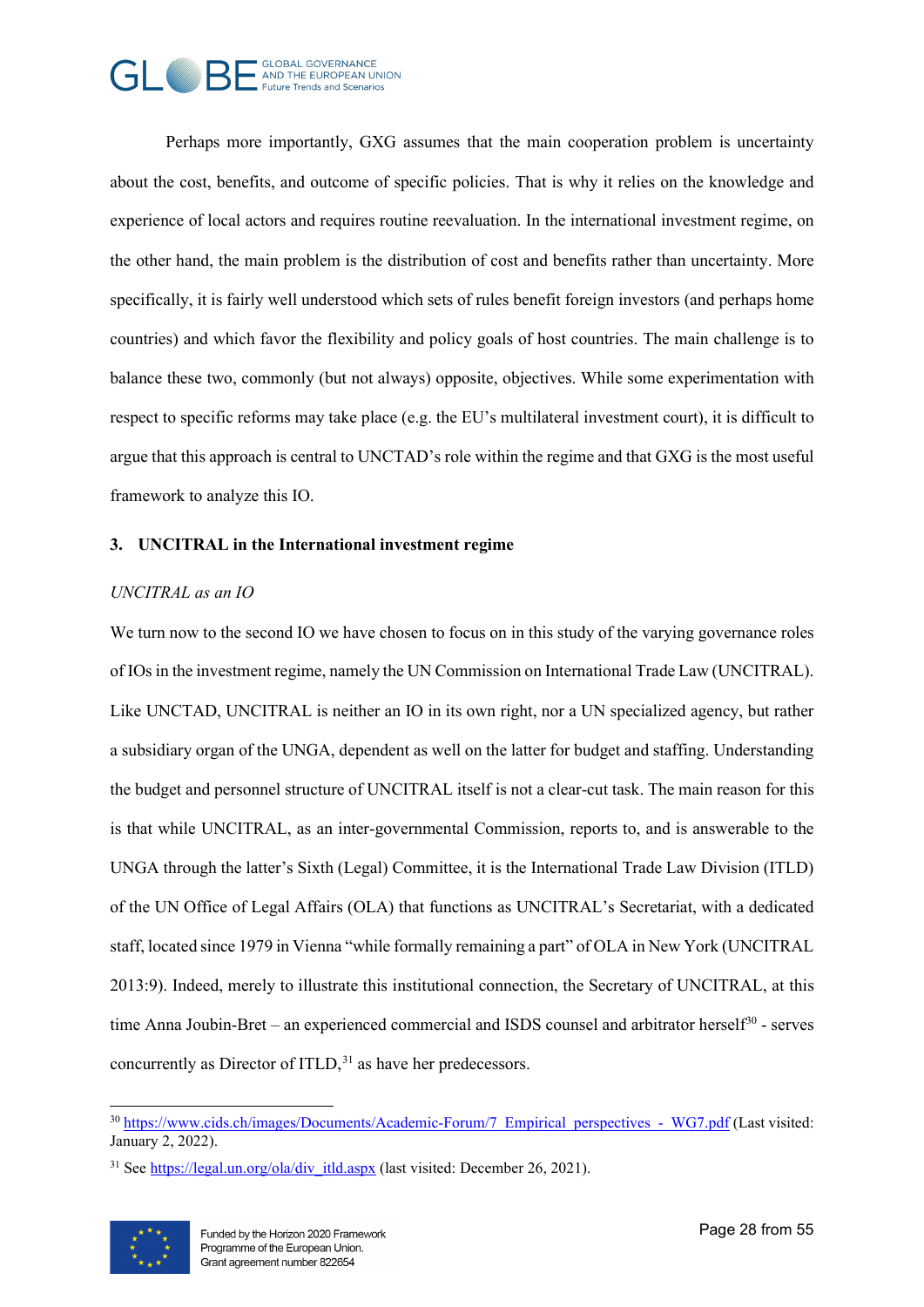Perhaps more importantly, GXG assumes that the main cooperation problem is uncertainty about the cost, benefits, and outcome of specific policies. That is why it relies on the knowledge and experience of local actors and requires routine reevaluation. In the international investment regime, on the other hand, the main problem is the distribution of cost and benefits rather than uncertainty. More specifically, it is fairly well understood which sets of rules benefit foreign investors (and perhaps home countries) and which favor the flexibility and policy goals of host countries. The main challenge is to balance these two, commonly (but not always) opposite, objectives. While some experimentation with respect to specific reforms may take place (e.g. the EU's multilateral investment court), it is difficult to argue that this approach is central to UNCTAD's role within the regime and that GXG is the most useful framework to analyze this IO.

## 3. UNCITRAL in the International investment regime

*UNCITRAL as an IO*

We turn now to the second IO we have chosen to focus on in this study of the varying governance roles of IOs in the investment regime, namely the UN Commission on International Trade Law (UNCITRAL). Like UNCTAD, UNCITRAL is neither an IO in its own right, nor a UN specialized agency, but rather a subsidiary organ of the UNGA, dependent as well on the latter for budget and staffing. Understanding the budget and personnel structure of UNCITRAL itself is not a clear-cut task. The main reason for this is that while UNCITRAL, as an inter-governmental Commission, reports to, and is answerable to the UNGA through the latter's Sixth (Legal) Committee, it is the International Trade Law Division (ITLD) of the UN Office of Legal Affairs (OLA) that functions as UNCITRAL's Secretariat, with a dedicated staff, located since 1979 in Vienna "while formally remaining a part" of OLA in New York (UNCITRAL 2013:9). Indeed, merely to illustrate this institutional connection, the Secretary of UNCITRAL, at this time Anna Joubin-Bret – an experienced commercial and ISDS counsel and arbitrator herself[30] - serves concurrently as Director of ITLD,[31] as have her predecessors.

---

[30] https://www.cids.ch/images/Documents/Academic-Forum/7_Empirical_perspectives_-_WG7.pdf (Last visited: January 2, 2022).

[31] See https://legal.un.org/ola/div_itld.aspx (last visited: December 26, 2021).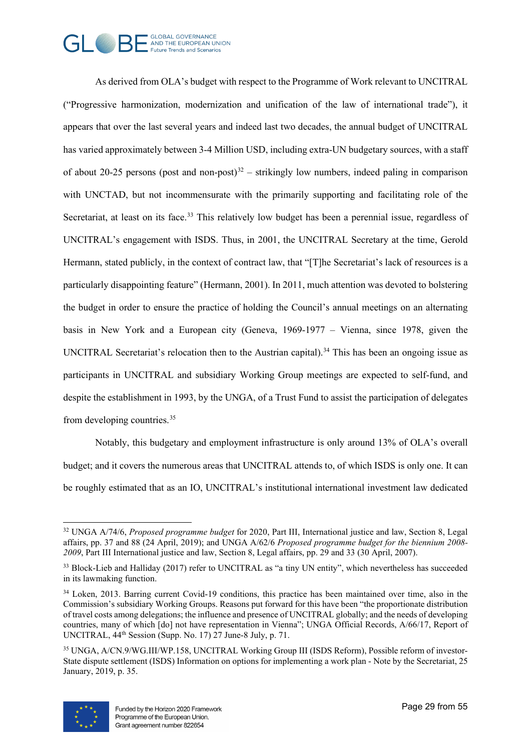As derived from OLA's budget with respect to the Programme of Work relevant to UNCITRAL ("Progressive harmonization, modernization and unification of the law of international trade"), it appears that over the last several years and indeed last two decades, the annual budget of UNCITRAL has varied approximately between 3-4 Million USD, including extra-UN budgetary sources, with a staff of about 20-25 persons (post and non-post)[32] – strikingly low numbers, indeed paling in comparison with UNCTAD, but not incommensurate with the primarily supporting and facilitating role of the Secretariat, at least on its face.[33] This relatively low budget has been a perennial issue, regardless of UNCITRAL's engagement with ISDS. Thus, in 2001, the UNCITRAL Secretary at the time, Gerold Hermann, stated publicly, in the context of contract law, that "[T]he Secretariat's lack of resources is a particularly disappointing feature" (Hermann, 2001). In 2011, much attention was devoted to bolstering the budget in order to ensure the practice of holding the Council's annual meetings on an alternating basis in New York and a European city (Geneva, 1969-1977 – Vienna, since 1978, given the UNCITRAL Secretariat's relocation then to the Austrian capital).[34] This has been an ongoing issue as participants in UNCITRAL and subsidiary Working Group meetings are expected to self-fund, and despite the establishment in 1993, by the UNGA, of a Trust Fund to assist the participation of delegates from developing countries.[35]

Notably, this budgetary and employment infrastructure is only around 13% of OLA's overall budget; and it covers the numerous areas that UNCITRAL attends to, of which ISDS is only one. It can be roughly estimated that as an IO, UNCITRAL's institutional international investment law dedicated

---

[32] UNGA A/74/6, *Proposed programme budget* for 2020, Part III, International justice and law, Section 8, Legal affairs, pp. 37 and 88 (24 April, 2019); and UNGA A/62/6 *Proposed programme budget for the biennium 2008-2009*, Part III International justice and law, Section 8, Legal affairs, pp. 29 and 33 (30 April, 2007).

[33] Block-Lieb and Halliday (2017) refer to UNCITRAL as "a tiny UN entity", which nevertheless has succeeded in its lawmaking function.

[34] Loken, 2013. Barring current Covid-19 conditions, this practice has been maintained over time, also in the Commission's subsidiary Working Groups. Reasons put forward for this have been "the proportionate distribution of travel costs among delegations; the influence and presence of UNCITRAL globally; and the needs of developing countries, many of which [do] not have representation in Vienna"; UNGA Official Records, A/66/17, Report of UNCITRAL, 44th Session (Supp. No. 17) 27 June-8 July, p. 71.

[35] UNGA, A/CN.9/WG.III/WP.158, UNCITRAL Working Group III (ISDS Reform), Possible reform of investor-State dispute settlement (ISDS) Information on options for implementing a work plan - Note by the Secretariat, 25 January, 2019, p. 35.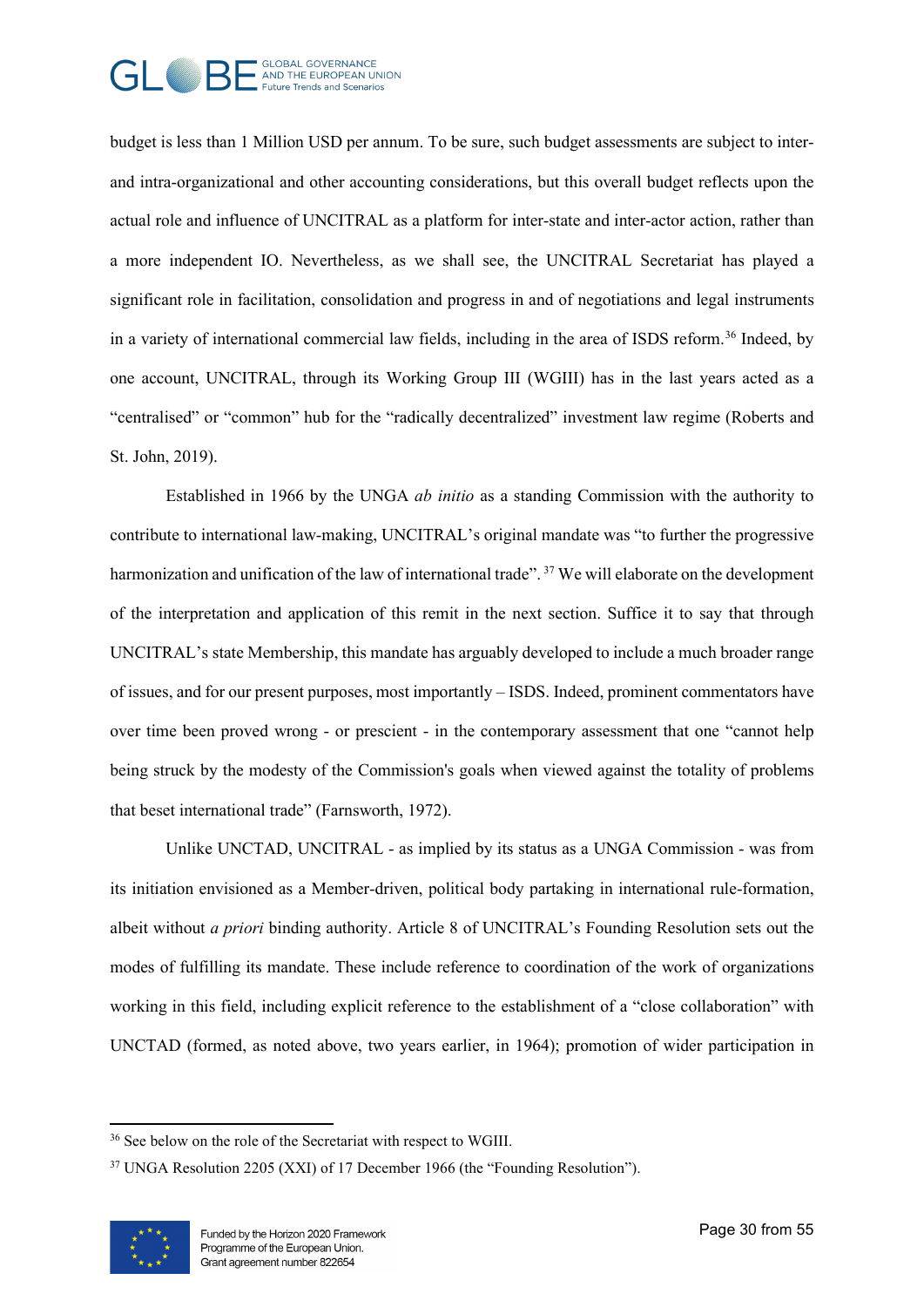budget is less than 1 Million USD per annum. To be sure, such budget assessments are subject to inter- and intra-organizational and other accounting considerations, but this overall budget reflects upon the actual role and influence of UNCITRAL as a platform for inter-state and inter-actor action, rather than a more independent IO. Nevertheless, as we shall see, the UNCITRAL Secretariat has played a significant role in facilitation, consolidation and progress in and of negotiations and legal instruments in a variety of international commercial law fields, including in the area of ISDS reform.[36] Indeed, by one account, UNCITRAL, through its Working Group III (WGIII) has in the last years acted as a "centralised" or "common" hub for the "radically decentralized" investment law regime (Roberts and St. John, 2019).

Established in 1966 by the UNGA *ab initio* as a standing Commission with the authority to contribute to international law-making, UNCITRAL's original mandate was "to further the progressive harmonization and unification of the law of international trade".[37] We will elaborate on the development of the interpretation and application of this remit in the next section. Suffice it to say that through UNCITRAL's state Membership, this mandate has arguably developed to include a much broader range of issues, and for our present purposes, most importantly – ISDS. Indeed, prominent commentators have over time been proved wrong - or prescient - in the contemporary assessment that one "cannot help being struck by the modesty of the Commission's goals when viewed against the totality of problems that beset international trade" (Farnsworth, 1972).

Unlike UNCTAD, UNCITRAL - as implied by its status as a UNGA Commission - was from its initiation envisioned as a Member-driven, political body partaking in international rule-formation, albeit without *a priori* binding authority. Article 8 of UNCITRAL's Founding Resolution sets out the modes of fulfilling its mandate. These include reference to coordination of the work of organizations working in this field, including explicit reference to the establishment of a "close collaboration" with UNCTAD (formed, as noted above, two years earlier, in 1964); promotion of wider participation in

---

[36] See below on the role of the Secretariat with respect to WGIII.

[37] UNGA Resolution 2205 (XXI) of 17 December 1966 (the "Founding Resolution").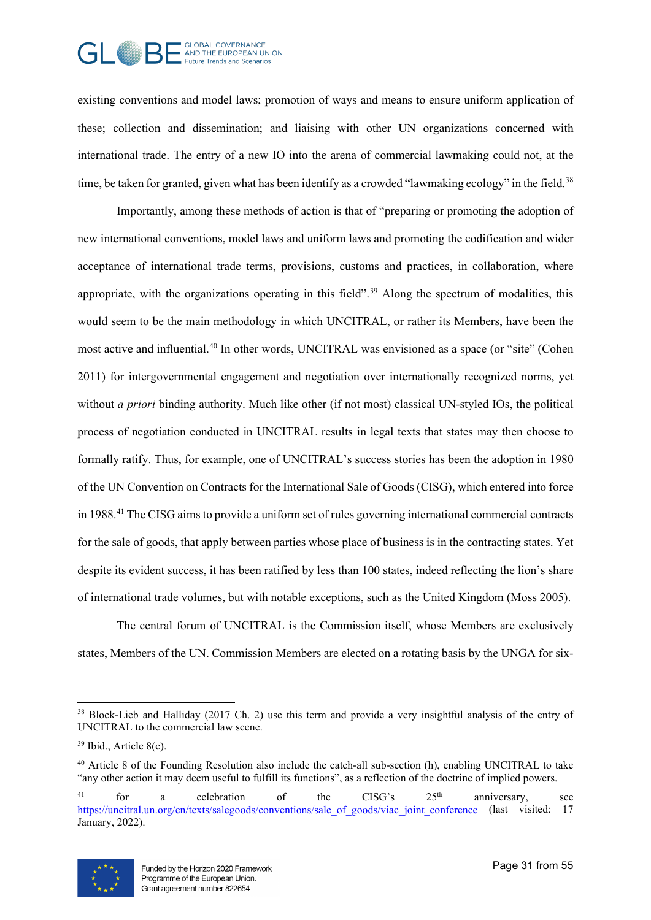existing conventions and model laws; promotion of ways and means to ensure uniform application of these; collection and dissemination; and liaising with other UN organizations concerned with international trade. The entry of a new IO into the arena of commercial lawmaking could not, at the time, be taken for granted, given what has been identify as a crowded "lawmaking ecology" in the field.[38]

Importantly, among these methods of action is that of "preparing or promoting the adoption of new international conventions, model laws and uniform laws and promoting the codification and wider acceptance of international trade terms, provisions, customs and practices, in collaboration, where appropriate, with the organizations operating in this field".[39] Along the spectrum of modalities, this would seem to be the main methodology in which UNCITRAL, or rather its Members, have been the most active and influential.[40] In other words, UNCITRAL was envisioned as a space (or "site" (Cohen 2011) for intergovernmental engagement and negotiation over internationally recognized norms, yet without *a priori* binding authority. Much like other (if not most) classical UN-styled IOs, the political process of negotiation conducted in UNCITRAL results in legal texts that states may then choose to formally ratify. Thus, for example, one of UNCITRAL's success stories has been the adoption in 1980 of the UN Convention on Contracts for the International Sale of Goods (CISG), which entered into force in 1988.[41] The CISG aims to provide a uniform set of rules governing international commercial contracts for the sale of goods, that apply between parties whose place of business is in the contracting states. Yet despite its evident success, it has been ratified by less than 100 states, indeed reflecting the lion's share of international trade volumes, but with notable exceptions, such as the United Kingdom (Moss 2005).

The central forum of UNCITRAL is the Commission itself, whose Members are exclusively states, Members of the UN. Commission Members are elected on a rotating basis by the UNGA for six-

---

[38] Block-Lieb and Halliday (2017 Ch. 2) use this term and provide a very insightful analysis of the entry of UNCITRAL to the commercial law scene.

[39] Ibid., Article 8(c).

[40] Article 8 of the Founding Resolution also include the catch-all sub-section (h), enabling UNCITRAL to take "any other action it may deem useful to fulfill its functions", as a reflection of the doctrine of implied powers.

[41] for a celebration of the CISG's 25th anniversary, see https://uncitral.un.org/en/texts/salegoods/conventions/sale_of_goods/viac_joint_conference (last visited: 17 January, 2022).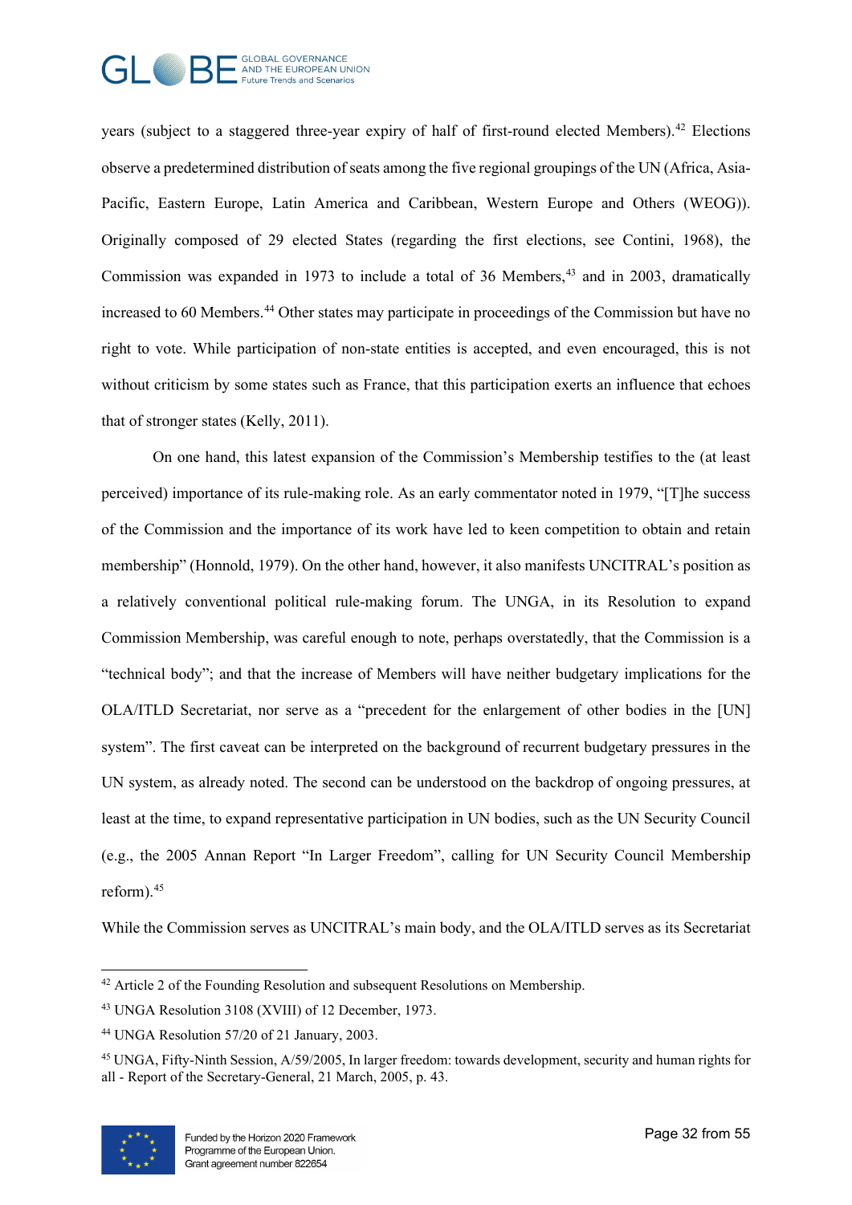years (subject to a staggered three-year expiry of half of first-round elected Members).[42] Elections observe a predetermined distribution of seats among the five regional groupings of the UN (Africa, Asia-Pacific, Eastern Europe, Latin America and Caribbean, Western Europe and Others (WEOG)). Originally composed of 29 elected States (regarding the first elections, see Contini, 1968), the Commission was expanded in 1973 to include a total of 36 Members,[43] and in 2003, dramatically increased to 60 Members.[44] Other states may participate in proceedings of the Commission but have no right to vote. While participation of non-state entities is accepted, and even encouraged, this is not without criticism by some states such as France, that this participation exerts an influence that echoes that of stronger states (Kelly, 2011).

On one hand, this latest expansion of the Commission's Membership testifies to the (at least perceived) importance of its rule-making role. As an early commentator noted in 1979, "[T]he success of the Commission and the importance of its work have led to keen competition to obtain and retain membership" (Honnold, 1979). On the other hand, however, it also manifests UNCITRAL's position as a relatively conventional political rule-making forum. The UNGA, in its Resolution to expand Commission Membership, was careful enough to note, perhaps overstatedly, that the Commission is a "technical body"; and that the increase of Members will have neither budgetary implications for the OLA/ITLD Secretariat, nor serve as a "precedent for the enlargement of other bodies in the [UN] system". The first caveat can be interpreted on the background of recurrent budgetary pressures in the UN system, as already noted. The second can be understood on the backdrop of ongoing pressures, at least at the time, to expand representative participation in UN bodies, such as the UN Security Council (e.g., the 2005 Annan Report "In Larger Freedom", calling for UN Security Council Membership reform).[45]

While the Commission serves as UNCITRAL's main body, and the OLA/ITLD serves as its Secretariat

---

[42] Article 2 of the Founding Resolution and subsequent Resolutions on Membership.

[43] UNGA Resolution 3108 (XVIII) of 12 December, 1973.

[44] UNGA Resolution 57/20 of 21 January, 2003.

[45] UNGA, Fifty-Ninth Session, A/59/2005, In larger freedom: towards development, security and human rights for all - Report of the Secretary-General, 21 March, 2005, p. 43.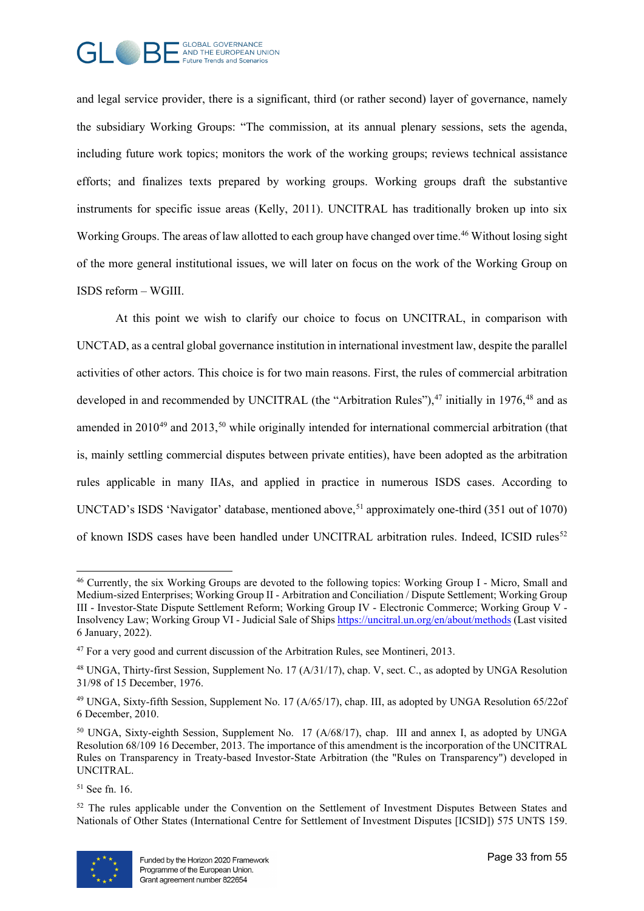and legal service provider, there is a significant, third (or rather second) layer of governance, namely the subsidiary Working Groups: "The commission, at its annual plenary sessions, sets the agenda, including future work topics; monitors the work of the working groups; reviews technical assistance efforts; and finalizes texts prepared by working groups. Working groups draft the substantive instruments for specific issue areas (Kelly, 2011). UNCITRAL has traditionally broken up into six Working Groups. The areas of law allotted to each group have changed over time.[46] Without losing sight of the more general institutional issues, we will later on focus on the work of the Working Group on ISDS reform – WGIII.

At this point we wish to clarify our choice to focus on UNCITRAL, in comparison with UNCTAD, as a central global governance institution in international investment law, despite the parallel activities of other actors. This choice is for two main reasons. First, the rules of commercial arbitration developed in and recommended by UNCITRAL (the "Arbitration Rules"),[47] initially in 1976,[48] and as amended in 2010[49] and 2013,[50] while originally intended for international commercial arbitration (that is, mainly settling commercial disputes between private entities), have been adopted as the arbitration rules applicable in many IIAs, and applied in practice in numerous ISDS cases. According to UNCTAD's ISDS 'Navigator' database, mentioned above,[51] approximately one-third (351 out of 1070) of known ISDS cases have been handled under UNCITRAL arbitration rules. Indeed, ICSID rules[52]

---

[46] Currently, the six Working Groups are devoted to the following topics: Working Group I - Micro, Small and Medium-sized Enterprises; Working Group II - Arbitration and Conciliation / Dispute Settlement; Working Group III - Investor-State Dispute Settlement Reform; Working Group IV - Electronic Commerce; Working Group V - Insolvency Law; Working Group VI - Judicial Sale of Ships https://uncitral.un.org/en/about/methods (Last visited 6 January, 2022).

[47] For a very good and current discussion of the Arbitration Rules, see Montineri, 2013.

[48] UNGA, Thirty-first Session, Supplement No. 17 (A/31/17), chap. V, sect. C., as adopted by UNGA Resolution 31/98 of 15 December, 1976.

[49] UNGA, Sixty-fifth Session, Supplement No. 17 (A/65/17), chap. III, as adopted by UNGA Resolution 65/22of 6 December, 2010.

[50] UNGA, Sixty-eighth Session, Supplement No. 17 (A/68/17), chap. III and annex I, as adopted by UNGA Resolution 68/109 16 December, 2013. The importance of this amendment is the incorporation of the UNCITRAL Rules on Transparency in Treaty-based Investor-State Arbitration (the "Rules on Transparency") developed in UNCITRAL.

[51] See fn. 16.

[52] The rules applicable under the Convention on the Settlement of Investment Disputes Between States and Nationals of Other States (International Centre for Settlement of Investment Disputes [ICSID]) 575 UNTS 159.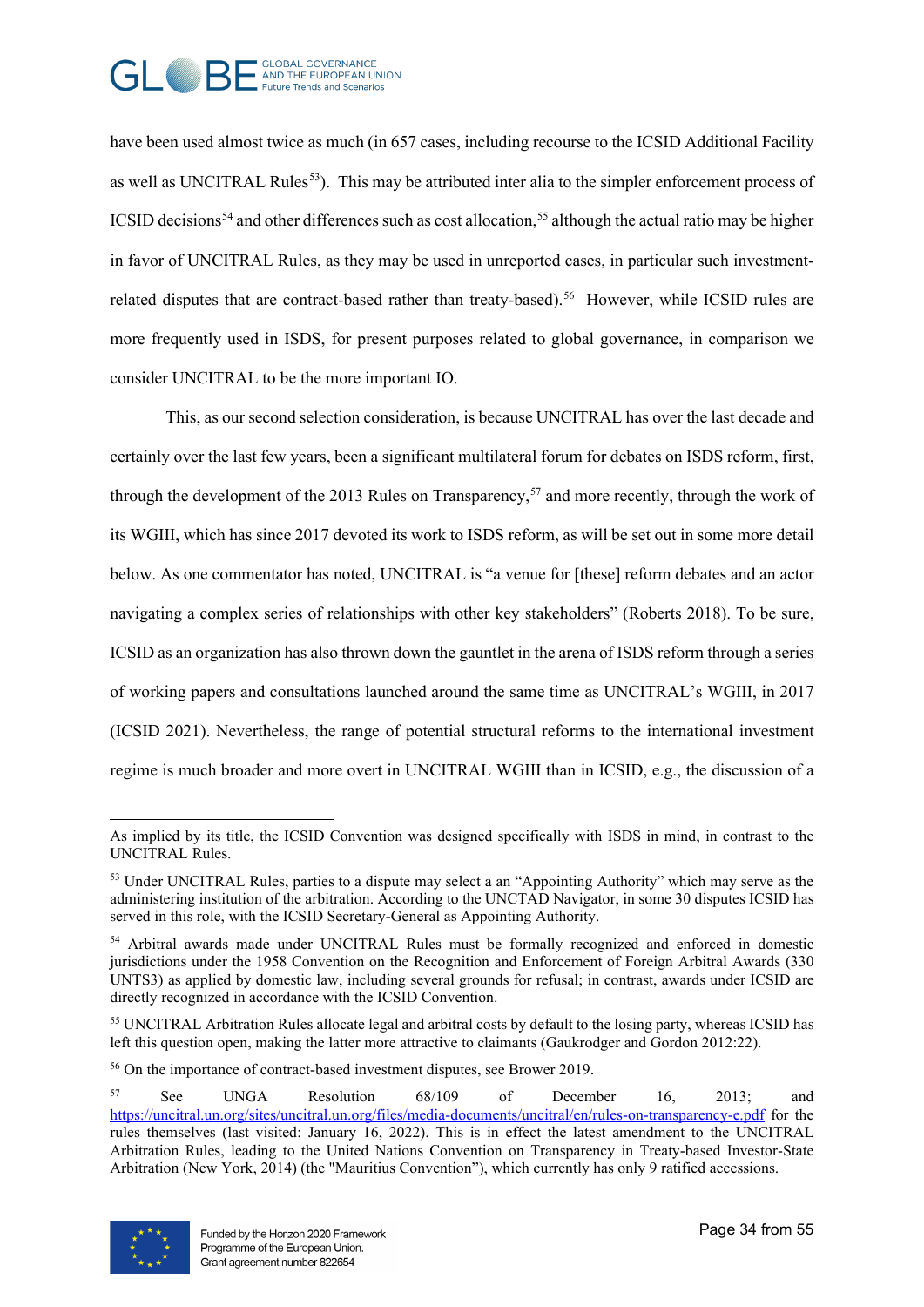have been used almost twice as much (in 657 cases, including recourse to the ICSID Additional Facility as well as UNCITRAL Rules[53]). This may be attributed inter alia to the simpler enforcement process of ICSID decisions[54] and other differences such as cost allocation,[55] although the actual ratio may be higher in favor of UNCITRAL Rules, as they may be used in unreported cases, in particular such investment-related disputes that are contract-based rather than treaty-based).[56] However, while ICSID rules are more frequently used in ISDS, for present purposes related to global governance, in comparison we consider UNCITRAL to be the more important IO.

This, as our second selection consideration, is because UNCITRAL has over the last decade and certainly over the last few years, been a significant multilateral forum for debates on ISDS reform, first, through the development of the 2013 Rules on Transparency,[57] and more recently, through the work of its WGIII, which has since 2017 devoted its work to ISDS reform, as will be set out in some more detail below. As one commentator has noted, UNCITRAL is "a venue for [these] reform debates and an actor navigating a complex series of relationships with other key stakeholders" (Roberts 2018). To be sure, ICSID as an organization has also thrown down the gauntlet in the arena of ISDS reform through a series of working papers and consultations launched around the same time as UNCITRAL's WGIII, in 2017 (ICSID 2021). Nevertheless, the range of potential structural reforms to the international investment regime is much broader and more overt in UNCITRAL WGIII than in ICSID, e.g., the discussion of a

---

As implied by its title, the ICSID Convention was designed specifically with ISDS in mind, in contrast to the UNCITRAL Rules.

[53] Under UNCITRAL Rules, parties to a dispute may select a an "Appointing Authority" which may serve as the administering institution of the arbitration. According to the UNCTAD Navigator, in some 30 disputes ICSID has served in this role, with the ICSID Secretary-General as Appointing Authority.

[54] Arbitral awards made under UNCITRAL Rules must be formally recognized and enforced in domestic jurisdictions under the 1958 Convention on the Recognition and Enforcement of Foreign Arbitral Awards (330 UNTS3) as applied by domestic law, including several grounds for refusal; in contrast, awards under ICSID are directly recognized in accordance with the ICSID Convention.

[55] UNCITRAL Arbitration Rules allocate legal and arbitral costs by default to the losing party, whereas ICSID has left this question open, making the latter more attractive to claimants (Gaukrodger and Gordon 2012:22).

[56] On the importance of contract-based investment disputes, see Brower 2019.

[57] See UNGA Resolution 68/109 of December 16, 2013; and https://uncitral.un.org/sites/uncitral.un.org/files/media-documents/uncitral/en/rules-on-transparency-e.pdf for the rules themselves (last visited: January 16, 2022). This is in effect the latest amendment to the UNCITRAL Arbitration Rules, leading to the United Nations Convention on Transparency in Treaty-based Investor-State Arbitration (New York, 2014) (the "Mauritius Convention"), which currently has only 9 ratified accessions.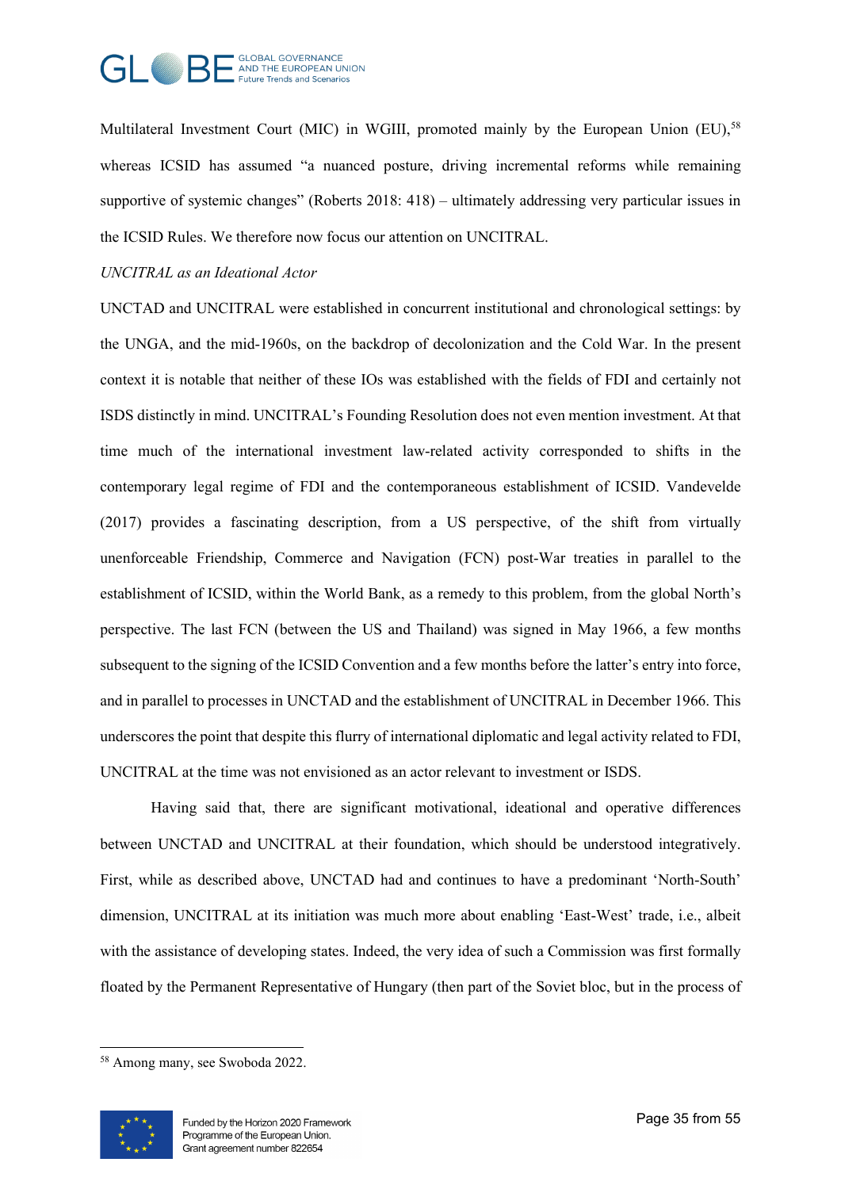Multilateral Investment Court (MIC) in WGIII, promoted mainly by the European Union (EU),[58] whereas ICSID has assumed "a nuanced posture, driving incremental reforms while remaining supportive of systemic changes" (Roberts 2018: 418) – ultimately addressing very particular issues in the ICSID Rules. We therefore now focus our attention on UNCITRAL.

*UNCITRAL as an Ideational Actor*

UNCTAD and UNCITRAL were established in concurrent institutional and chronological settings: by the UNGA, and the mid-1960s, on the backdrop of decolonization and the Cold War. In the present context it is notable that neither of these IOs was established with the fields of FDI and certainly not ISDS distinctly in mind. UNCITRAL's Founding Resolution does not even mention investment. At that time much of the international investment law-related activity corresponded to shifts in the contemporary legal regime of FDI and the contemporaneous establishment of ICSID. Vandevelde (2017) provides a fascinating description, from a US perspective, of the shift from virtually unenforceable Friendship, Commerce and Navigation (FCN) post-War treaties in parallel to the establishment of ICSID, within the World Bank, as a remedy to this problem, from the global North's perspective. The last FCN (between the US and Thailand) was signed in May 1966, a few months subsequent to the signing of the ICSID Convention and a few months before the latter's entry into force, and in parallel to processes in UNCTAD and the establishment of UNCITRAL in December 1966. This underscores the point that despite this flurry of international diplomatic and legal activity related to FDI, UNCITRAL at the time was not envisioned as an actor relevant to investment or ISDS.

Having said that, there are significant motivational, ideational and operative differences between UNCTAD and UNCITRAL at their foundation, which should be understood integratively. First, while as described above, UNCTAD had and continues to have a predominant 'North-South' dimension, UNCITRAL at its initiation was much more about enabling 'East-West' trade, i.e., albeit with the assistance of developing states. Indeed, the very idea of such a Commission was first formally floated by the Permanent Representative of Hungary (then part of the Soviet bloc, but in the process of

[58] Among many, see Swoboda 2022.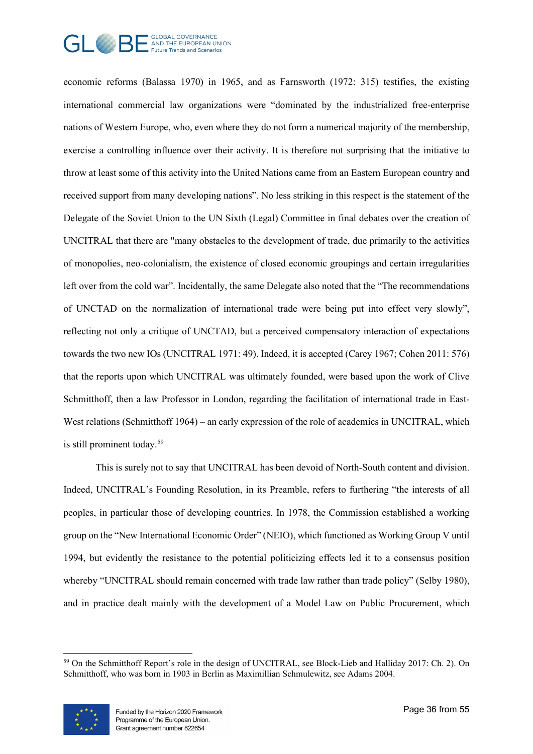economic reforms (Balassa 1970) in 1965, and as Farnsworth (1972: 315) testifies, the existing international commercial law organizations were "dominated by the industrialized free-enterprise nations of Western Europe, who, even where they do not form a numerical majority of the membership, exercise a controlling influence over their activity. It is therefore not surprising that the initiative to throw at least some of this activity into the United Nations came from an Eastern European country and received support from many developing nations". No less striking in this respect is the statement of the Delegate of the Soviet Union to the UN Sixth (Legal) Committee in final debates over the creation of UNCITRAL that there are "many obstacles to the development of trade, due primarily to the activities of monopolies, neo-colonialism, the existence of closed economic groupings and certain irregularities left over from the cold war". Incidentally, the same Delegate also noted that the "The recommendations of UNCTAD on the normalization of international trade were being put into effect very slowly", reflecting not only a critique of UNCTAD, but a perceived compensatory interaction of expectations towards the two new IOs (UNCITRAL 1971: 49). Indeed, it is accepted (Carey 1967; Cohen 2011: 576) that the reports upon which UNCITRAL was ultimately founded, were based upon the work of Clive Schmitthoff, then a law Professor in London, regarding the facilitation of international trade in East-West relations (Schmitthoff 1964) – an early expression of the role of academics in UNCITRAL, which is still prominent today.[59]

This is surely not to say that UNCITRAL has been devoid of North-South content and division. Indeed, UNCITRAL's Founding Resolution, in its Preamble, refers to furthering "the interests of all peoples, in particular those of developing countries. In 1978, the Commission established a working group on the "New International Economic Order" (NEIO), which functioned as Working Group V until 1994, but evidently the resistance to the potential politicizing effects led it to a consensus position whereby "UNCITRAL should remain concerned with trade law rather than trade policy" (Selby 1980), and in practice dealt mainly with the development of a Model Law on Public Procurement, which

[59] On the Schmitthoff Report's role in the design of UNCITRAL, see Block-Lieb and Halliday 2017: Ch. 2). On Schmitthoff, who was born in 1903 in Berlin as Maximillian Schmulewitz, see Adams 2004.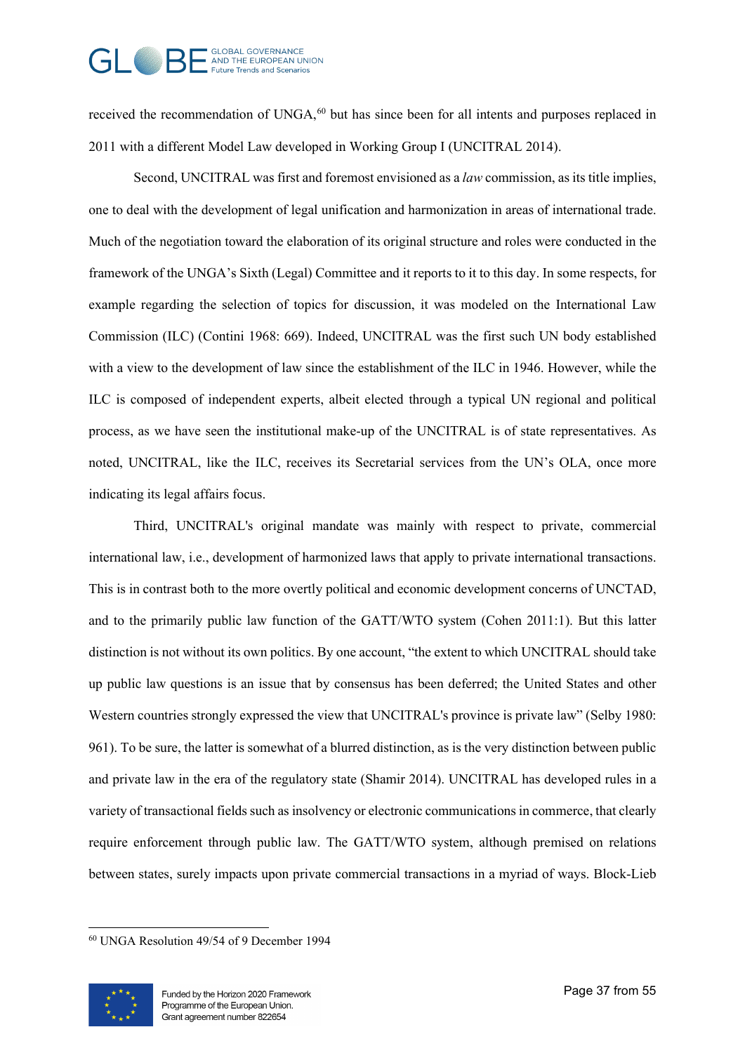received the recommendation of UNGA,[60] but has since been for all intents and purposes replaced in 2011 with a different Model Law developed in Working Group I (UNCITRAL 2014).

Second, UNCITRAL was first and foremost envisioned as a *law* commission, as its title implies, one to deal with the development of legal unification and harmonization in areas of international trade. Much of the negotiation toward the elaboration of its original structure and roles were conducted in the framework of the UNGA's Sixth (Legal) Committee and it reports to it to this day. In some respects, for example regarding the selection of topics for discussion, it was modeled on the International Law Commission (ILC) (Contini 1968: 669). Indeed, UNCITRAL was the first such UN body established with a view to the development of law since the establishment of the ILC in 1946. However, while the ILC is composed of independent experts, albeit elected through a typical UN regional and political process, as we have seen the institutional make-up of the UNCITRAL is of state representatives. As noted, UNCITRAL, like the ILC, receives its Secretarial services from the UN's OLA, once more indicating its legal affairs focus.

Third, UNCITRAL's original mandate was mainly with respect to private, commercial international law, i.e., development of harmonized laws that apply to private international transactions. This is in contrast both to the more overtly political and economic development concerns of UNCTAD, and to the primarily public law function of the GATT/WTO system (Cohen 2011:1). But this latter distinction is not without its own politics. By one account, "the extent to which UNCITRAL should take up public law questions is an issue that by consensus has been deferred; the United States and other Western countries strongly expressed the view that UNCITRAL's province is private law" (Selby 1980: 961). To be sure, the latter is somewhat of a blurred distinction, as is the very distinction between public and private law in the era of the regulatory state (Shamir 2014). UNCITRAL has developed rules in a variety of transactional fields such as insolvency or electronic communications in commerce, that clearly require enforcement through public law. The GATT/WTO system, although premised on relations between states, surely impacts upon private commercial transactions in a myriad of ways. Block-Lieb

[60] UNGA Resolution 49/54 of 9 December 1994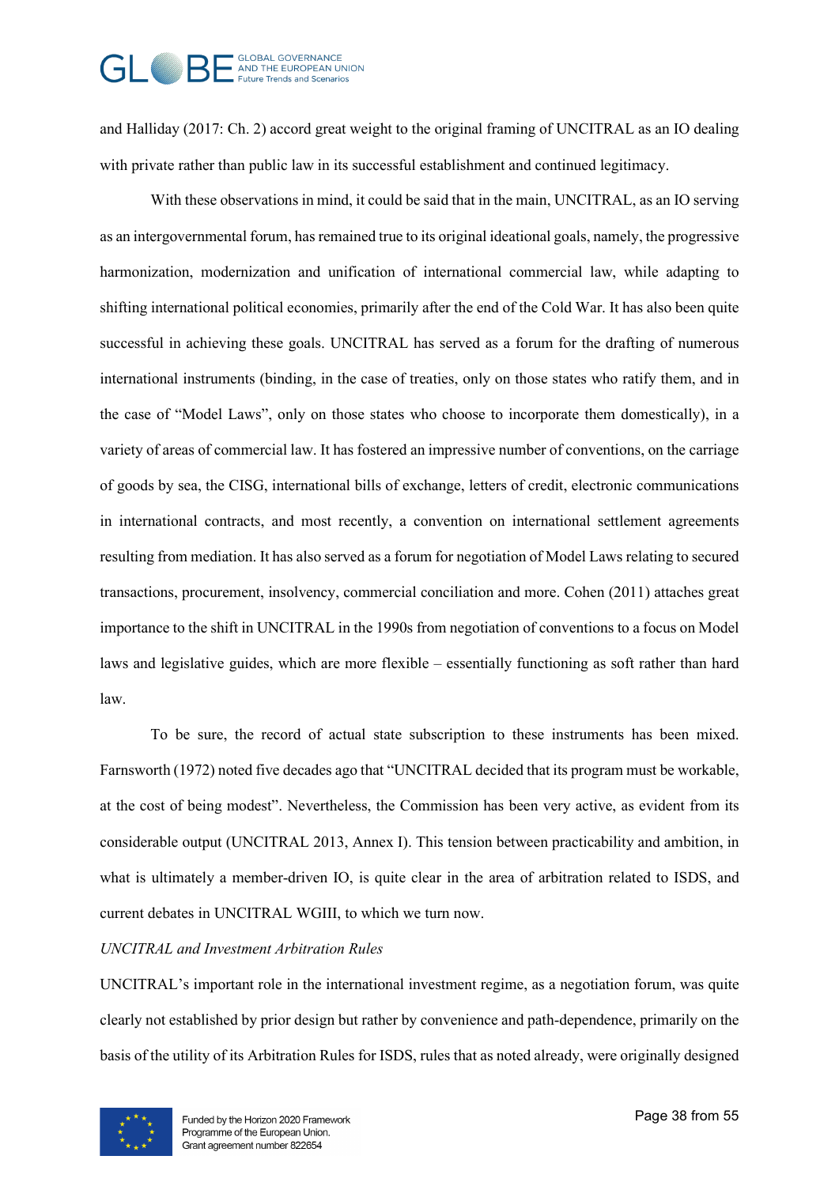and Halliday (2017: Ch. 2) accord great weight to the original framing of UNCITRAL as an IO dealing with private rather than public law in its successful establishment and continued legitimacy.

With these observations in mind, it could be said that in the main, UNCITRAL, as an IO serving as an intergovernmental forum, has remained true to its original ideational goals, namely, the progressive harmonization, modernization and unification of international commercial law, while adapting to shifting international political economies, primarily after the end of the Cold War. It has also been quite successful in achieving these goals. UNCITRAL has served as a forum for the drafting of numerous international instruments (binding, in the case of treaties, only on those states who ratify them, and in the case of "Model Laws", only on those states who choose to incorporate them domestically), in a variety of areas of commercial law. It has fostered an impressive number of conventions, on the carriage of goods by sea, the CISG, international bills of exchange, letters of credit, electronic communications in international contracts, and most recently, a convention on international settlement agreements resulting from mediation. It has also served as a forum for negotiation of Model Laws relating to secured transactions, procurement, insolvency, commercial conciliation and more. Cohen (2011) attaches great importance to the shift in UNCITRAL in the 1990s from negotiation of conventions to a focus on Model laws and legislative guides, which are more flexible – essentially functioning as soft rather than hard law.

To be sure, the record of actual state subscription to these instruments has been mixed. Farnsworth (1972) noted five decades ago that "UNCITRAL decided that its program must be workable, at the cost of being modest". Nevertheless, the Commission has been very active, as evident from its considerable output (UNCITRAL 2013, Annex I). This tension between practicability and ambition, in what is ultimately a member-driven IO, is quite clear in the area of arbitration related to ISDS, and current debates in UNCITRAL WGIII, to which we turn now.

*UNCITRAL and Investment Arbitration Rules*

UNCITRAL's important role in the international investment regime, as a negotiation forum, was quite clearly not established by prior design but rather by convenience and path-dependence, primarily on the basis of the utility of its Arbitration Rules for ISDS, rules that as noted already, were originally designed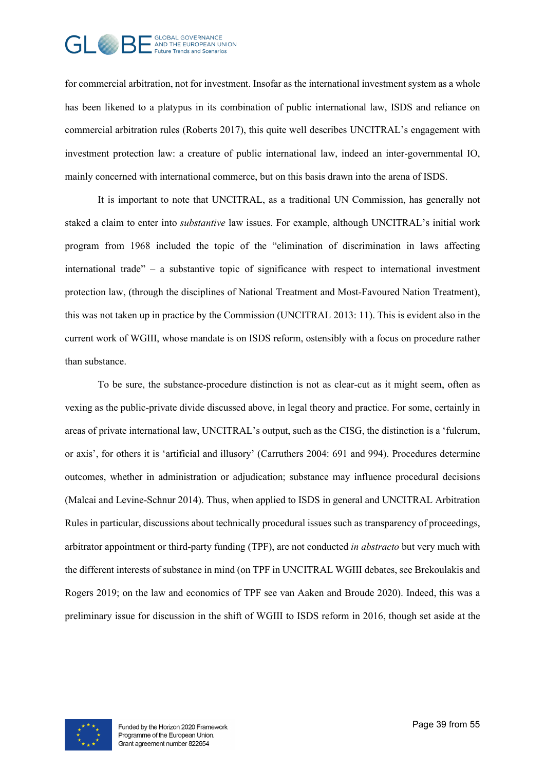for commercial arbitration, not for investment. Insofar as the international investment system as a whole has been likened to a platypus in its combination of public international law, ISDS and reliance on commercial arbitration rules (Roberts 2017), this quite well describes UNCITRAL's engagement with investment protection law: a creature of public international law, indeed an inter-governmental IO, mainly concerned with international commerce, but on this basis drawn into the arena of ISDS.

It is important to note that UNCITRAL, as a traditional UN Commission, has generally not staked a claim to enter into *substantive* law issues. For example, although UNCITRAL's initial work program from 1968 included the topic of the "elimination of discrimination in laws affecting international trade" – a substantive topic of significance with respect to international investment protection law, (through the disciplines of National Treatment and Most-Favoured Nation Treatment), this was not taken up in practice by the Commission (UNCITRAL 2013: 11). This is evident also in the current work of WGIII, whose mandate is on ISDS reform, ostensibly with a focus on procedure rather than substance.

To be sure, the substance-procedure distinction is not as clear-cut as it might seem, often as vexing as the public-private divide discussed above, in legal theory and practice. For some, certainly in areas of private international law, UNCITRAL's output, such as the CISG, the distinction is a 'fulcrum, or axis', for others it is 'artificial and illusory' (Carruthers 2004: 691 and 994). Procedures determine outcomes, whether in administration or adjudication; substance may influence procedural decisions (Malcai and Levine-Schnur 2014). Thus, when applied to ISDS in general and UNCITRAL Arbitration Rules in particular, discussions about technically procedural issues such as transparency of proceedings, arbitrator appointment or third-party funding (TPF), are not conducted *in abstracto* but very much with the different interests of substance in mind (on TPF in UNCITRAL WGIII debates, see Brekoulakis and Rogers 2019; on the law and economics of TPF see van Aaken and Broude 2020). Indeed, this was a preliminary issue for discussion in the shift of WGIII to ISDS reform in 2016, though set aside at the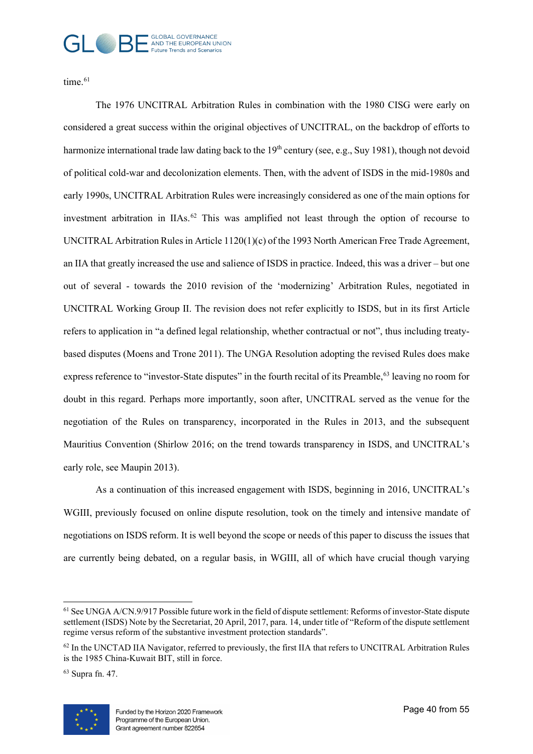time.[61]

The 1976 UNCITRAL Arbitration Rules in combination with the 1980 CISG were early on considered a great success within the original objectives of UNCITRAL, on the backdrop of efforts to harmonize international trade law dating back to the 19th century (see, e.g., Suy 1981), though not devoid of political cold-war and decolonization elements. Then, with the advent of ISDS in the mid-1980s and early 1990s, UNCITRAL Arbitration Rules were increasingly considered as one of the main options for investment arbitration in IIAs.[62] This was amplified not least through the option of recourse to UNCITRAL Arbitration Rules in Article 1120(1)(c) of the 1993 North American Free Trade Agreement, an IIA that greatly increased the use and salience of ISDS in practice. Indeed, this was a driver – but one out of several - towards the 2010 revision of the 'modernizing' Arbitration Rules, negotiated in UNCITRAL Working Group II. The revision does not refer explicitly to ISDS, but in its first Article refers to application in "a defined legal relationship, whether contractual or not", thus including treaty-based disputes (Moens and Trone 2011). The UNGA Resolution adopting the revised Rules does make express reference to "investor-State disputes" in the fourth recital of its Preamble,[63] leaving no room for doubt in this regard. Perhaps more importantly, soon after, UNCITRAL served as the venue for the negotiation of the Rules on transparency, incorporated in the Rules in 2013, and the subsequent Mauritius Convention (Shirlow 2016; on the trend towards transparency in ISDS, and UNCITRAL's early role, see Maupin 2013).

As a continuation of this increased engagement with ISDS, beginning in 2016, UNCITRAL's WGIII, previously focused on online dispute resolution, took on the timely and intensive mandate of negotiations on ISDS reform. It is well beyond the scope or needs of this paper to discuss the issues that are currently being debated, on a regular basis, in WGIII, all of which have crucial though varying

---

[61] See UNGA A/CN.9/917 Possible future work in the field of dispute settlement: Reforms of investor-State dispute settlement (ISDS) Note by the Secretariat, 20 April, 2017, para. 14, under title of "Reform of the dispute settlement regime versus reform of the substantive investment protection standards".

[62] In the UNCTAD IIA Navigator, referred to previously, the first IIA that refers to UNCITRAL Arbitration Rules is the 1985 China-Kuwait BIT, still in force.

[63] Supra fn. 47.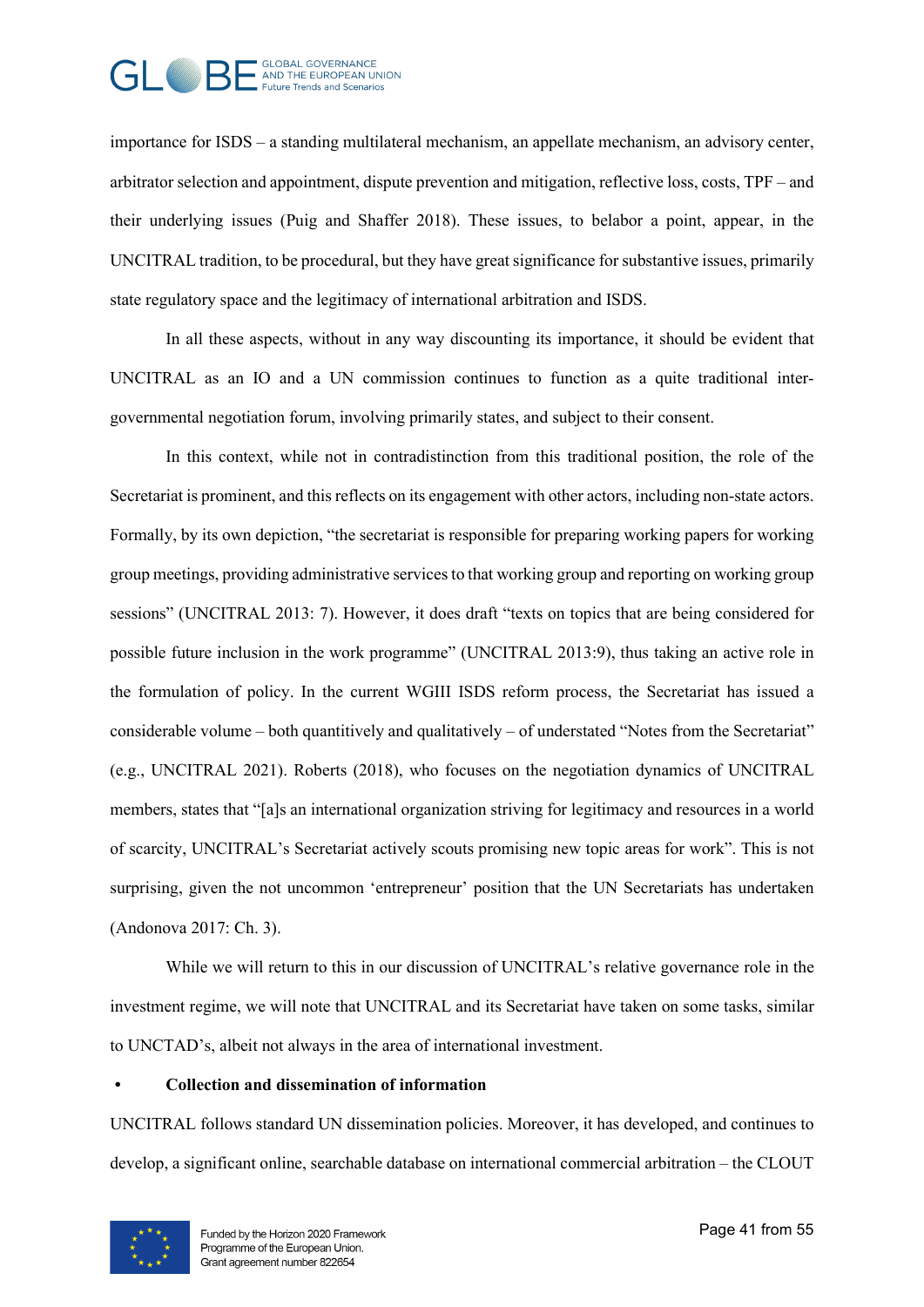importance for ISDS – a standing multilateral mechanism, an appellate mechanism, an advisory center, arbitrator selection and appointment, dispute prevention and mitigation, reflective loss, costs, TPF – and their underlying issues (Puig and Shaffer 2018). These issues, to belabor a point, appear, in the UNCITRAL tradition, to be procedural, but they have great significance for substantive issues, primarily state regulatory space and the legitimacy of international arbitration and ISDS.

In all these aspects, without in any way discounting its importance, it should be evident that UNCITRAL as an IO and a UN commission continues to function as a quite traditional inter-governmental negotiation forum, involving primarily states, and subject to their consent.

In this context, while not in contradistinction from this traditional position, the role of the Secretariat is prominent, and this reflects on its engagement with other actors, including non-state actors. Formally, by its own depiction, "the secretariat is responsible for preparing working papers for working group meetings, providing administrative services to that working group and reporting on working group sessions" (UNCITRAL 2013: 7). However, it does draft "texts on topics that are being considered for possible future inclusion in the work programme" (UNCITRAL 2013:9), thus taking an active role in the formulation of policy. In the current WGIII ISDS reform process, the Secretariat has issued a considerable volume – both quantitively and qualitatively – of understated "Notes from the Secretariat" (e.g., UNCITRAL 2021). Roberts (2018), who focuses on the negotiation dynamics of UNCITRAL members, states that "[a]s an international organization striving for legitimacy and resources in a world of scarcity, UNCITRAL's Secretariat actively scouts promising new topic areas for work". This is not surprising, given the not uncommon 'entrepreneur' position that the UN Secretariats has undertaken (Andonova 2017: Ch. 3).

While we will return to this in our discussion of UNCITRAL's relative governance role in the investment regime, we will note that UNCITRAL and its Secretariat have taken on some tasks, similar to UNCTAD's, albeit not always in the area of international investment.

- **Collection and dissemination of information**

UNCITRAL follows standard UN dissemination policies. Moreover, it has developed, and continues to develop, a significant online, searchable database on international commercial arbitration – the CLOUT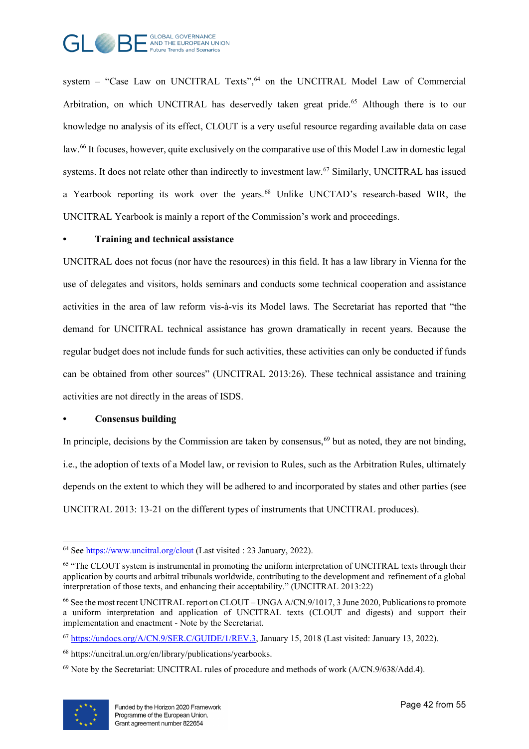system – "Case Law on UNCITRAL Texts",[64] on the UNCITRAL Model Law of Commercial Arbitration, on which UNCITRAL has deservedly taken great pride.[65] Although there is to our knowledge no analysis of its effect, CLOUT is a very useful resource regarding available data on case law.[66] It focuses, however, quite exclusively on the comparative use of this Model Law in domestic legal systems. It does not relate other than indirectly to investment law.[67] Similarly, UNCITRAL has issued a Yearbook reporting its work over the years.[68] Unlike UNCTAD's research-based WIR, the UNCITRAL Yearbook is mainly a report of the Commission's work and proceedings.

- **Training and technical assistance**

UNCITRAL does not focus (nor have the resources) in this field. It has a law library in Vienna for the use of delegates and visitors, holds seminars and conducts some technical cooperation and assistance activities in the area of law reform vis-à-vis its Model laws. The Secretariat has reported that "the demand for UNCITRAL technical assistance has grown dramatically in recent years. Because the regular budget does not include funds for such activities, these activities can only be conducted if funds can be obtained from other sources" (UNCITRAL 2013:26). These technical assistance and training activities are not directly in the areas of ISDS.

- **Consensus building**

In principle, decisions by the Commission are taken by consensus,[69] but as noted, they are not binding, i.e., the adoption of texts of a Model law, or revision to Rules, such as the Arbitration Rules, ultimately depends on the extent to which they will be adhered to and incorporated by states and other parties (see UNCITRAL 2013: 13-21 on the different types of instruments that UNCITRAL produces).

---

[64] See https://www.uncitral.org/clout (Last visited : 23 January, 2022).

[65] "The CLOUT system is instrumental in promoting the uniform interpretation of UNCITRAL texts through their application by courts and arbitral tribunals worldwide, contributing to the development and refinement of a global interpretation of those texts, and enhancing their acceptability." (UNCITRAL 2013:22)

[66] See the most recent UNCITRAL report on CLOUT – UNGA A/CN.9/1017, 3 June 2020, Publications to promote a uniform interpretation and application of UNCITRAL texts (CLOUT and digests) and support their implementation and enactment - Note by the Secretariat.

[67] https://undocs.org/A/CN.9/SER.C/GUIDE/1/REV.3, January 15, 2018 (Last visited: January 13, 2022).

[68] https://uncitral.un.org/en/library/publications/yearbooks.

[69] Note by the Secretariat: UNCITRAL rules of procedure and methods of work (A/CN.9/638/Add.4).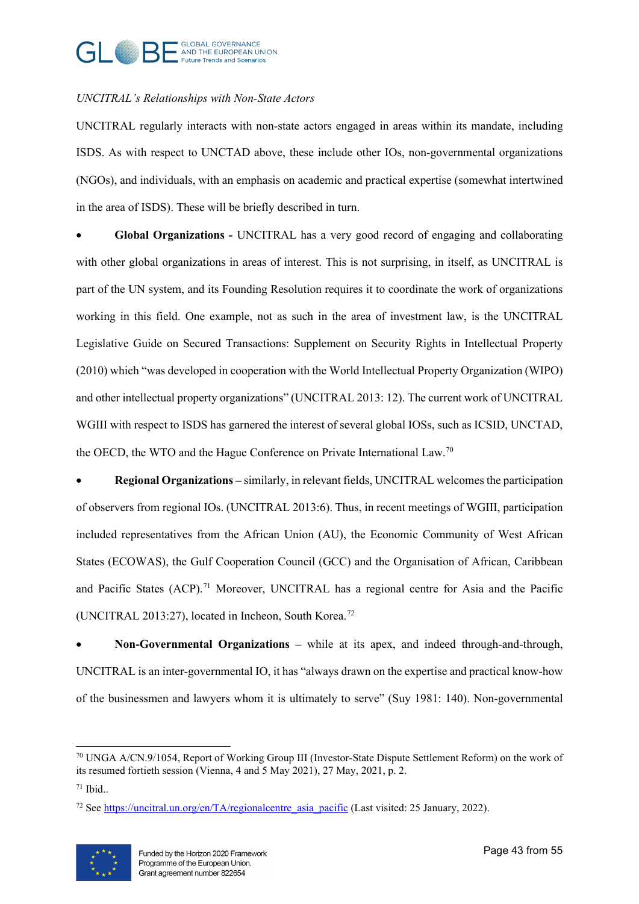*UNCITRAL's Relationships with Non-State Actors*

UNCITRAL regularly interacts with non-state actors engaged in areas within its mandate, including ISDS. As with respect to UNCTAD above, these include other IOs, non-governmental organizations (NGOs), and individuals, with an emphasis on academic and practical expertise (somewhat intertwined in the area of ISDS). These will be briefly described in turn.

- **Global Organizations -** UNCITRAL has a very good record of engaging and collaborating with other global organizations in areas of interest. This is not surprising, in itself, as UNCITRAL is part of the UN system, and its Founding Resolution requires it to coordinate the work of organizations working in this field. One example, not as such in the area of investment law, is the UNCITRAL Legislative Guide on Secured Transactions: Supplement on Security Rights in Intellectual Property (2010) which "was developed in cooperation with the World Intellectual Property Organization (WIPO) and other intellectual property organizations" (UNCITRAL 2013: 12). The current work of UNCITRAL WGIII with respect to ISDS has garnered the interest of several global IOSs, such as ICSID, UNCTAD, the OECD, the WTO and the Hague Conference on Private International Law.[70]
- **Regional Organizations –** similarly, in relevant fields, UNCITRAL welcomes the participation of observers from regional IOs. (UNCITRAL 2013:6). Thus, in recent meetings of WGIII, participation included representatives from the African Union (AU), the Economic Community of West African States (ECOWAS), the Gulf Cooperation Council (GCC) and the Organisation of African, Caribbean and Pacific States (ACP).[71] Moreover, UNCITRAL has a regional centre for Asia and the Pacific (UNCITRAL 2013:27), located in Incheon, South Korea.[72]
- **Non-Governmental Organizations –** while at its apex, and indeed through-and-through, UNCITRAL is an inter-governmental IO, it has "always drawn on the expertise and practical know-how of the businessmen and lawyers whom it is ultimately to serve" (Suy 1981: 140). Non-governmental

---

[70] UNGA A/CN.9/1054, Report of Working Group III (Investor-State Dispute Settlement Reform) on the work of its resumed fortieth session (Vienna, 4 and 5 May 2021), 27 May, 2021, p. 2.

[71] Ibid..

[72] See https://uncitral.un.org/en/TA/regionalcentre_asia_pacific (Last visited: 25 January, 2022).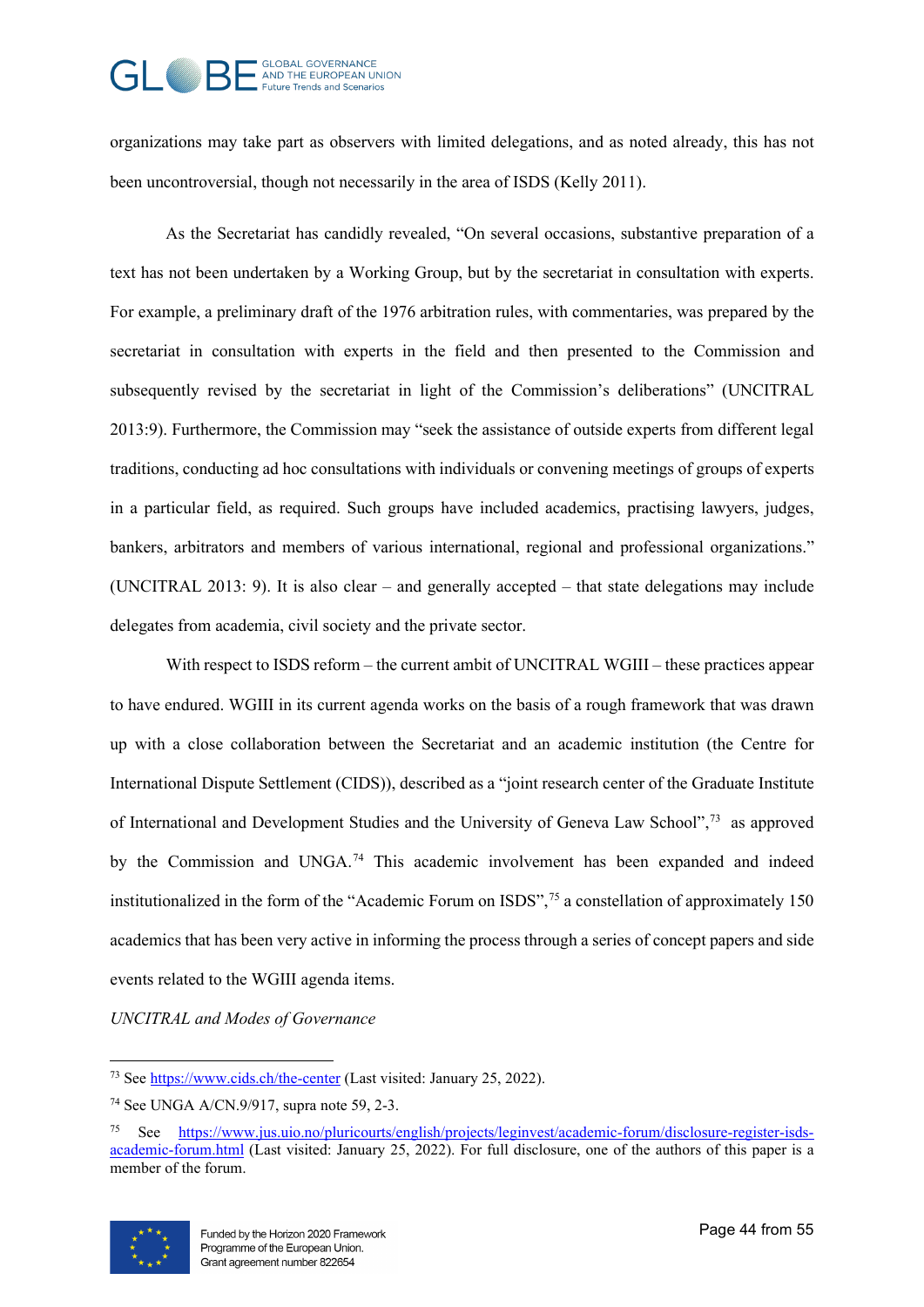organizations may take part as observers with limited delegations, and as noted already, this has not been uncontroversial, though not necessarily in the area of ISDS (Kelly 2011).

As the Secretariat has candidly revealed, "On several occasions, substantive preparation of a text has not been undertaken by a Working Group, but by the secretariat in consultation with experts. For example, a preliminary draft of the 1976 arbitration rules, with commentaries, was prepared by the secretariat in consultation with experts in the field and then presented to the Commission and subsequently revised by the secretariat in light of the Commission's deliberations" (UNCITRAL 2013:9). Furthermore, the Commission may "seek the assistance of outside experts from different legal traditions, conducting ad hoc consultations with individuals or convening meetings of groups of experts in a particular field, as required. Such groups have included academics, practising lawyers, judges, bankers, arbitrators and members of various international, regional and professional organizations." (UNCITRAL 2013: 9). It is also clear – and generally accepted – that state delegations may include delegates from academia, civil society and the private sector.

With respect to ISDS reform – the current ambit of UNCITRAL WGIII – these practices appear to have endured. WGIII in its current agenda works on the basis of a rough framework that was drawn up with a close collaboration between the Secretariat and an academic institution (the Centre for International Dispute Settlement (CIDS)), described as a "joint research center of the Graduate Institute of International and Development Studies and the University of Geneva Law School",[73] as approved by the Commission and UNGA.[74] This academic involvement has been expanded and indeed institutionalized in the form of the "Academic Forum on ISDS",[75] a constellation of approximately 150 academics that has been very active in informing the process through a series of concept papers and side events related to the WGIII agenda items.

*UNCITRAL and Modes of Governance*

---

[73] See https://www.cids.ch/the-center (Last visited: January 25, 2022).

[74] See UNGA A/CN.9/917, supra note 59, 2-3.

[75] See https://www.jus.uio.no/pluricourts/english/projects/leginvest/academic-forum/disclosure-register-isds-academic-forum.html (Last visited: January 25, 2022). For full disclosure, one of the authors of this paper is a member of the forum.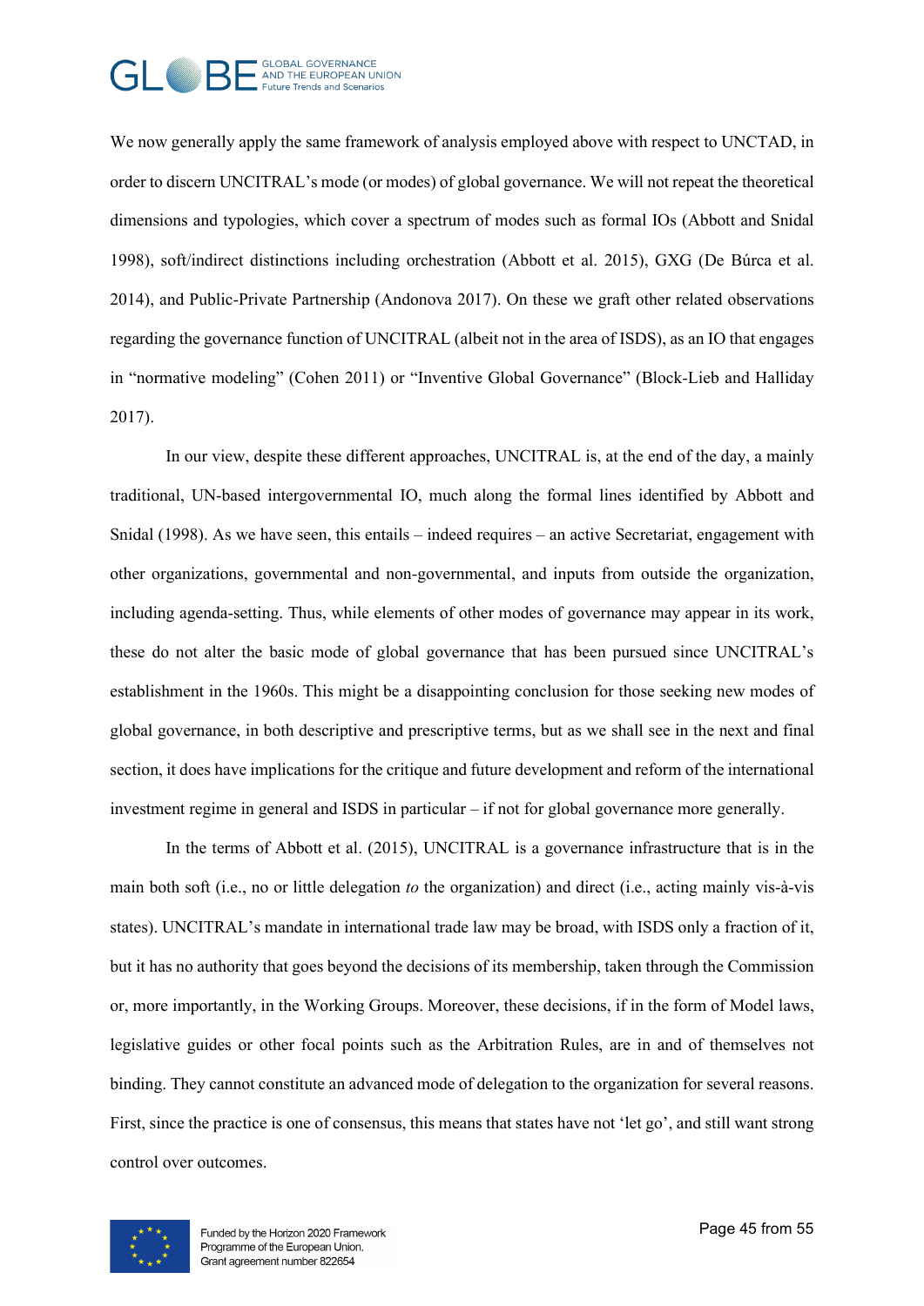We now generally apply the same framework of analysis employed above with respect to UNCTAD, in order to discern UNCITRAL's mode (or modes) of global governance. We will not repeat the theoretical dimensions and typologies, which cover a spectrum of modes such as formal IOs (Abbott and Snidal 1998), soft/indirect distinctions including orchestration (Abbott et al. 2015), GXG (De Búrca et al. 2014), and Public-Private Partnership (Andonova 2017). On these we graft other related observations regarding the governance function of UNCITRAL (albeit not in the area of ISDS), as an IO that engages in "normative modeling" (Cohen 2011) or "Inventive Global Governance" (Block-Lieb and Halliday 2017).

In our view, despite these different approaches, UNCITRAL is, at the end of the day, a mainly traditional, UN-based intergovernmental IO, much along the formal lines identified by Abbott and Snidal (1998). As we have seen, this entails – indeed requires – an active Secretariat, engagement with other organizations, governmental and non-governmental, and inputs from outside the organization, including agenda-setting. Thus, while elements of other modes of governance may appear in its work, these do not alter the basic mode of global governance that has been pursued since UNCITRAL's establishment in the 1960s. This might be a disappointing conclusion for those seeking new modes of global governance, in both descriptive and prescriptive terms, but as we shall see in the next and final section, it does have implications for the critique and future development and reform of the international investment regime in general and ISDS in particular – if not for global governance more generally.

In the terms of Abbott et al. (2015), UNCITRAL is a governance infrastructure that is in the main both soft (i.e., no or little delegation *to* the organization) and direct (i.e., acting mainly vis-à-vis states). UNCITRAL's mandate in international trade law may be broad, with ISDS only a fraction of it, but it has no authority that goes beyond the decisions of its membership, taken through the Commission or, more importantly, in the Working Groups. Moreover, these decisions, if in the form of Model laws, legislative guides or other focal points such as the Arbitration Rules, are in and of themselves not binding. They cannot constitute an advanced mode of delegation to the organization for several reasons. First, since the practice is one of consensus, this means that states have not 'let go', and still want strong control over outcomes.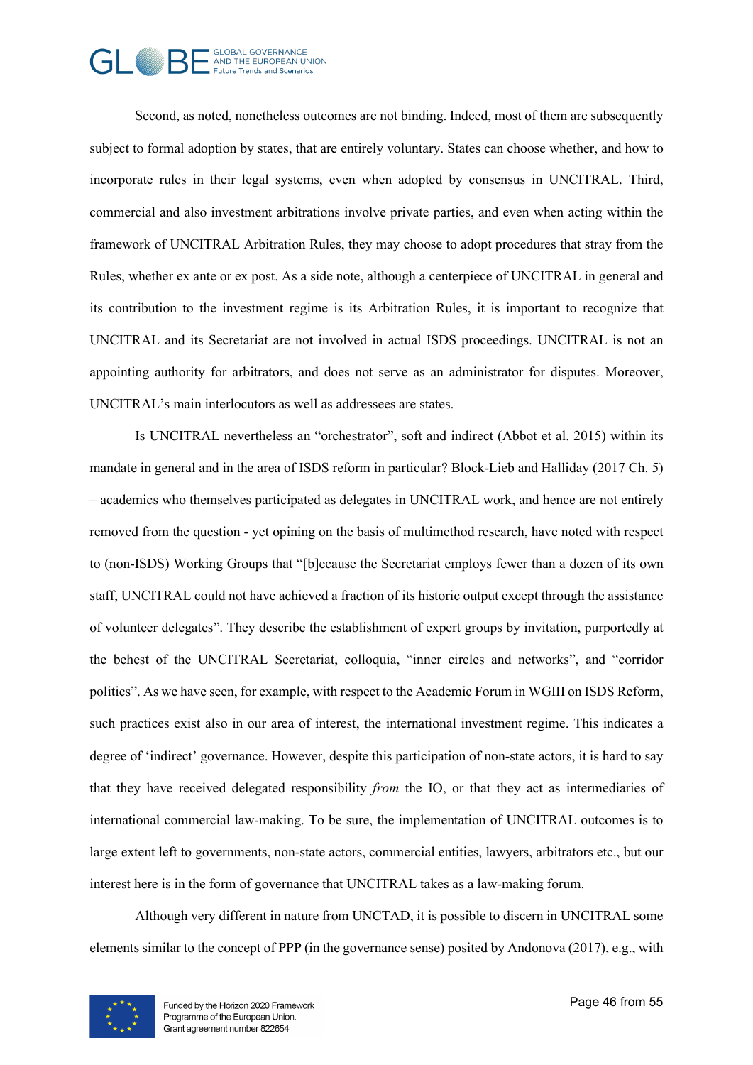Second, as noted, nonetheless outcomes are not binding. Indeed, most of them are subsequently subject to formal adoption by states, that are entirely voluntary. States can choose whether, and how to incorporate rules in their legal systems, even when adopted by consensus in UNCITRAL. Third, commercial and also investment arbitrations involve private parties, and even when acting within the framework of UNCITRAL Arbitration Rules, they may choose to adopt procedures that stray from the Rules, whether ex ante or ex post. As a side note, although a centerpiece of UNCITRAL in general and its contribution to the investment regime is its Arbitration Rules, it is important to recognize that UNCITRAL and its Secretariat are not involved in actual ISDS proceedings. UNCITRAL is not an appointing authority for arbitrators, and does not serve as an administrator for disputes. Moreover, UNCITRAL's main interlocutors as well as addressees are states.

Is UNCITRAL nevertheless an "orchestrator", soft and indirect (Abbot et al. 2015) within its mandate in general and in the area of ISDS reform in particular? Block-Lieb and Halliday (2017 Ch. 5) – academics who themselves participated as delegates in UNCITRAL work, and hence are not entirely removed from the question - yet opining on the basis of multimethod research, have noted with respect to (non-ISDS) Working Groups that "[b]ecause the Secretariat employs fewer than a dozen of its own staff, UNCITRAL could not have achieved a fraction of its historic output except through the assistance of volunteer delegates". They describe the establishment of expert groups by invitation, purportedly at the behest of the UNCITRAL Secretariat, colloquia, "inner circles and networks", and "corridor politics". As we have seen, for example, with respect to the Academic Forum in WGIII on ISDS Reform, such practices exist also in our area of interest, the international investment regime. This indicates a degree of 'indirect' governance. However, despite this participation of non-state actors, it is hard to say that they have received delegated responsibility *from* the IO, or that they act as intermediaries of international commercial law-making. To be sure, the implementation of UNCITRAL outcomes is to large extent left to governments, non-state actors, commercial entities, lawyers, arbitrators etc., but our interest here is in the form of governance that UNCITRAL takes as a law-making forum.

Although very different in nature from UNCTAD, it is possible to discern in UNCITRAL some elements similar to the concept of PPP (in the governance sense) posited by Andonova (2017), e.g., with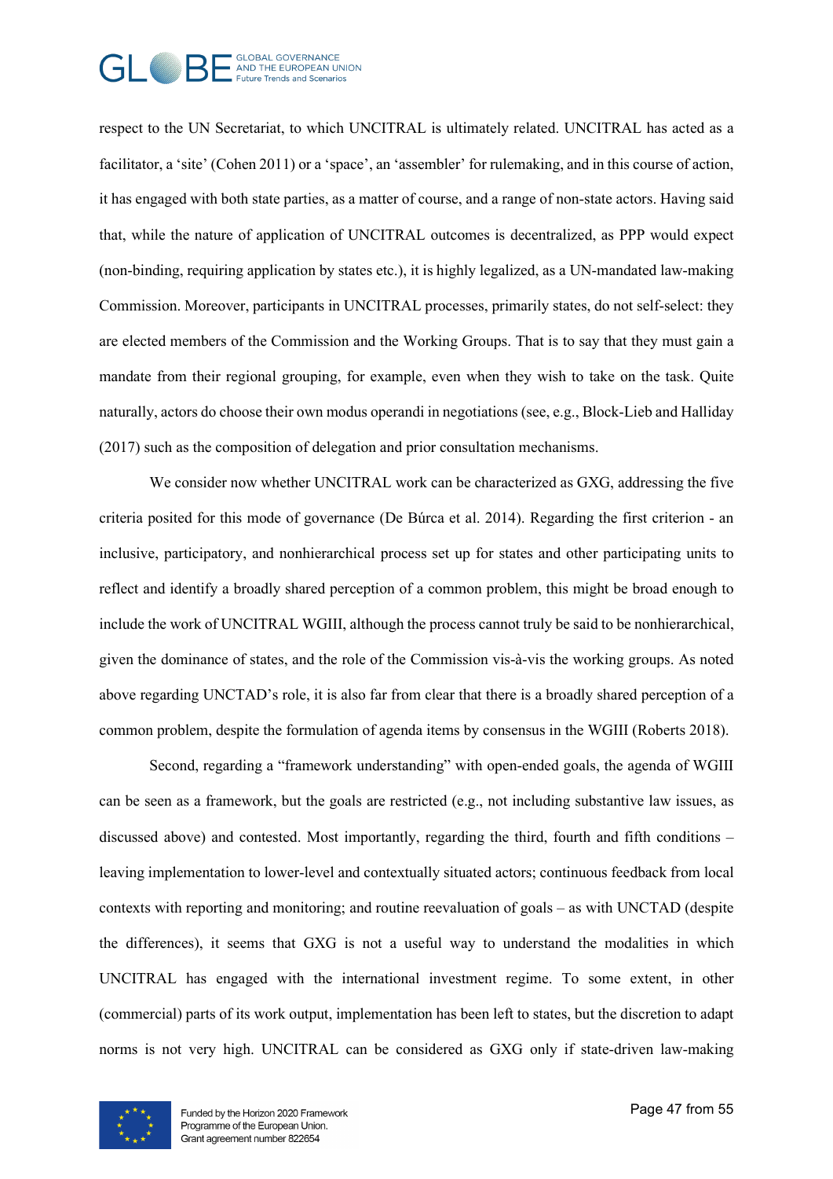respect to the UN Secretariat, to which UNCITRAL is ultimately related. UNCITRAL has acted as a facilitator, a 'site' (Cohen 2011) or a 'space', an 'assembler' for rulemaking, and in this course of action, it has engaged with both state parties, as a matter of course, and a range of non-state actors. Having said that, while the nature of application of UNCITRAL outcomes is decentralized, as PPP would expect (non-binding, requiring application by states etc.), it is highly legalized, as a UN-mandated law-making Commission. Moreover, participants in UNCITRAL processes, primarily states, do not self-select: they are elected members of the Commission and the Working Groups. That is to say that they must gain a mandate from their regional grouping, for example, even when they wish to take on the task. Quite naturally, actors do choose their own modus operandi in negotiations (see, e.g., Block-Lieb and Halliday (2017) such as the composition of delegation and prior consultation mechanisms.

We consider now whether UNCITRAL work can be characterized as GXG, addressing the five criteria posited for this mode of governance (De Búrca et al. 2014). Regarding the first criterion - an inclusive, participatory, and nonhierarchical process set up for states and other participating units to reflect and identify a broadly shared perception of a common problem, this might be broad enough to include the work of UNCITRAL WGIII, although the process cannot truly be said to be nonhierarchical, given the dominance of states, and the role of the Commission vis-à-vis the working groups. As noted above regarding UNCTAD's role, it is also far from clear that there is a broadly shared perception of a common problem, despite the formulation of agenda items by consensus in the WGIII (Roberts 2018).

Second, regarding a "framework understanding" with open-ended goals, the agenda of WGIII can be seen as a framework, but the goals are restricted (e.g., not including substantive law issues, as discussed above) and contested. Most importantly, regarding the third, fourth and fifth conditions – leaving implementation to lower-level and contextually situated actors; continuous feedback from local contexts with reporting and monitoring; and routine reevaluation of goals – as with UNCTAD (despite the differences), it seems that GXG is not a useful way to understand the modalities in which UNCITRAL has engaged with the international investment regime. To some extent, in other (commercial) parts of its work output, implementation has been left to states, but the discretion to adapt norms is not very high. UNCITRAL can be considered as GXG only if state-driven law-making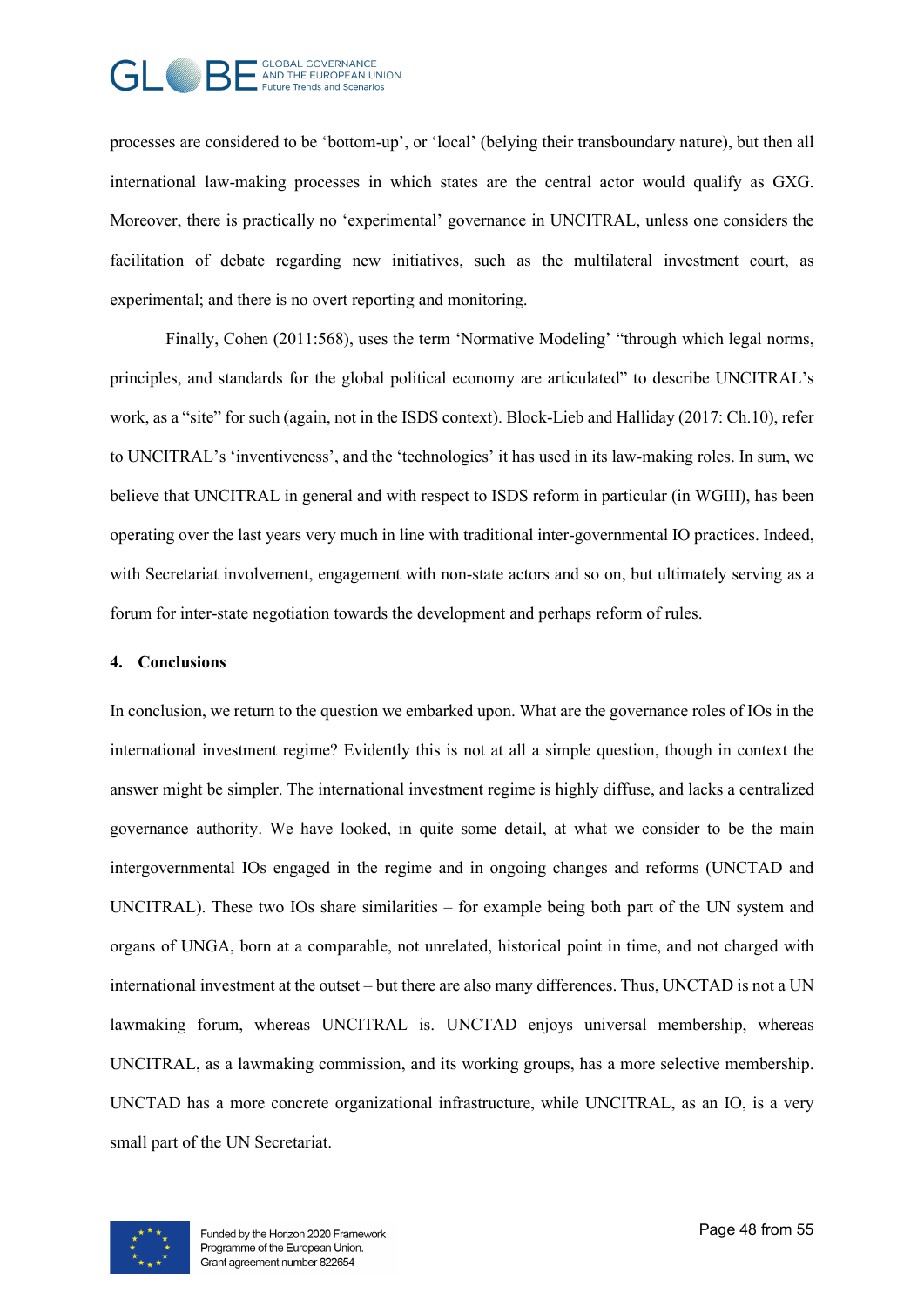processes are considered to be 'bottom-up', or 'local' (belying their transboundary nature), but then all international law-making processes in which states are the central actor would qualify as GXG. Moreover, there is practically no 'experimental' governance in UNCITRAL, unless one considers the facilitation of debate regarding new initiatives, such as the multilateral investment court, as experimental; and there is no overt reporting and monitoring.

Finally, Cohen (2011:568), uses the term 'Normative Modeling' "through which legal norms, principles, and standards for the global political economy are articulated" to describe UNCITRAL's work, as a "site" for such (again, not in the ISDS context). Block-Lieb and Halliday (2017: Ch.10), refer to UNCITRAL's 'inventiveness', and the 'technologies' it has used in its law-making roles. In sum, we believe that UNCITRAL in general and with respect to ISDS reform in particular (in WGIII), has been operating over the last years very much in line with traditional inter-governmental IO practices. Indeed, with Secretariat involvement, engagement with non-state actors and so on, but ultimately serving as a forum for inter-state negotiation towards the development and perhaps reform of rules.

## 4. Conclusions

In conclusion, we return to the question we embarked upon. What are the governance roles of IOs in the international investment regime? Evidently this is not at all a simple question, though in context the answer might be simpler. The international investment regime is highly diffuse, and lacks a centralized governance authority. We have looked, in quite some detail, at what we consider to be the main intergovernmental IOs engaged in the regime and in ongoing changes and reforms (UNCTAD and UNCITRAL). These two IOs share similarities – for example being both part of the UN system and organs of UNGA, born at a comparable, not unrelated, historical point in time, and not charged with international investment at the outset – but there are also many differences. Thus, UNCTAD is not a UN lawmaking forum, whereas UNCITRAL is. UNCTAD enjoys universal membership, whereas UNCITRAL, as a lawmaking commission, and its working groups, has a more selective membership. UNCTAD has a more concrete organizational infrastructure, while UNCITRAL, as an IO, is a very small part of the UN Secretariat.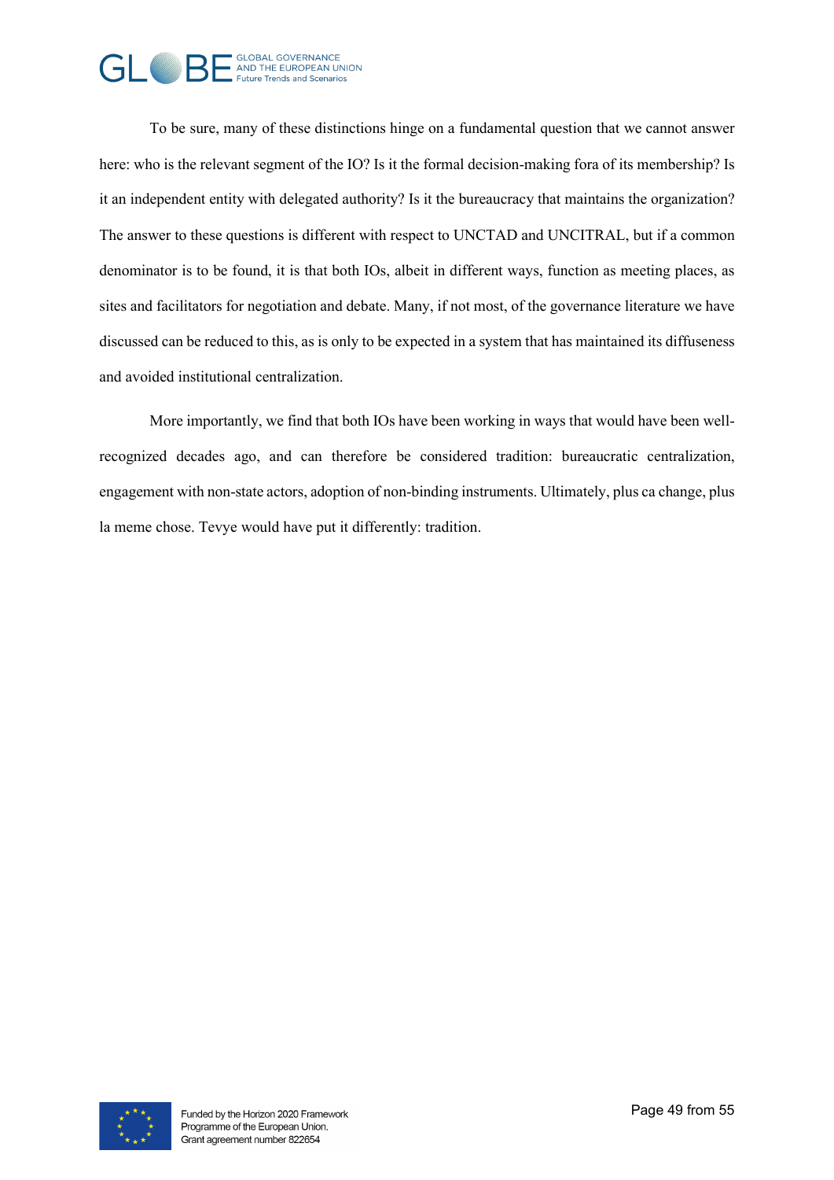To be sure, many of these distinctions hinge on a fundamental question that we cannot answer here: who is the relevant segment of the IO? Is it the formal decision-making fora of its membership? Is it an independent entity with delegated authority? Is it the bureaucracy that maintains the organization? The answer to these questions is different with respect to UNCTAD and UNCITRAL, but if a common denominator is to be found, it is that both IOs, albeit in different ways, function as meeting places, as sites and facilitators for negotiation and debate. Many, if not most, of the governance literature we have discussed can be reduced to this, as is only to be expected in a system that has maintained its diffuseness and avoided institutional centralization.

More importantly, we find that both IOs have been working in ways that would have been well-recognized decades ago, and can therefore be considered tradition: bureaucratic centralization, engagement with non-state actors, adoption of non-binding instruments. Ultimately, plus ca change, plus la meme chose. Tevye would have put it differently: tradition.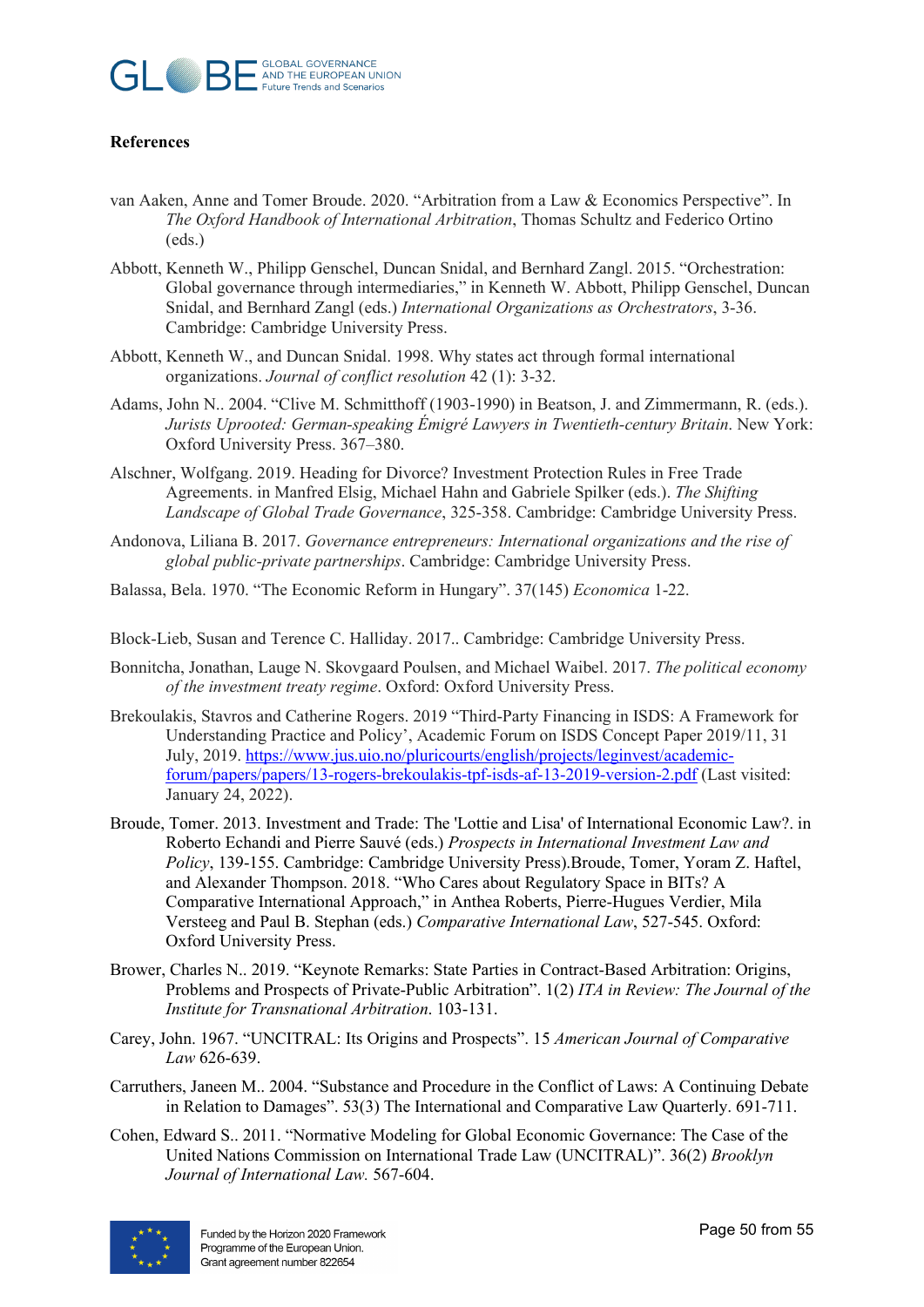**References**

van Aaken, Anne and Tomer Broude. 2020. "Arbitration from a Law & Economics Perspective". In *The Oxford Handbook of International Arbitration*, Thomas Schultz and Federico Ortino (eds.)

Abbott, Kenneth W., Philipp Genschel, Duncan Snidal, and Bernhard Zangl. 2015. "Orchestration: Global governance through intermediaries," in Kenneth W. Abbott, Philipp Genschel, Duncan Snidal, and Bernhard Zangl (eds.) *International Organizations as Orchestrators*, 3-36. Cambridge: Cambridge University Press.

Abbott, Kenneth W., and Duncan Snidal. 1998. Why states act through formal international organizations. *Journal of conflict resolution* 42 (1): 3-32.

Adams, John N.. 2004. "Clive M. Schmitthoff (1903-1990) in Beatson, J. and Zimmermann, R. (eds.). *Jurists Uprooted: German-speaking Émigré Lawyers in Twentieth-century Britain*. New York: Oxford University Press. 367–380.

Alschner, Wolfgang. 2019. Heading for Divorce? Investment Protection Rules in Free Trade Agreements. in Manfred Elsig, Michael Hahn and Gabriele Spilker (eds.). *The Shifting Landscape of Global Trade Governance*, 325-358. Cambridge: Cambridge University Press.

Andonova, Liliana B. 2017. *Governance entrepreneurs: International organizations and the rise of global public-private partnerships*. Cambridge: Cambridge University Press.

Balassa, Bela. 1970. "The Economic Reform in Hungary". 37(145) *Economica* 1-22.

Block-Lieb, Susan and Terence C. Halliday. 2017.. Cambridge: Cambridge University Press.

Bonnitcha, Jonathan, Lauge N. Skovgaard Poulsen, and Michael Waibel. 2017. *The political economy of the investment treaty regime*. Oxford: Oxford University Press.

Brekoulakis, Stavros and Catherine Rogers. 2019 "Third-Party Financing in ISDS: A Framework for Understanding Practice and Policy', Academic Forum on ISDS Concept Paper 2019/11, 31 July, 2019. https://www.jus.uio.no/pluricourts/english/projects/leginvest/academic-forum/papers/papers/13-rogers-brekoulakis-tpf-isds-af-13-2019-version-2.pdf (Last visited: January 24, 2022).

Broude, Tomer. 2013. Investment and Trade: The 'Lottie and Lisa' of International Economic Law?. in Roberto Echandi and Pierre Sauvé (eds.) *Prospects in International Investment Law and Policy*, 139-155. Cambridge: Cambridge University Press).Broude, Tomer, Yoram Z. Haftel, and Alexander Thompson. 2018. "Who Cares about Regulatory Space in BITs? A Comparative International Approach," in Anthea Roberts, Pierre-Hugues Verdier, Mila Versteeg and Paul B. Stephan (eds.) *Comparative International Law*, 527-545. Oxford: Oxford University Press.

Brower, Charles N.. 2019. "Keynote Remarks: State Parties in Contract-Based Arbitration: Origins, Problems and Prospects of Private-Public Arbitration". 1(2) *ITA in Review: The Journal of the Institute for Transnational Arbitration*. 103-131.

Carey, John. 1967. "UNCITRAL: Its Origins and Prospects". 15 *American Journal of Comparative Law* 626-639.

Carruthers, Janeen M.. 2004. "Substance and Procedure in the Conflict of Laws: A Continuing Debate in Relation to Damages". 53(3) The International and Comparative Law Quarterly. 691-711.

Cohen, Edward S.. 2011. "Normative Modeling for Global Economic Governance: The Case of the United Nations Commission on International Trade Law (UNCITRAL)". 36(2) *Brooklyn Journal of International Law*. 567-604.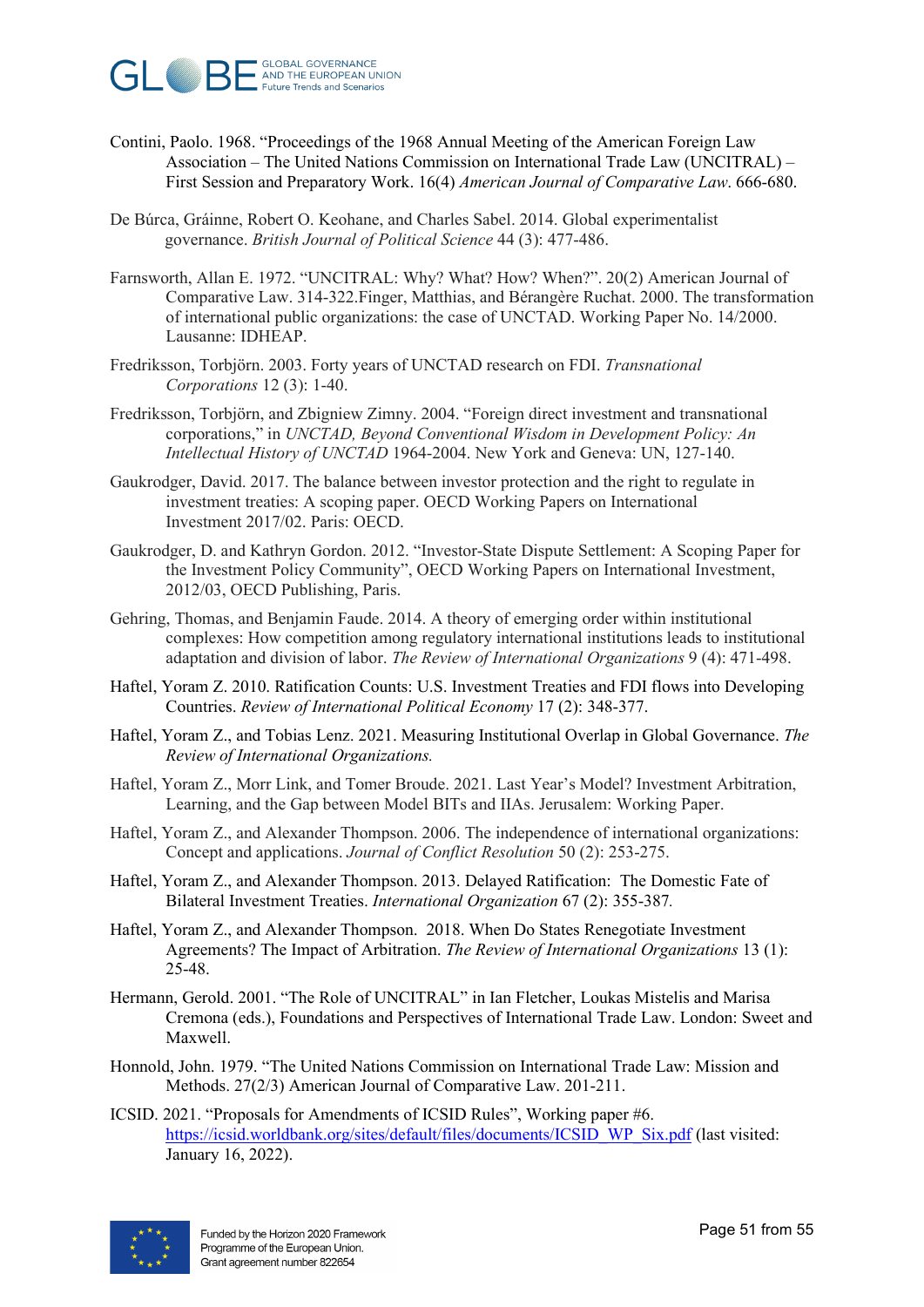Contini, Paolo. 1968. "Proceedings of the 1968 Annual Meeting of the American Foreign Law Association – The United Nations Commission on International Trade Law (UNCITRAL) – First Session and Preparatory Work. 16(4) *American Journal of Comparative Law*. 666-680.

De Búrca, Gráinne, Robert O. Keohane, and Charles Sabel. 2014. Global experimentalist governance. *British Journal of Political Science* 44 (3): 477-486.

Farnsworth, Allan E. 1972. "UNCITRAL: Why? What? How? When?". 20(2) American Journal of Comparative Law. 314-322.Finger, Matthias, and Bérangère Ruchat. 2000. The transformation of international public organizations: the case of UNCTAD. Working Paper No. 14/2000. Lausanne: IDHEAP.

Fredriksson, Torbjörn. 2003. Forty years of UNCTAD research on FDI. *Transnational Corporations* 12 (3): 1-40.

Fredriksson, Torbjörn, and Zbigniew Zimny. 2004. "Foreign direct investment and transnational corporations," in *UNCTAD, Beyond Conventional Wisdom in Development Policy: An Intellectual History of UNCTAD* 1964-2004. New York and Geneva: UN, 127-140.

Gaukrodger, David. 2017. The balance between investor protection and the right to regulate in investment treaties: A scoping paper. OECD Working Papers on International Investment 2017/02. Paris: OECD.

Gaukrodger, D. and Kathryn Gordon. 2012. "Investor-State Dispute Settlement: A Scoping Paper for the Investment Policy Community", OECD Working Papers on International Investment, 2012/03, OECD Publishing, Paris.

Gehring, Thomas, and Benjamin Faude. 2014. A theory of emerging order within institutional complexes: How competition among regulatory international institutions leads to institutional adaptation and division of labor. *The Review of International Organizations* 9 (4): 471-498.

Haftel, Yoram Z. 2010. Ratification Counts: U.S. Investment Treaties and FDI flows into Developing Countries. *Review of International Political Economy* 17 (2): 348-377.

Haftel, Yoram Z., and Tobias Lenz. 2021. Measuring Institutional Overlap in Global Governance. *The Review of International Organizations.*

Haftel, Yoram Z., Morr Link, and Tomer Broude. 2021. Last Year's Model? Investment Arbitration, Learning, and the Gap between Model BITs and IIAs. Jerusalem: Working Paper.

Haftel, Yoram Z., and Alexander Thompson. 2006. The independence of international organizations: Concept and applications. *Journal of Conflict Resolution* 50 (2): 253-275.

Haftel, Yoram Z., and Alexander Thompson. 2013. Delayed Ratification: The Domestic Fate of Bilateral Investment Treaties. *International Organization* 67 (2): 355-387.

Haftel, Yoram Z., and Alexander Thompson. 2018. When Do States Renegotiate Investment Agreements? The Impact of Arbitration. *The Review of International Organizations* 13 (1): 25-48.

Hermann, Gerold. 2001. "The Role of UNCITRAL" in Ian Fletcher, Loukas Mistelis and Marisa Cremona (eds.), Foundations and Perspectives of International Trade Law. London: Sweet and Maxwell.

Honnold, John. 1979. "The United Nations Commission on International Trade Law: Mission and Methods. 27(2/3) American Journal of Comparative Law. 201-211.

ICSID. 2021. "Proposals for Amendments of ICSID Rules", Working paper #6. https://icsid.worldbank.org/sites/default/files/documents/ICSID_WP_Six.pdf (last visited: January 16, 2022).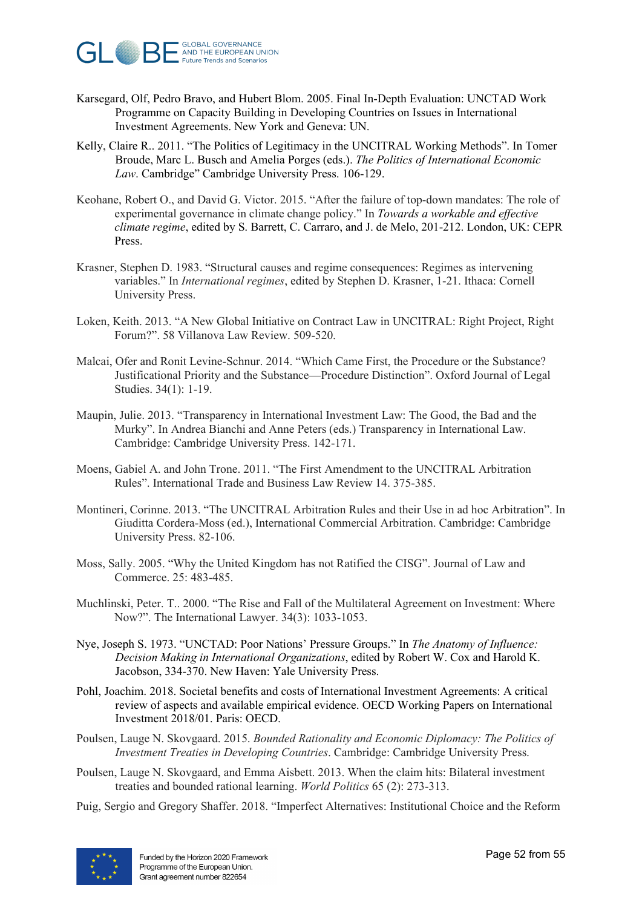Karsegard, Olf, Pedro Bravo, and Hubert Blom. 2005. Final In-Depth Evaluation: UNCTAD Work Programme on Capacity Building in Developing Countries on Issues in International Investment Agreements. New York and Geneva: UN.

Kelly, Claire R.. 2011. "The Politics of Legitimacy in the UNCITRAL Working Methods". In Tomer Broude, Marc L. Busch and Amelia Porges (eds.). *The Politics of International Economic Law*. Cambridge" Cambridge University Press. 106-129.

Keohane, Robert O., and David G. Victor. 2015. "After the failure of top-down mandates: The role of experimental governance in climate change policy." In *Towards a workable and effective climate regime*, edited by S. Barrett, C. Carraro, and J. de Melo, 201-212. London, UK: CEPR Press.

Krasner, Stephen D. 1983. "Structural causes and regime consequences: Regimes as intervening variables." In *International regimes*, edited by Stephen D. Krasner, 1-21. Ithaca: Cornell University Press.

Loken, Keith. 2013. "A New Global Initiative on Contract Law in UNCITRAL: Right Project, Right Forum?". 58 Villanova Law Review. 509-520.

Malcai, Ofer and Ronit Levine-Schnur. 2014. "Which Came First, the Procedure or the Substance? Justificational Priority and the Substance—Procedure Distinction". Oxford Journal of Legal Studies. 34(1): 1-19.

Maupin, Julie. 2013. "Transparency in International Investment Law: The Good, the Bad and the Murky". In Andrea Bianchi and Anne Peters (eds.) Transparency in International Law. Cambridge: Cambridge University Press. 142-171.

Moens, Gabiel A. and John Trone. 2011. "The First Amendment to the UNCITRAL Arbitration Rules". International Trade and Business Law Review 14. 375-385.

Montineri, Corinne. 2013. "The UNCITRAL Arbitration Rules and their Use in ad hoc Arbitration". In Giuditta Cordera-Moss (ed.), International Commercial Arbitration. Cambridge: Cambridge University Press. 82-106.

Moss, Sally. 2005. "Why the United Kingdom has not Ratified the CISG". Journal of Law and Commerce. 25: 483-485.

Muchlinski, Peter. T.. 2000. "The Rise and Fall of the Multilateral Agreement on Investment: Where Now?". The International Lawyer. 34(3): 1033-1053.

Nye, Joseph S. 1973. "UNCTAD: Poor Nations' Pressure Groups." In *The Anatomy of Influence: Decision Making in International Organizations*, edited by Robert W. Cox and Harold K. Jacobson, 334-370. New Haven: Yale University Press.

Pohl, Joachim. 2018. Societal benefits and costs of International Investment Agreements: A critical review of aspects and available empirical evidence. OECD Working Papers on International Investment 2018/01. Paris: OECD.

Poulsen, Lauge N. Skovgaard. 2015. *Bounded Rationality and Economic Diplomacy: The Politics of Investment Treaties in Developing Countries*. Cambridge: Cambridge University Press.

Poulsen, Lauge N. Skovgaard, and Emma Aisbett. 2013. When the claim hits: Bilateral investment treaties and bounded rational learning. *World Politics* 65 (2): 273-313.

Puig, Sergio and Gregory Shaffer. 2018. "Imperfect Alternatives: Institutional Choice and the Reform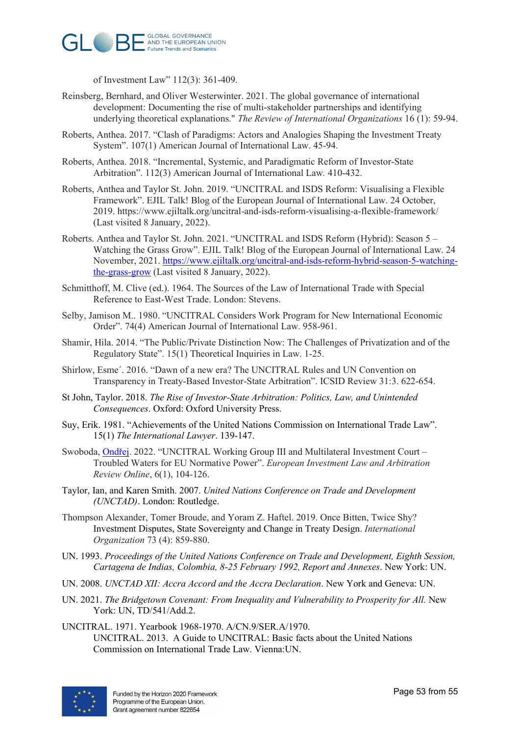of Investment Law" 112(3): 361-409.

Reinsberg, Bernhard, and Oliver Westerwinter. 2021. The global governance of international development: Documenting the rise of multi-stakeholder partnerships and identifying underlying theoretical explanations." *The Review of International Organizations* 16 (1): 59-94.

Roberts, Anthea. 2017. "Clash of Paradigms: Actors and Analogies Shaping the Investment Treaty System". 107(1) American Journal of International Law. 45-94.

Roberts, Anthea. 2018. "Incremental, Systemic, and Paradigmatic Reform of Investor-State Arbitration". 112(3) American Journal of International Law. 410-432.

Roberts, Anthea and Taylor St. John. 2019. "UNCITRAL and ISDS Reform: Visualising a Flexible Framework". EJIL Talk! Blog of the European Journal of International Law. 24 October, 2019. https://www.ejiltalk.org/uncitral-and-isds-reform-visualising-a-flexible-framework/ (Last visited 8 January, 2022).

Roberts. Anthea and Taylor St. John. 2021. "UNCITRAL and ISDS Reform (Hybrid): Season 5 – Watching the Grass Grow". EJIL Talk! Blog of the European Journal of International Law. 24 November, 2021. https://www.ejiltalk.org/uncitral-and-isds-reform-hybrid-season-5-watching-the-grass-grow (Last visited 8 January, 2022).

Schmitthoff, M. Clive (ed.). 1964. The Sources of the Law of International Trade with Special Reference to East-West Trade. London: Stevens.

Selby, Jamison M.. 1980. "UNCITRAL Considers Work Program for New International Economic Order". 74(4) American Journal of International Law. 958-961.

Shamir, Hila. 2014. "The Public/Private Distinction Now: The Challenges of Privatization and of the Regulatory State". 15(1) Theoretical Inquiries in Law. 1-25.

Shirlow, Esme´. 2016. "Dawn of a new era? The UNCITRAL Rules and UN Convention on Transparency in Treaty-Based Investor-State Arbitration". ICSID Review 31:3. 622-654.

St John, Taylor. 2018. *The Rise of Investor-State Arbitration: Politics, Law, and Unintended Consequences*. Oxford: Oxford University Press.

Suy, Erik. 1981. "Achievements of the United Nations Commission on International Trade Law". 15(1) *The International Lawyer*. 139-147.

Swoboda, Ondřej. 2022. "UNCITRAL Working Group III and Multilateral Investment Court – Troubled Waters for EU Normative Power". *European Investment Law and Arbitration Review Online*, 6(1), 104-126.

Taylor, Ian, and Karen Smith. 2007. *United Nations Conference on Trade and Development (UNCTAD)*. London: Routledge.

Thompson Alexander, Tomer Broude, and Yoram Z. Haftel. 2019. Once Bitten, Twice Shy? Investment Disputes, State Sovereignty and Change in Treaty Design. *International Organization* 73 (4): 859-880.

UN. 1993. *Proceedings of the United Nations Conference on Trade and Development, Eighth Session, Cartagena de Indias, Colombia, 8-25 February 1992, Report and Annexes*. New York: UN.

UN. 2008. *UNCTAD XII: Accra Accord and the Accra Declaration*. New York and Geneva: UN.

UN. 2021. *The Bridgetown Covenant: From Inequality and Vulnerability to Prosperity for All.* New York: UN, TD/541/Add.2.

UNCITRAL. 1971. Yearbook 1968-1970. A/CN.9/SER.A/1970.
UNCITRAL. 2013. A Guide to UNCITRAL: Basic facts about the United Nations Commission on International Trade Law. Vienna:UN.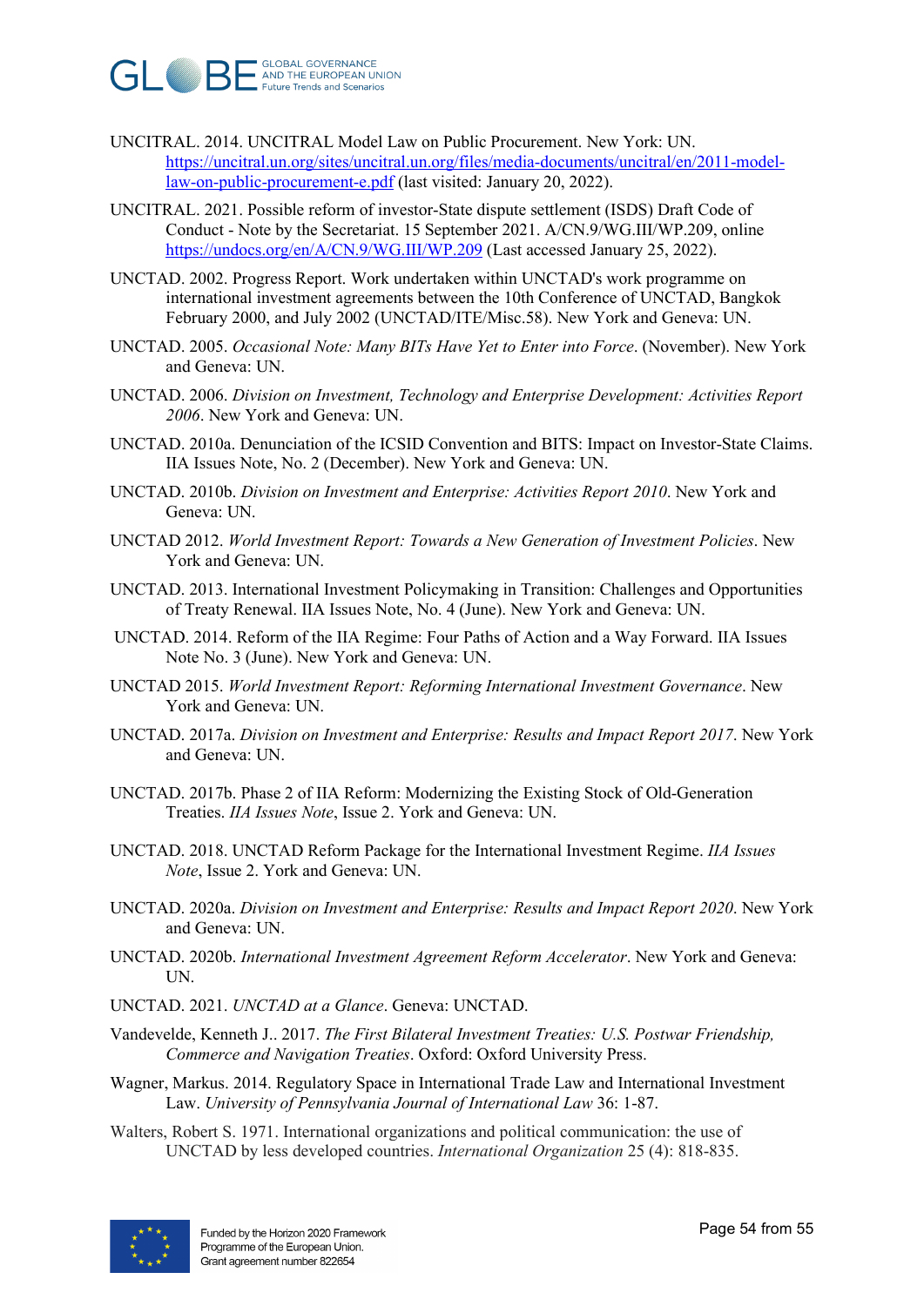UNCITRAL. 2014. UNCITRAL Model Law on Public Procurement. New York: UN. [https://uncitral.un.org/sites/uncitral.un.org/files/media-documents/uncitral/en/2011-model-law-on-public-procurement-e.pdf](https://uncitral.un.org/sites/uncitral.un.org/files/media-documents/uncitral/en/2011-model-law-on-public-procurement-e.pdf) (last visited: January 20, 2022).

UNCITRAL. 2021. Possible reform of investor-State dispute settlement (ISDS) Draft Code of Conduct - Note by the Secretariat. 15 September 2021. A/CN.9/WG.III/WP.209, online [https://undocs.org/en/A/CN.9/WG.III/WP.209](https://undocs.org/en/A/CN.9/WG.III/WP.209) (Last accessed January 25, 2022).

UNCTAD. 2002. Progress Report. Work undertaken within UNCTAD's work programme on international investment agreements between the 10th Conference of UNCTAD, Bangkok February 2000, and July 2002 (UNCTAD/ITE/Misc.58). New York and Geneva: UN.

UNCTAD. 2005. *Occasional Note: Many BITs Have Yet to Enter into Force*. (November). New York and Geneva: UN.

UNCTAD. 2006. *Division on Investment, Technology and Enterprise Development: Activities Report 2006*. New York and Geneva: UN.

UNCTAD. 2010a. Denunciation of the ICSID Convention and BITS: Impact on Investor-State Claims. IIA Issues Note, No. 2 (December). New York and Geneva: UN.

UNCTAD. 2010b. *Division on Investment and Enterprise: Activities Report 2010*. New York and Geneva: UN.

UNCTAD 2012. *World Investment Report: Towards a New Generation of Investment Policies*. New York and Geneva: UN.

UNCTAD. 2013. International Investment Policymaking in Transition: Challenges and Opportunities of Treaty Renewal. IIA Issues Note, No. 4 (June). New York and Geneva: UN.

UNCTAD. 2014. Reform of the IIA Regime: Four Paths of Action and a Way Forward. IIA Issues Note No. 3 (June). New York and Geneva: UN.

UNCTAD 2015. *World Investment Report: Reforming International Investment Governance*. New York and Geneva: UN.

UNCTAD. 2017a. *Division on Investment and Enterprise: Results and Impact Report 2017*. New York and Geneva: UN.

UNCTAD. 2017b. Phase 2 of IIA Reform: Modernizing the Existing Stock of Old-Generation Treaties. *IIA Issues Note*, Issue 2. York and Geneva: UN.

UNCTAD. 2018. UNCTAD Reform Package for the International Investment Regime. *IIA Issues Note*, Issue 2. York and Geneva: UN.

UNCTAD. 2020a. *Division on Investment and Enterprise: Results and Impact Report 2020*. New York and Geneva: UN.

UNCTAD. 2020b. *International Investment Agreement Reform Accelerator*. New York and Geneva: UN.

UNCTAD. 2021. *UNCTAD at a Glance*. Geneva: UNCTAD.

Vandevelde, Kenneth J.. 2017. *The First Bilateral Investment Treaties: U.S. Postwar Friendship, Commerce and Navigation Treaties*. Oxford: Oxford University Press.

Wagner, Markus. 2014. Regulatory Space in International Trade Law and International Investment Law. *University of Pennsylvania Journal of International Law* 36: 1-87.

Walters, Robert S. 1971. International organizations and political communication: the use of UNCTAD by less developed countries. *International Organization* 25 (4): 818-835.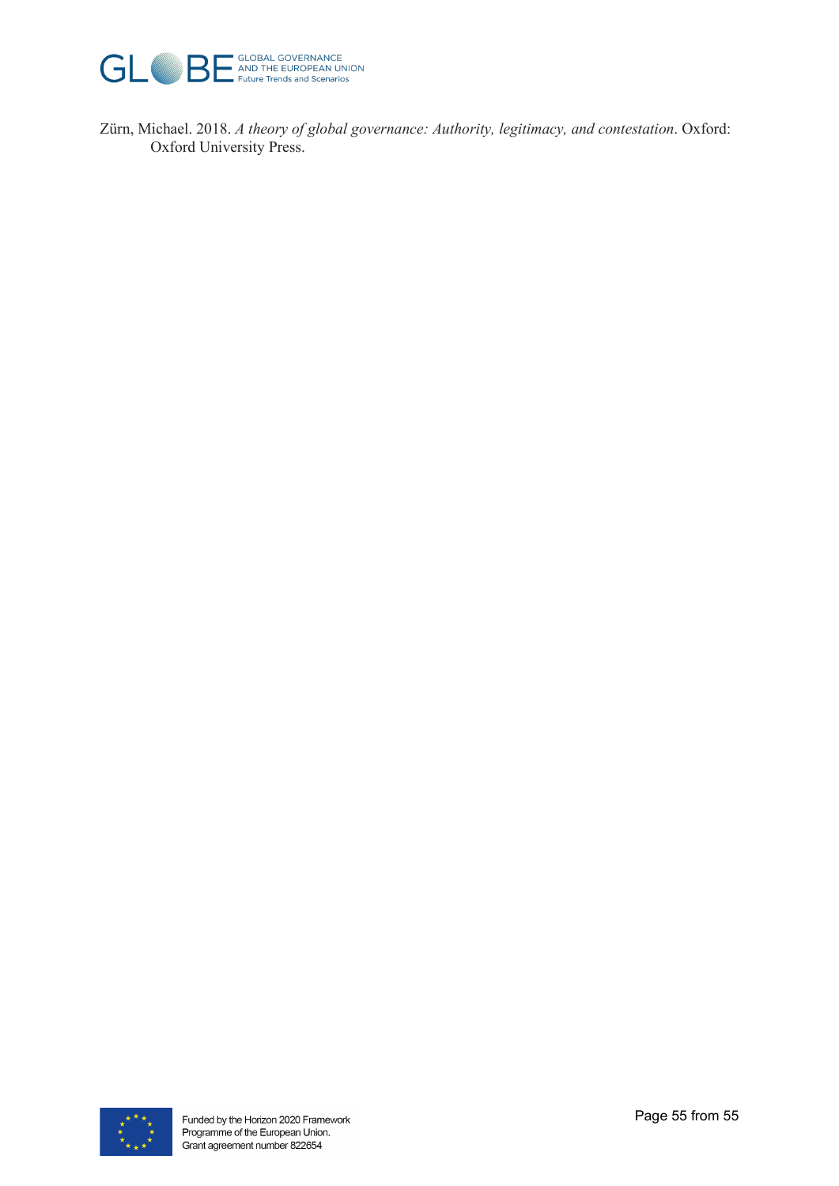Zürn, Michael. 2018. *A theory of global governance: Authority, legitimacy, and contestation*. Oxford: Oxford University Press.